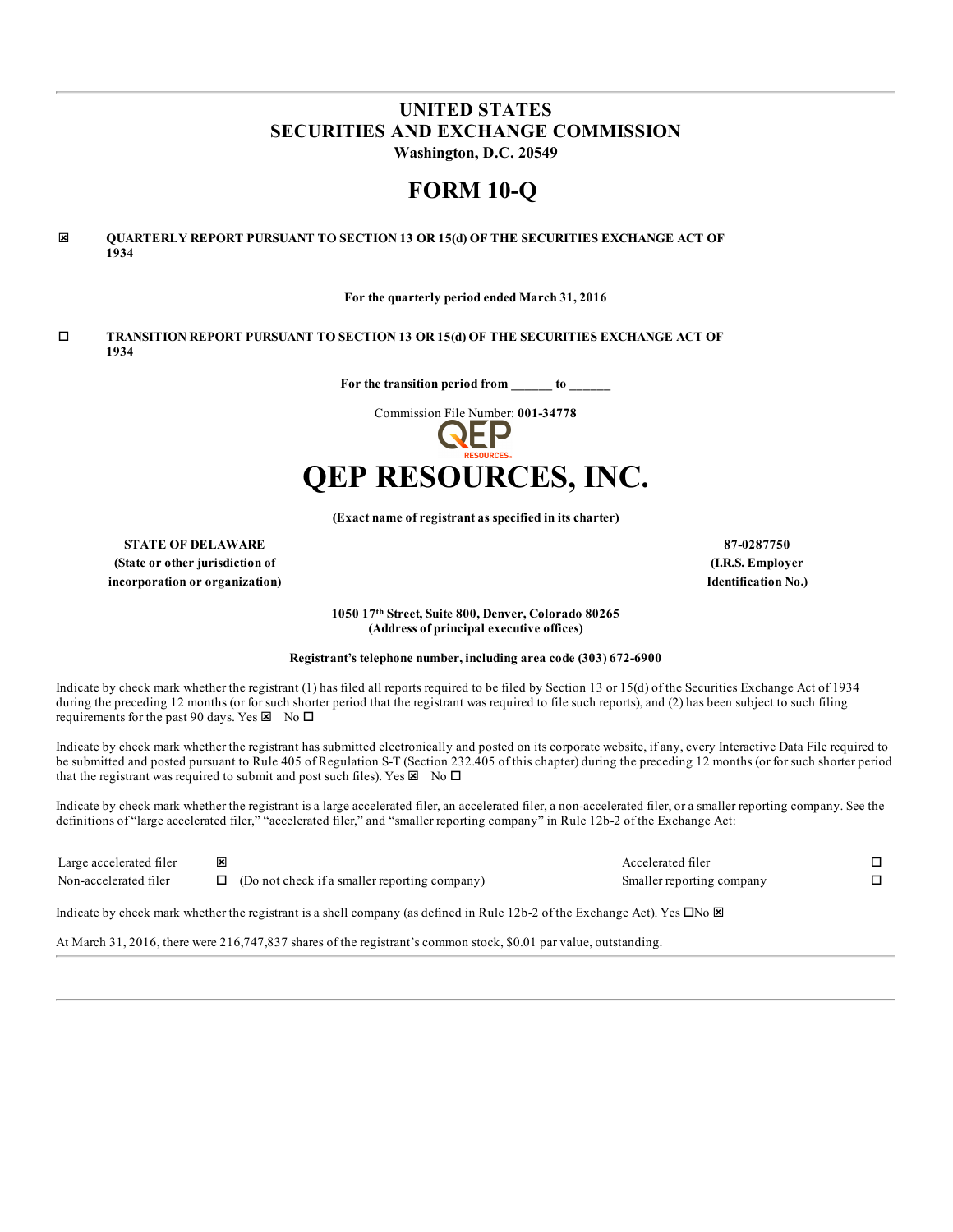# UNITED STATES
# SECURITIES AND EXCHANGE COMMISSION
**Washington, D.C. 20549**

# FORM 10-Q

☒ **QUARTERLY REPORT PURSUANT TO SECTION 13 OR 15(d) OF THE SECURITIES EXCHANGE ACT OF 1934**

**For the quarterly period ended March 31, 2016**

☐ **TRANSITION REPORT PURSUANT TO SECTION 13 OR 15(d) OF THE SECURITIES EXCHANGE ACT OF 1934**

**For the transition period from ______ to ______**

Commission File Number: **001-34778**

# QEP RESOURCES, INC.

**(Exact name of registrant as specified in its charter)**

| **STATE OF DELAWARE** | **87-0287750** |
|---|---|
| **(State or other jurisdiction of incorporation or organization)** | **(I.R.S. Employer Identification No.)** |

**1050 17th Street, Suite 800, Denver, Colorado 80265**
**(Address of principal executive offices)**

**Registrant's telephone number, including area code (303) 672-6900**

Indicate by check mark whether the registrant (1) has filed all reports required to be filed by Section 13 or 15(d) of the Securities Exchange Act of 1934 during the preceding 12 months (or for such shorter period that the registrant was required to file such reports), and (2) has been subject to such filing requirements for the past 90 days. Yes ☒ No ☐

Indicate by check mark whether the registrant has submitted electronically and posted on its corporate website, if any, every Interactive Data File required to be submitted and posted pursuant to Rule 405 of Regulation S-T (Section 232.405 of this chapter) during the preceding 12 months (or for such shorter period that the registrant was required to submit and post such files). Yes ☒ No ☐

Indicate by check mark whether the registrant is a large accelerated filer, an accelerated filer, a non-accelerated filer, or a smaller reporting company. See the definitions of "large accelerated filer," "accelerated filer," and "smaller reporting company" in Rule 12b-2 of the Exchange Act:

| | | | |
|---|---|---|---|
| Large accelerated filer | ☒ | Accelerated filer | ☐ |
| Non-accelerated filer | ☐ (Do not check if a smaller reporting company) | Smaller reporting company | ☐ |

Indicate by check mark whether the registrant is a shell company (as defined in Rule 12b-2 of the Exchange Act). Yes ☐No ☒

At March 31, 2016, there were 216,747,837 shares of the registrant's common stock, $0.01 par value, outstanding.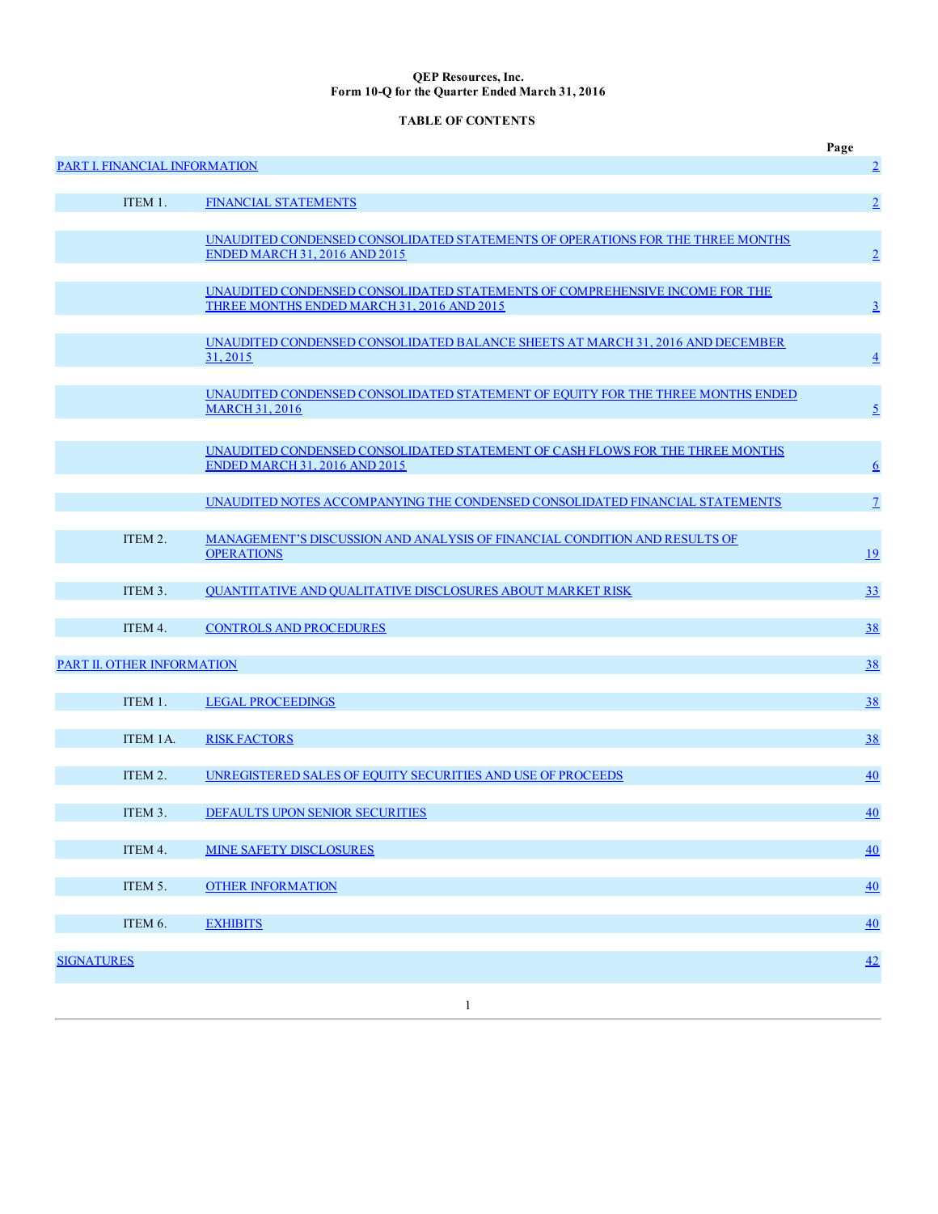**QEP Resources, Inc.**
**Form 10-Q for the Quarter Ended March 31, 2016**

**TABLE OF CONTENTS**

| | | | Page |
|---|---|---|---|
| PART I. FINANCIAL INFORMATION | | | 2 |
| | ITEM 1. | FINANCIAL STATEMENTS | 2 |
| | | UNAUDITED CONDENSED CONSOLIDATED STATEMENTS OF OPERATIONS FOR THE THREE MONTHS ENDED MARCH 31, 2016 AND 2015 | 2 |
| | | UNAUDITED CONDENSED CONSOLIDATED STATEMENTS OF COMPREHENSIVE INCOME FOR THE THREE MONTHS ENDED MARCH 31, 2016 AND 2015 | 3 |
| | | UNAUDITED CONDENSED CONSOLIDATED BALANCE SHEETS AT MARCH 31, 2016 AND DECEMBER 31, 2015 | 4 |
| | | UNAUDITED CONDENSED CONSOLIDATED STATEMENT OF EQUITY FOR THE THREE MONTHS ENDED MARCH 31, 2016 | 5 |
| | | UNAUDITED CONDENSED CONSOLIDATED STATEMENT OF CASH FLOWS FOR THE THREE MONTHS ENDED MARCH 31, 2016 AND 2015 | 6 |
| | | UNAUDITED NOTES ACCOMPANYING THE CONDENSED CONSOLIDATED FINANCIAL STATEMENTS | 7 |
| | ITEM 2. | MANAGEMENT'S DISCUSSION AND ANALYSIS OF FINANCIAL CONDITION AND RESULTS OF OPERATIONS | 19 |
| | ITEM 3. | QUANTITATIVE AND QUALITATIVE DISCLOSURES ABOUT MARKET RISK | 33 |
| | ITEM 4. | CONTROLS AND PROCEDURES | 38 |
| PART II. OTHER INFORMATION | | | 38 |
| | ITEM 1. | LEGAL PROCEEDINGS | 38 |
| | ITEM 1A. | RISK FACTORS | 38 |
| | ITEM 2. | UNREGISTERED SALES OF EQUITY SECURITIES AND USE OF PROCEEDS | 40 |
| | ITEM 3. | DEFAULTS UPON SENIOR SECURITIES | 40 |
| | ITEM 4. | MINE SAFETY DISCLOSURES | 40 |
| | ITEM 5. | OTHER INFORMATION | 40 |
| | ITEM 6. | EXHIBITS | 40 |
| SIGNATURES | | | 42 |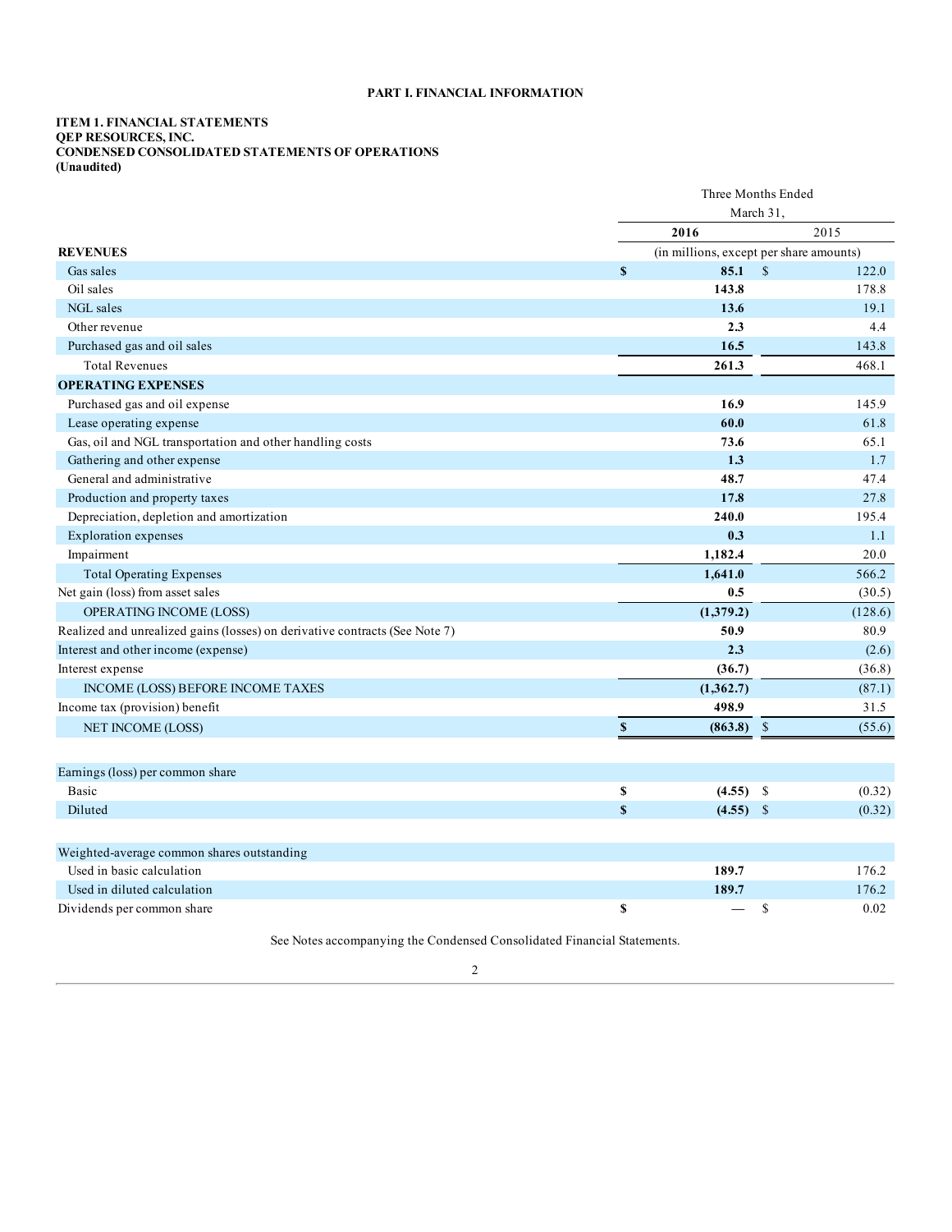# PART I. FINANCIAL INFORMATION

**ITEM 1. FINANCIAL STATEMENTS**
**QEP RESOURCES, INC.**
**CONDENSED CONSOLIDATED STATEMENTS OF OPERATIONS**
**(Unaudited)**

| | Three Months Ended March 31, | |
|---|---|---|
| | **2016** | 2015 |
| **REVENUES** | (in millions, except per share amounts) | |
| Gas sales | **$ 85.1** | $ 122.0 |
| Oil sales | **143.8** | 178.8 |
| NGL sales | **13.6** | 19.1 |
| Other revenue | **2.3** | 4.4 |
| Purchased gas and oil sales | **16.5** | 143.8 |
| Total Revenues | **261.3** | 468.1 |
| **OPERATING EXPENSES** | | |
| Purchased gas and oil expense | **16.9** | 145.9 |
| Lease operating expense | **60.0** | 61.8 |
| Gas, oil and NGL transportation and other handling costs | **73.6** | 65.1 |
| Gathering and other expense | **1.3** | 1.7 |
| General and administrative | **48.7** | 47.4 |
| Production and property taxes | **17.8** | 27.8 |
| Depreciation, depletion and amortization | **240.0** | 195.4 |
| Exploration expenses | **0.3** | 1.1 |
| Impairment | **1,182.4** | 20.0 |
| Total Operating Expenses | **1,641.0** | 566.2 |
| Net gain (loss) from asset sales | **0.5** | (30.5) |
| OPERATING INCOME (LOSS) | **(1,379.2)** | (128.6) |
| Realized and unrealized gains (losses) on derivative contracts (See Note 7) | **50.9** | 80.9 |
| Interest and other income (expense) | **2.3** | (2.6) |
| Interest expense | **(36.7)** | (36.8) |
| INCOME (LOSS) BEFORE INCOME TAXES | **(1,362.7)** | (87.1) |
| Income tax (provision) benefit | **498.9** | 31.5 |
| NET INCOME (LOSS) | **$ (863.8)** | $ (55.6) |
| | | |
| Earnings (loss) per common share | | |
| Basic | **$ (4.55)** | $ (0.32) |
| Diluted | **$ (4.55)** | $ (0.32) |
| | | |
| Weighted-average common shares outstanding | | |
| Used in basic calculation | **189.7** | 176.2 |
| Used in diluted calculation | **189.7** | 176.2 |
| Dividends per common share | **$ —** | $ 0.02 |

See Notes accompanying the Condensed Consolidated Financial Statements.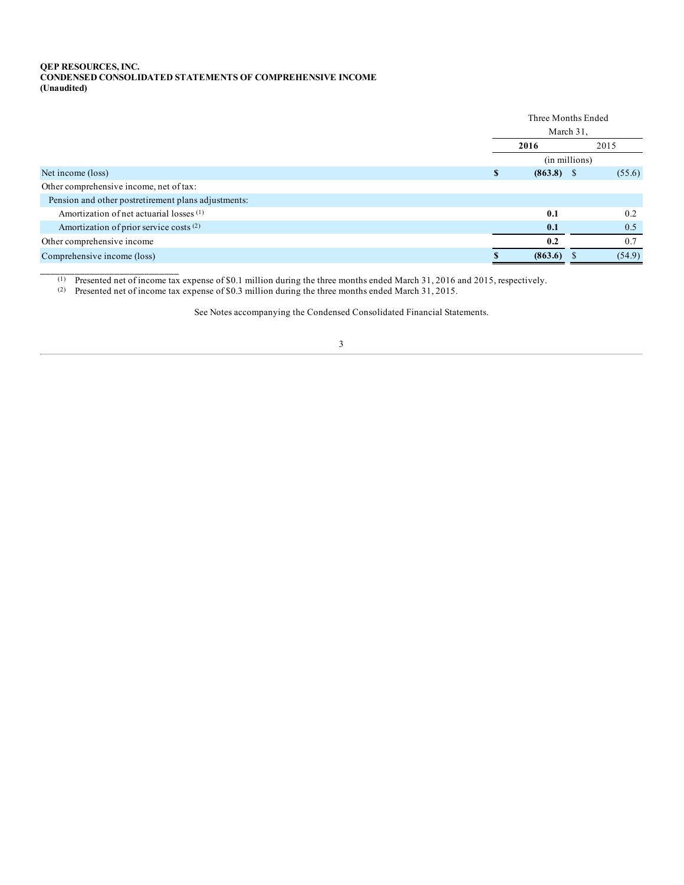**QEP RESOURCES, INC.**
**CONDENSED CONSOLIDATED STATEMENTS OF COMPREHENSIVE INCOME**
**(Unaudited)**

| | Three Months Ended March 31, | |
|---|---|---|
| | **2016** | 2015 |
| | (in millions) | |
| Net income (loss) | **$ (863.8)** | $ (55.6) |
| Other comprehensive income, net of tax: | | |
| Pension and other postretirement plans adjustments: | | |
| Amortization of net actuarial losses [1] | **0.1** | 0.2 |
| Amortization of prior service costs [2] | **0.1** | 0.5 |
| Other comprehensive income | **0.2** | 0.7 |
| Comprehensive income (loss) | **$ (863.6)** | $ (54.9) |

---

[1] Presented net of income tax expense of $0.1 million during the three months ended March 31, 2016 and 2015, respectively.
[2] Presented net of income tax expense of $0.3 million during the three months ended March 31, 2015.

See Notes accompanying the Condensed Consolidated Financial Statements.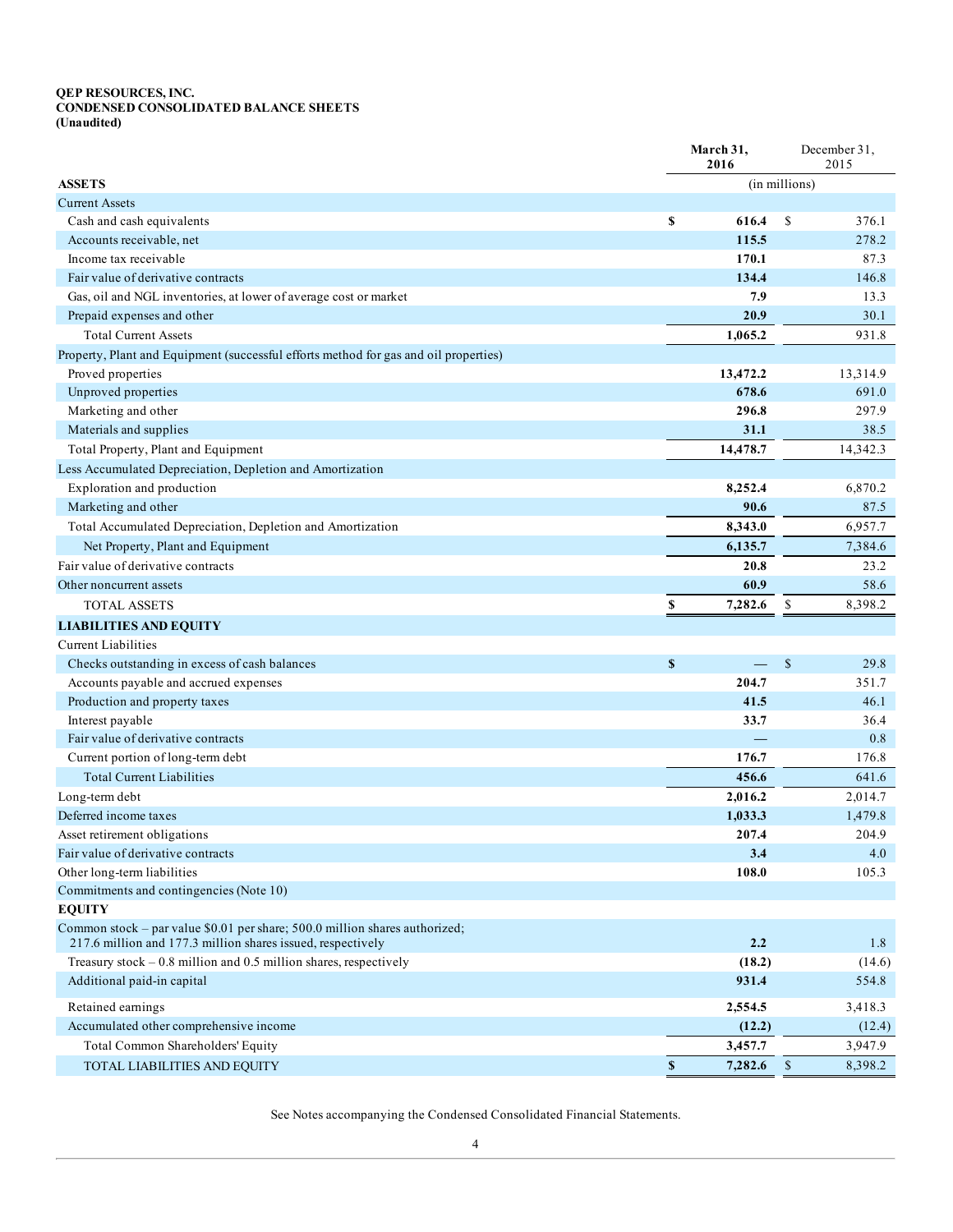**QEP RESOURCES, INC.**
**CONDENSED CONSOLIDATED BALANCE SHEETS**
**(Unaudited)**

| | March 31, 2016 | December 31, 2015 |
|---|---|---|
| **ASSETS** | (in millions) | |
| Current Assets | | |
| Cash and cash equivalents | $ 616.4 | $ 376.1 |
| Accounts receivable, net | 115.5 | 278.2 |
| Income tax receivable | 170.1 | 87.3 |
| Fair value of derivative contracts | 134.4 | 146.8 |
| Gas, oil and NGL inventories, at lower of average cost or market | 7.9 | 13.3 |
| Prepaid expenses and other | 20.9 | 30.1 |
| Total Current Assets | 1,065.2 | 931.8 |
| Property, Plant and Equipment (successful efforts method for gas and oil properties) | | |
| Proved properties | 13,472.2 | 13,314.9 |
| Unproved properties | 678.6 | 691.0 |
| Marketing and other | 296.8 | 297.9 |
| Materials and supplies | 31.1 | 38.5 |
| Total Property, Plant and Equipment | 14,478.7 | 14,342.3 |
| Less Accumulated Depreciation, Depletion and Amortization | | |
| Exploration and production | 8,252.4 | 6,870.2 |
| Marketing and other | 90.6 | 87.5 |
| Total Accumulated Depreciation, Depletion and Amortization | 8,343.0 | 6,957.7 |
| Net Property, Plant and Equipment | 6,135.7 | 7,384.6 |
| Fair value of derivative contracts | 20.8 | 23.2 |
| Other noncurrent assets | 60.9 | 58.6 |
| TOTAL ASSETS | $ 7,282.6 | $ 8,398.2 |
| **LIABILITIES AND EQUITY** | | |
| Current Liabilities | | |
| Checks outstanding in excess of cash balances | $ — | $ 29.8 |
| Accounts payable and accrued expenses | 204.7 | 351.7 |
| Production and property taxes | 41.5 | 46.1 |
| Interest payable | 33.7 | 36.4 |
| Fair value of derivative contracts | — | 0.8 |
| Current portion of long-term debt | 176.7 | 176.8 |
| Total Current Liabilities | 456.6 | 641.6 |
| Long-term debt | 2,016.2 | 2,014.7 |
| Deferred income taxes | 1,033.3 | 1,479.8 |
| Asset retirement obligations | 207.4 | 204.9 |
| Fair value of derivative contracts | 3.4 | 4.0 |
| Other long-term liabilities | 108.0 | 105.3 |
| Commitments and contingencies (Note 10) | | |
| **EQUITY** | | |
| Common stock – par value $0.01 per share; 500.0 million shares authorized; 217.6 million and 177.3 million shares issued, respectively | 2.2 | 1.8 |
| Treasury stock – 0.8 million and 0.5 million shares, respectively | (18.2) | (14.6) |
| Additional paid-in capital | 931.4 | 554.8 |
| Retained earnings | 2,554.5 | 3,418.3 |
| Accumulated other comprehensive income | (12.2) | (12.4) |
| Total Common Shareholders' Equity | 3,457.7 | 3,947.9 |
| TOTAL LIABILITIES AND EQUITY | $ 7,282.6 | $ 8,398.2 |

See Notes accompanying the Condensed Consolidated Financial Statements.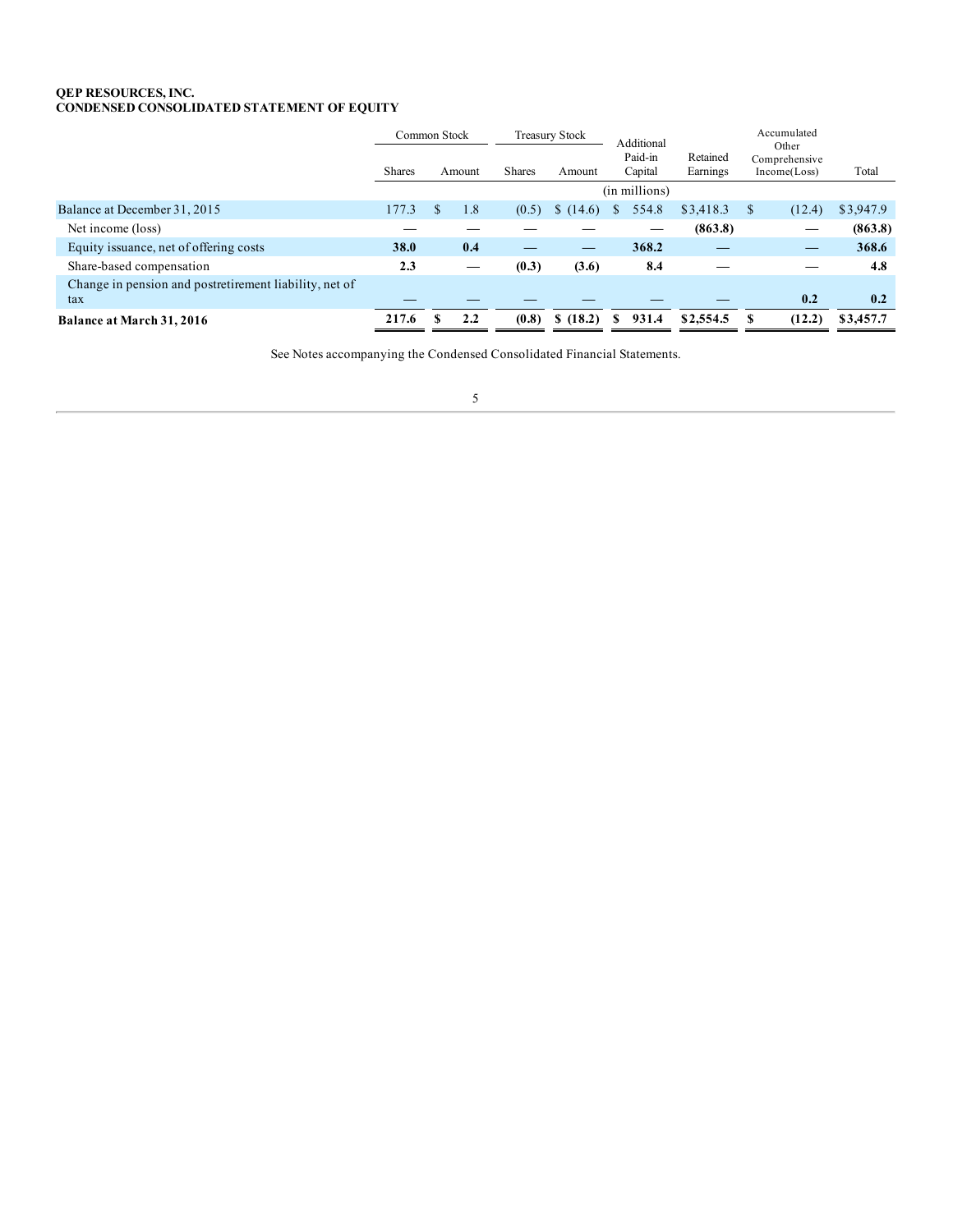**QEP RESOURCES, INC.**
**CONDENSED CONSOLIDATED STATEMENT OF EQUITY**

| | Common Stock | | Treasury Stock | | Additional Paid-in Capital | Retained Earnings | Accumulated Other Comprehensive Income(Loss) | Total |
|---|---|---|---|---|---|---|---|---|
| | Shares | Amount | Shares | Amount | | | | |
| | | | | | (in millions) | | | |
| Balance at December 31, 2015 | 177.3 | $ 1.8 | (0.5) | $ (14.6) | $ 554.8 | $3,418.3 | $ (12.4) | $3,947.9 |
| Net income (loss) | — | — | — | — | — | **(863.8)** | — | **(863.8)** |
| Equity issuance, net of offering costs | **38.0** | **0.4** | — | — | **368.2** | — | — | **368.6** |
| Share-based compensation | **2.3** | — | **(0.3)** | **(3.6)** | **8.4** | — | — | **4.8** |
| Change in pension and postretirement liability, net of tax | — | — | — | — | — | — | **0.2** | **0.2** |
| **Balance at March 31, 2016** | **217.6** | **$ 2.2** | **(0.8)** | **$ (18.2)** | **$ 931.4** | **$2,554.5** | **$ (12.2)** | **$3,457.7** |

See Notes accompanying the Condensed Consolidated Financial Statements.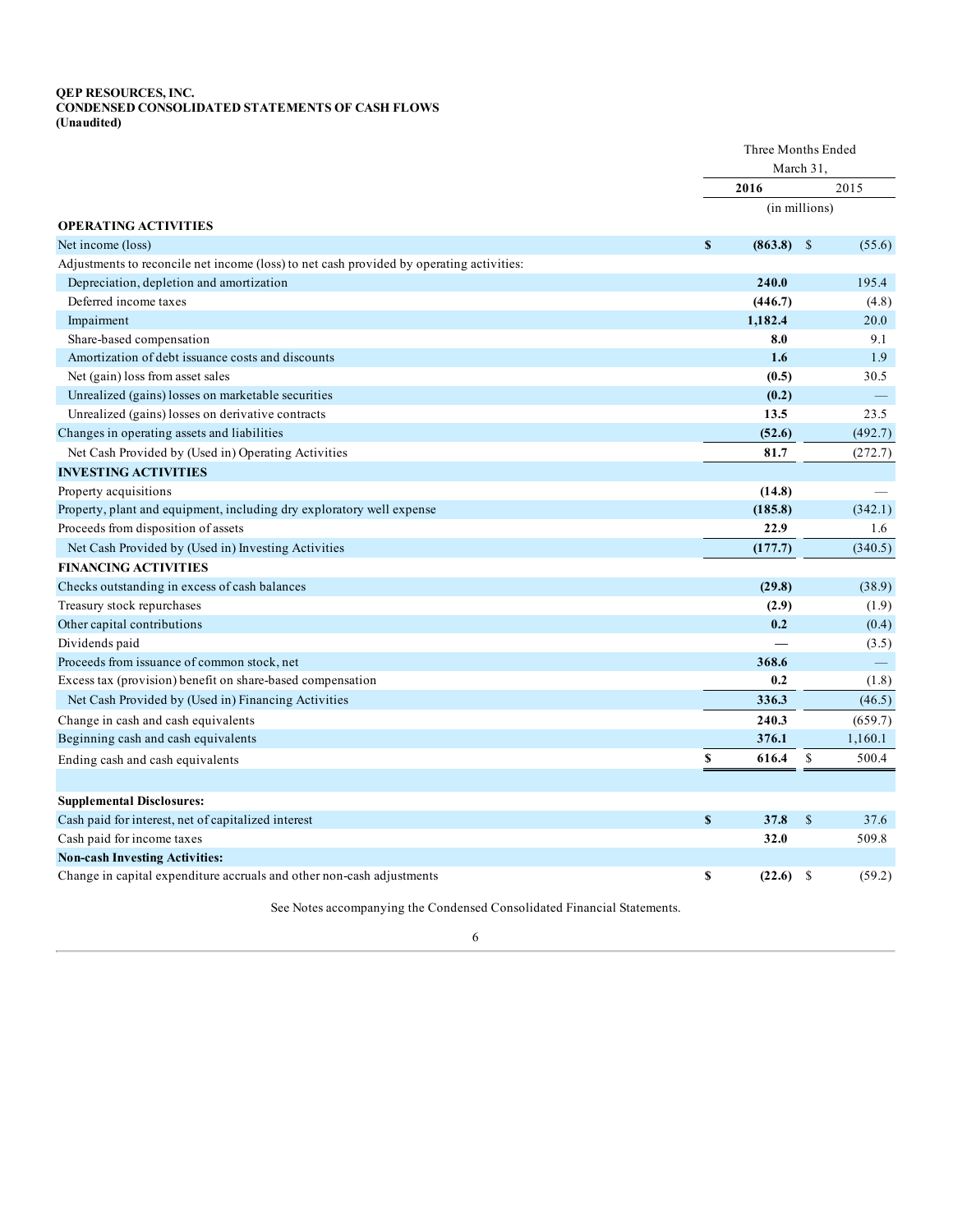**QEP RESOURCES, INC.**
**CONDENSED CONSOLIDATED STATEMENTS OF CASH FLOWS**
**(Unaudited)**

| | Three Months Ended March 31, | |
|---|---|---|
| | **2016** | 2015 |
| | (in millions) | |
| **OPERATING ACTIVITIES** | | |
| Net income (loss) | **$ (863.8)** | $ (55.6) |
| Adjustments to reconcile net income (loss) to net cash provided by operating activities: | | |
| Depreciation, depletion and amortization | **240.0** | 195.4 |
| Deferred income taxes | **(446.7)** | (4.8) |
| Impairment | **1,182.4** | 20.0 |
| Share-based compensation | **8.0** | 9.1 |
| Amortization of debt issuance costs and discounts | **1.6** | 1.9 |
| Net (gain) loss from asset sales | **(0.5)** | 30.5 |
| Unrealized (gains) losses on marketable securities | **(0.2)** | — |
| Unrealized (gains) losses on derivative contracts | **13.5** | 23.5 |
| Changes in operating assets and liabilities | **(52.6)** | (492.7) |
| Net Cash Provided by (Used in) Operating Activities | **81.7** | (272.7) |
| **INVESTING ACTIVITIES** | | |
| Property acquisitions | **(14.8)** | — |
| Property, plant and equipment, including dry exploratory well expense | **(185.8)** | (342.1) |
| Proceeds from disposition of assets | **22.9** | 1.6 |
| Net Cash Provided by (Used in) Investing Activities | **(177.7)** | (340.5) |
| **FINANCING ACTIVITIES** | | |
| Checks outstanding in excess of cash balances | **(29.8)** | (38.9) |
| Treasury stock repurchases | **(2.9)** | (1.9) |
| Other capital contributions | **0.2** | (0.4) |
| Dividends paid | **—** | (3.5) |
| Proceeds from issuance of common stock, net | **368.6** | — |
| Excess tax (provision) benefit on share-based compensation | **0.2** | (1.8) |
| Net Cash Provided by (Used in) Financing Activities | **336.3** | (46.5) |
| Change in cash and cash equivalents | **240.3** | (659.7) |
| Beginning cash and cash equivalents | **376.1** | 1,160.1 |
| Ending cash and cash equivalents | **$ 616.4** | $ 500.4 |
| | | |
| **Supplemental Disclosures:** | | |
| Cash paid for interest, net of capitalized interest | **$ 37.8** | $ 37.6 |
| Cash paid for income taxes | **32.0** | 509.8 |
| **Non-cash Investing Activities:** | | |
| Change in capital expenditure accruals and other non-cash adjustments | **$ (22.6)** | $ (59.2) |

See Notes accompanying the Condensed Consolidated Financial Statements.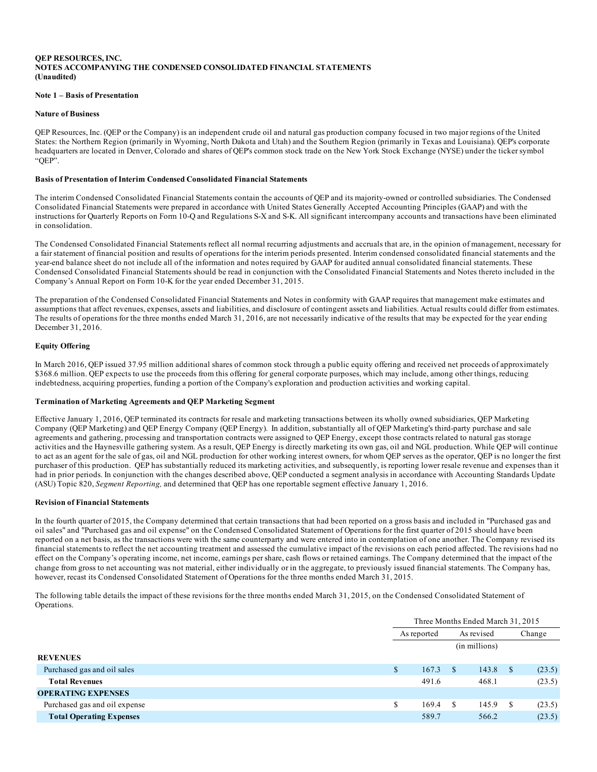**QEP RESOURCES, INC.**
**NOTES ACCOMPANYING THE CONDENSED CONSOLIDATED FINANCIAL STATEMENTS**
**(Unaudited)**

**Note 1 – Basis of Presentation**

**Nature of Business**

QEP Resources, Inc. (QEP or the Company) is an independent crude oil and natural gas production company focused in two major regions of the United States: the Northern Region (primarily in Wyoming, North Dakota and Utah) and the Southern Region (primarily in Texas and Louisiana). QEP's corporate headquarters are located in Denver, Colorado and shares of QEP's common stock trade on the New York Stock Exchange (NYSE) under the ticker symbol "QEP".

**Basis of Presentation of Interim Condensed Consolidated Financial Statements**

The interim Condensed Consolidated Financial Statements contain the accounts of QEP and its majority-owned or controlled subsidiaries. The Condensed Consolidated Financial Statements were prepared in accordance with United States Generally Accepted Accounting Principles (GAAP) and with the instructions for Quarterly Reports on Form 10-Q and Regulations S-X and S-K. All significant intercompany accounts and transactions have been eliminated in consolidation.

The Condensed Consolidated Financial Statements reflect all normal recurring adjustments and accruals that are, in the opinion of management, necessary for a fair statement of financial position and results of operations for the interim periods presented. Interim condensed consolidated financial statements and the year-end balance sheet do not include all of the information and notes required by GAAP for audited annual consolidated financial statements. These Condensed Consolidated Financial Statements should be read in conjunction with the Consolidated Financial Statements and Notes thereto included in the Company's Annual Report on Form 10-K for the year ended December 31, 2015.

The preparation of the Condensed Consolidated Financial Statements and Notes in conformity with GAAP requires that management make estimates and assumptions that affect revenues, expenses, assets and liabilities, and disclosure of contingent assets and liabilities. Actual results could differ from estimates. The results of operations for the three months ended March 31, 2016, are not necessarily indicative of the results that may be expected for the year ending December 31, 2016.

**Equity Offering**

In March 2016, QEP issued 37.95 million additional shares of common stock through a public equity offering and received net proceeds of approximately $368.6 million. QEP expects to use the proceeds from this offering for general corporate purposes, which may include, among other things, reducing indebtedness, acquiring properties, funding a portion of the Company's exploration and production activities and working capital.

**Termination of Marketing Agreements and QEP Marketing Segment**

Effective January 1, 2016, QEP terminated its contracts for resale and marketing transactions between its wholly owned subsidiaries, QEP Marketing Company (QEP Marketing) and QEP Energy Company (QEP Energy). In addition, substantially all of QEP Marketing's third-party purchase and sale agreements and gathering, processing and transportation contracts were assigned to QEP Energy, except those contracts related to natural gas storage activities and the Haynesville gathering system. As a result, QEP Energy is directly marketing its own gas, oil and NGL production. While QEP will continue to act as an agent for the sale of gas, oil and NGL production for other working interest owners, for whom QEP serves as the operator, QEP is no longer the first purchaser of this production. QEP has substantially reduced its marketing activities, and subsequently, is reporting lower resale revenue and expenses than it had in prior periods. In conjunction with the changes described above, QEP conducted a segment analysis in accordance with Accounting Standards Update (ASU) Topic 820, *Segment Reporting,* and determined that QEP has one reportable segment effective January 1, 2016.

**Revision of Financial Statements**

In the fourth quarter of 2015, the Company determined that certain transactions that had been reported on a gross basis and included in "Purchased gas and oil sales" and "Purchased gas and oil expense" on the Condensed Consolidated Statement of Operations for the first quarter of 2015 should have been reported on a net basis, as the transactions were with the same counterparty and were entered into in contemplation of one another. The Company revised its financial statements to reflect the net accounting treatment and assessed the cumulative impact of the revisions on each period affected. The revisions had no effect on the Company's operating income, net income, earnings per share, cash flows or retained earnings. The Company determined that the impact of the change from gross to net accounting was not material, either individually or in the aggregate, to previously issued financial statements. The Company has, however, recast its Condensed Consolidated Statement of Operations for the three months ended March 31, 2015.

The following table details the impact of these revisions for the three months ended March 31, 2015, on the Condensed Consolidated Statement of Operations.

| | Three Months Ended March 31, 2015 | | |
|---|---|---|---|
| | As reported | As revised | Change |
| | (in millions) | | |
| **REVENUES** | | | |
| Purchased gas and oil sales | $ 167.3 | $ 143.8 | $ (23.5) |
| **Total Revenues** | 491.6 | 468.1 | (23.5) |
| **OPERATING EXPENSES** | | | |
| Purchased gas and oil expense | $ 169.4 | $ 145.9 | $ (23.5) |
| **Total Operating Expenses** | 589.7 | 566.2 | (23.5) |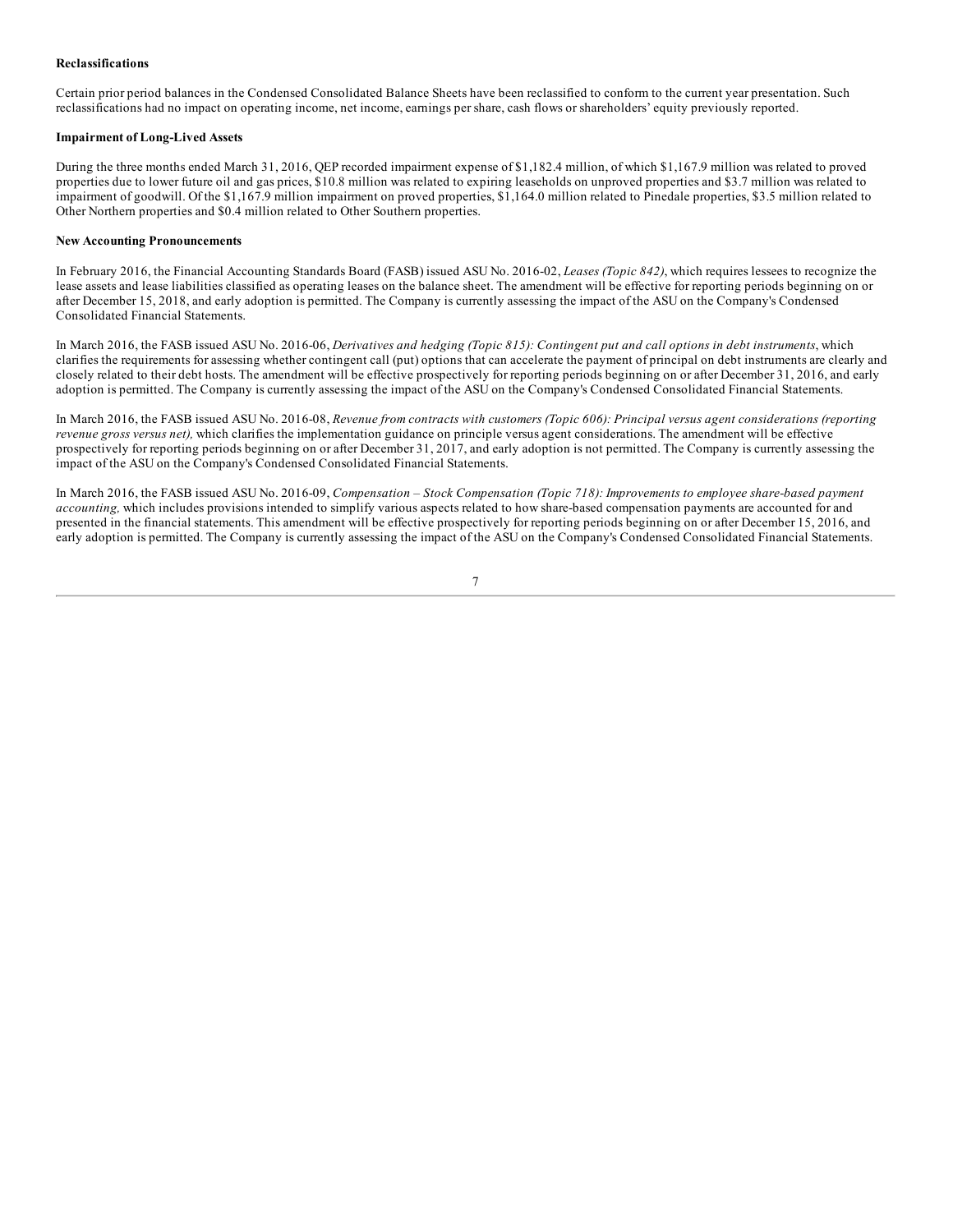**Reclassifications**

Certain prior period balances in the Condensed Consolidated Balance Sheets have been reclassified to conform to the current year presentation. Such reclassifications had no impact on operating income, net income, earnings per share, cash flows or shareholders' equity previously reported.

**Impairment of Long-Lived Assets**

During the three months ended March 31, 2016, QEP recorded impairment expense of $1,182.4 million, of which $1,167.9 million was related to proved properties due to lower future oil and gas prices, $10.8 million was related to expiring leaseholds on unproved properties and $3.7 million was related to impairment of goodwill. Of the $1,167.9 million impairment on proved properties, $1,164.0 million related to Pinedale properties, $3.5 million related to Other Northern properties and $0.4 million related to Other Southern properties.

**New Accounting Pronouncements**

In February 2016, the Financial Accounting Standards Board (FASB) issued ASU No. 2016-02, *Leases (Topic 842)*, which requires lessees to recognize the lease assets and lease liabilities classified as operating leases on the balance sheet. The amendment will be effective for reporting periods beginning on or after December 15, 2018, and early adoption is permitted. The Company is currently assessing the impact of the ASU on the Company's Condensed Consolidated Financial Statements.

In March 2016, the FASB issued ASU No. 2016-06, *Derivatives and hedging (Topic 815): Contingent put and call options in debt instruments*, which clarifies the requirements for assessing whether contingent call (put) options that can accelerate the payment of principal on debt instruments are clearly and closely related to their debt hosts. The amendment will be effective prospectively for reporting periods beginning on or after December 31, 2016, and early adoption is permitted. The Company is currently assessing the impact of the ASU on the Company's Condensed Consolidated Financial Statements.

In March 2016, the FASB issued ASU No. 2016-08, *Revenue from contracts with customers (Topic 606): Principal versus agent considerations (reporting revenue gross versus net),* which clarifies the implementation guidance on principle versus agent considerations. The amendment will be effective prospectively for reporting periods beginning on or after December 31, 2017, and early adoption is not permitted. The Company is currently assessing the impact of the ASU on the Company's Condensed Consolidated Financial Statements.

In March 2016, the FASB issued ASU No. 2016-09, *Compensation – Stock Compensation (Topic 718): Improvements to employee share-based payment accounting,* which includes provisions intended to simplify various aspects related to how share-based compensation payments are accounted for and presented in the financial statements. This amendment will be effective prospectively for reporting periods beginning on or after December 15, 2016, and early adoption is permitted. The Company is currently assessing the impact of the ASU on the Company's Condensed Consolidated Financial Statements.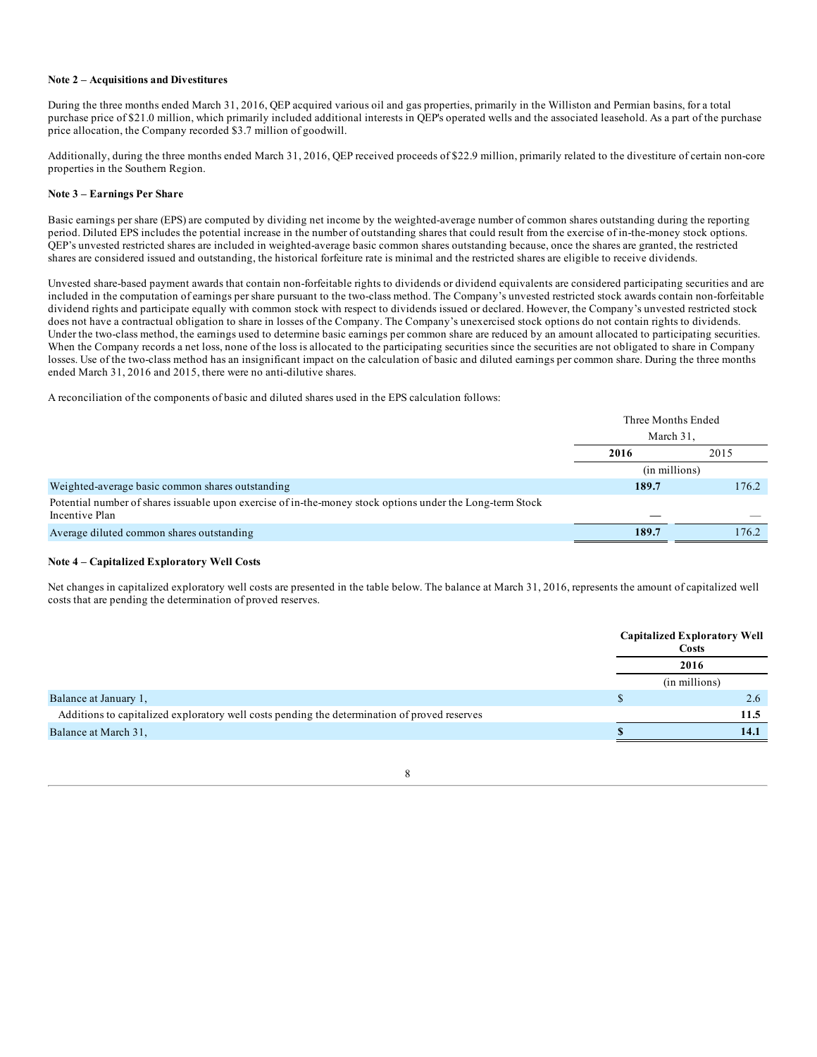**Note 2 – Acquisitions and Divestitures**

During the three months ended March 31, 2016, QEP acquired various oil and gas properties, primarily in the Williston and Permian basins, for a total purchase price of $21.0 million, which primarily included additional interests in QEP's operated wells and the associated leasehold. As a part of the purchase price allocation, the Company recorded $3.7 million of goodwill.

Additionally, during the three months ended March 31, 2016, QEP received proceeds of $22.9 million, primarily related to the divestiture of certain non-core properties in the Southern Region.

**Note 3 – Earnings Per Share**

Basic earnings per share (EPS) are computed by dividing net income by the weighted-average number of common shares outstanding during the reporting period. Diluted EPS includes the potential increase in the number of outstanding shares that could result from the exercise of in-the-money stock options. QEP's unvested restricted shares are included in weighted-average basic common shares outstanding because, once the shares are granted, the restricted shares are considered issued and outstanding, the historical forfeiture rate is minimal and the restricted shares are eligible to receive dividends.

Unvested share-based payment awards that contain non-forfeitable rights to dividends or dividend equivalents are considered participating securities and are included in the computation of earnings per share pursuant to the two-class method. The Company's unvested restricted stock awards contain non-forfeitable dividend rights and participate equally with common stock with respect to dividends issued or declared. However, the Company's unvested restricted stock does not have a contractual obligation to share in losses of the Company. The Company's unexercised stock options do not contain rights to dividends. Under the two-class method, the earnings used to determine basic earnings per common share are reduced by an amount allocated to participating securities. When the Company records a net loss, none of the loss is allocated to the participating securities since the securities are not obligated to share in Company losses. Use of the two-class method has an insignificant impact on the calculation of basic and diluted earnings per common share. During the three months ended March 31, 2016 and 2015, there were no anti-dilutive shares.

A reconciliation of the components of basic and diluted shares used in the EPS calculation follows:

| | Three Months Ended March 31, | |
|---|---|---|
| | **2016** | 2015 |
| | (in millions) | |
| Weighted-average basic common shares outstanding | **189.7** | 176.2 |
| Potential number of shares issuable upon exercise of in-the-money stock options under the Long-term Stock Incentive Plan | **—** | — |
| Average diluted common shares outstanding | **189.7** | 176.2 |

**Note 4 – Capitalized Exploratory Well Costs**

Net changes in capitalized exploratory well costs are presented in the table below. The balance at March 31, 2016, represents the amount of capitalized well costs that are pending the determination of proved reserves.

| | **Capitalized Exploratory Well Costs** |
|---|---|
| | **2016** |
| | (in millions) |
| Balance at January 1, | $ 2.6 |
| Additions to capitalized exploratory well costs pending the determination of proved reserves | **11.5** |
| Balance at March 31, | **$ 14.1** |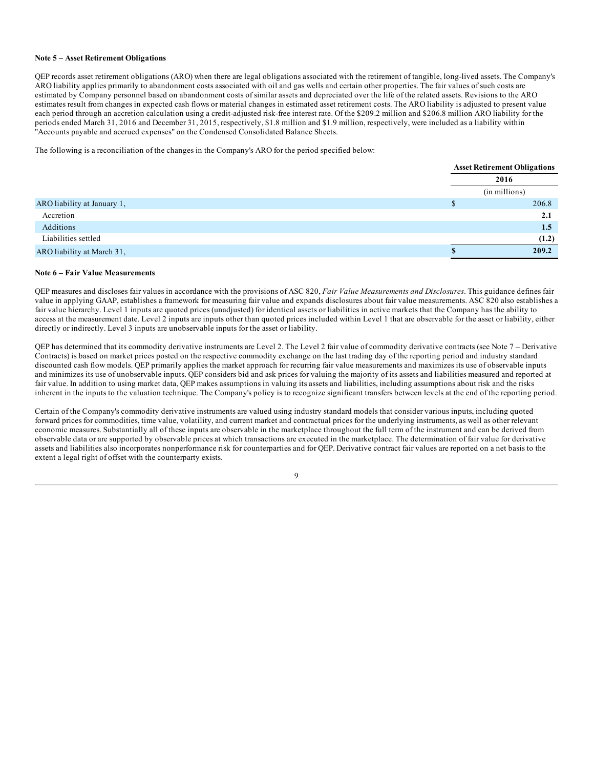**Note 5 – Asset Retirement Obligations**

QEP records asset retirement obligations (ARO) when there are legal obligations associated with the retirement of tangible, long-lived assets. The Company's ARO liability applies primarily to abandonment costs associated with oil and gas wells and certain other properties. The fair values of such costs are estimated by Company personnel based on abandonment costs of similar assets and depreciated over the life of the related assets. Revisions to the ARO estimates result from changes in expected cash flows or material changes in estimated asset retirement costs. The ARO liability is adjusted to present value each period through an accretion calculation using a credit-adjusted risk-free interest rate. Of the $209.2 million and $206.8 million ARO liability for the periods ended March 31, 2016 and December 31, 2015, respectively, $1.8 million and $1.9 million, respectively, were included as a liability within "Accounts payable and accrued expenses" on the Condensed Consolidated Balance Sheets.

The following is a reconciliation of the changes in the Company's ARO for the period specified below:

| | Asset Retirement Obligations |
|---|---|
| | 2016 |
| | (in millions) |
| ARO liability at January 1, | $ 206.8 |
| Accretion | **2.1** |
| Additions | **1.5** |
| Liabilities settled | **(1.2)** |
| ARO liability at March 31, | **$ 209.2** |

**Note 6 – Fair Value Measurements**

QEP measures and discloses fair values in accordance with the provisions of ASC 820, *Fair Value Measurements and Disclosures*. This guidance defines fair value in applying GAAP, establishes a framework for measuring fair value and expands disclosures about fair value measurements. ASC 820 also establishes a fair value hierarchy. Level 1 inputs are quoted prices (unadjusted) for identical assets or liabilities in active markets that the Company has the ability to access at the measurement date. Level 2 inputs are inputs other than quoted prices included within Level 1 that are observable for the asset or liability, either directly or indirectly. Level 3 inputs are unobservable inputs for the asset or liability.

QEP has determined that its commodity derivative instruments are Level 2. The Level 2 fair value of commodity derivative contracts (see Note 7 – Derivative Contracts) is based on market prices posted on the respective commodity exchange on the last trading day of the reporting period and industry standard discounted cash flow models. QEP primarily applies the market approach for recurring fair value measurements and maximizes its use of observable inputs and minimizes its use of unobservable inputs. QEP considers bid and ask prices for valuing the majority of its assets and liabilities measured and reported at fair value. In addition to using market data, QEP makes assumptions in valuing its assets and liabilities, including assumptions about risk and the risks inherent in the inputs to the valuation technique. The Company's policy is to recognize significant transfers between levels at the end of the reporting period.

Certain of the Company's commodity derivative instruments are valued using industry standard models that consider various inputs, including quoted forward prices for commodities, time value, volatility, and current market and contractual prices for the underlying instruments, as well as other relevant economic measures. Substantially all of these inputs are observable in the marketplace throughout the full term of the instrument and can be derived from observable data or are supported by observable prices at which transactions are executed in the marketplace. The determination of fair value for derivative assets and liabilities also incorporates nonperformance risk for counterparties and for QEP. Derivative contract fair values are reported on a net basis to the extent a legal right of offset with the counterparty exists.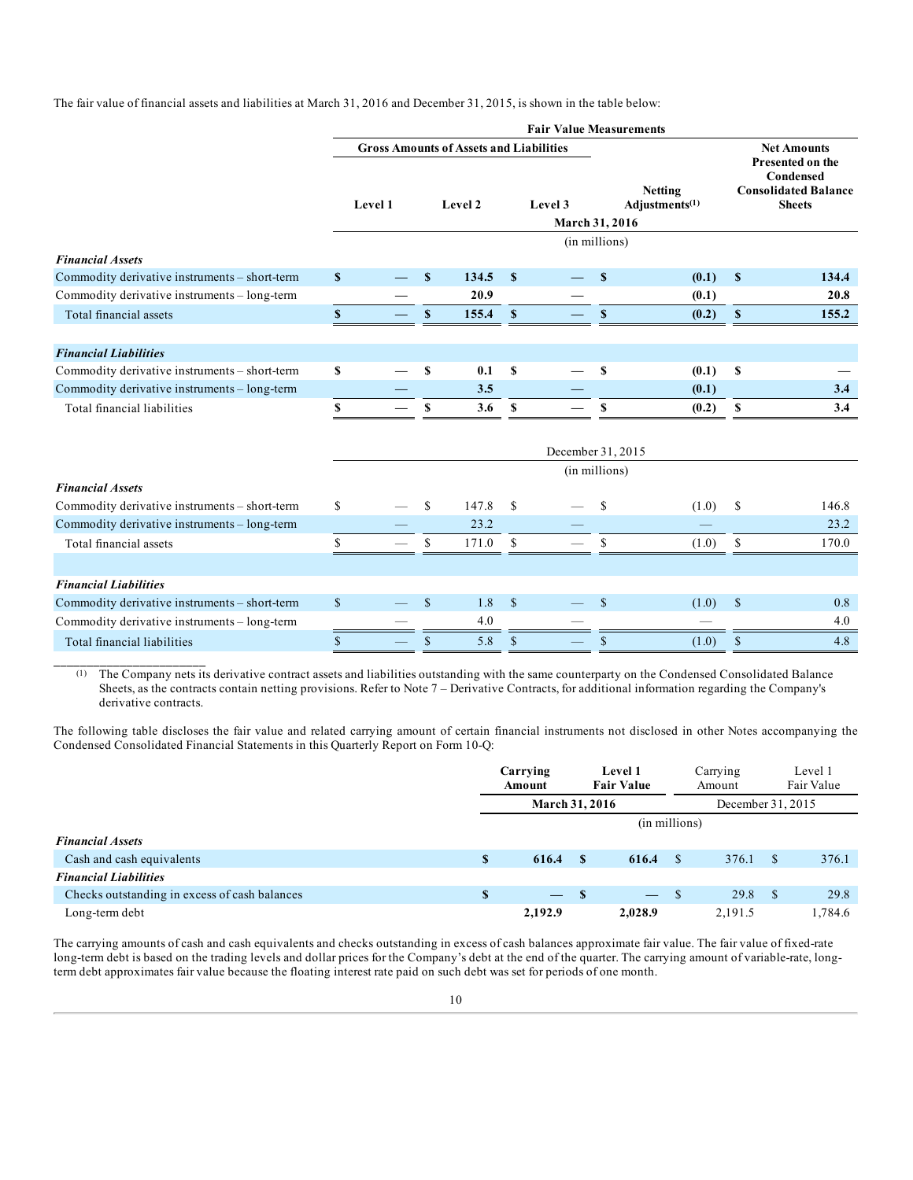The fair value of financial assets and liabilities at March 31, 2016 and December 31, 2015, is shown in the table below:

| | Fair Value Measurements | | | | |
|---|---|---|---|---|---|
| | Gross Amounts of Assets and Liabilities | | | | |
| | Level 1 | Level 2 | Level 3 | Netting Adjustments(1) | Net Amounts Presented on the Condensed Consolidated Balance Sheets |
| | March 31, 2016 | | | | |
| | (in millions) | | | | |
| ***Financial Assets*** | | | | | |
| Commodity derivative instruments – short-term | $ — | $ 134.5 | $ — | $ (0.1) | $ 134.4 |
| Commodity derivative instruments – long-term | — | 20.9 | — | (0.1) | 20.8 |
| Total financial assets | $ — | $ 155.4 | $ — | $ (0.2) | $ 155.2 |
| ***Financial Liabilities*** | | | | | |
| Commodity derivative instruments – short-term | $ — | $ 0.1 | $ — | $ (0.1) | $ — |
| Commodity derivative instruments – long-term | — | 3.5 | — | (0.1) | 3.4 |
| Total financial liabilities | $ — | $ 3.6 | $ — | $ (0.2) | $ 3.4 |
| | December 31, 2015 | | | | |
| | (in millions) | | | | |
| ***Financial Assets*** | | | | | |
| Commodity derivative instruments – short-term | $ — | $ 147.8 | $ — | $ (1.0) | $ 146.8 |
| Commodity derivative instruments – long-term | — | 23.2 | — | — | 23.2 |
| Total financial assets | $ — | $ 171.0 | $ — | $ (1.0) | $ 170.0 |
| ***Financial Liabilities*** | | | | | |
| Commodity derivative instruments – short-term | $ — | $ 1.8 | $ — | $ (1.0) | $ 0.8 |
| Commodity derivative instruments – long-term | — | 4.0 | — | — | 4.0 |
| Total financial liabilities | $ — | $ 5.8 | $ — | $ (1.0) | $ 4.8 |

(1) The Company nets its derivative contract assets and liabilities outstanding with the same counterparty on the Condensed Consolidated Balance Sheets, as the contracts contain netting provisions. Refer to Note 7 – Derivative Contracts, for additional information regarding the Company's derivative contracts.

The following table discloses the fair value and related carrying amount of certain financial instruments not disclosed in other Notes accompanying the Condensed Consolidated Financial Statements in this Quarterly Report on Form 10-Q:

| | Carrying Amount | Level 1 Fair Value | Carrying Amount | Level 1 Fair Value |
|---|---|---|---|---|
| | March 31, 2016 | | December 31, 2015 | |
| | (in millions) | | | |
| ***Financial Assets*** | | | | |
| Cash and cash equivalents | $ 616.4 | $ 616.4 | $ 376.1 | $ 376.1 |
| ***Financial Liabilities*** | | | | |
| Checks outstanding in excess of cash balances | $ — | $ — | $ 29.8 | $ 29.8 |
| Long-term debt | 2,192.9 | 2,028.9 | 2,191.5 | 1,784.6 |

The carrying amounts of cash and cash equivalents and checks outstanding in excess of cash balances approximate fair value. The fair value of fixed-rate long-term debt is based on the trading levels and dollar prices for the Company's debt at the end of the quarter. The carrying amount of variable-rate, long-term debt approximates fair value because the floating interest rate paid on such debt was set for periods of one month.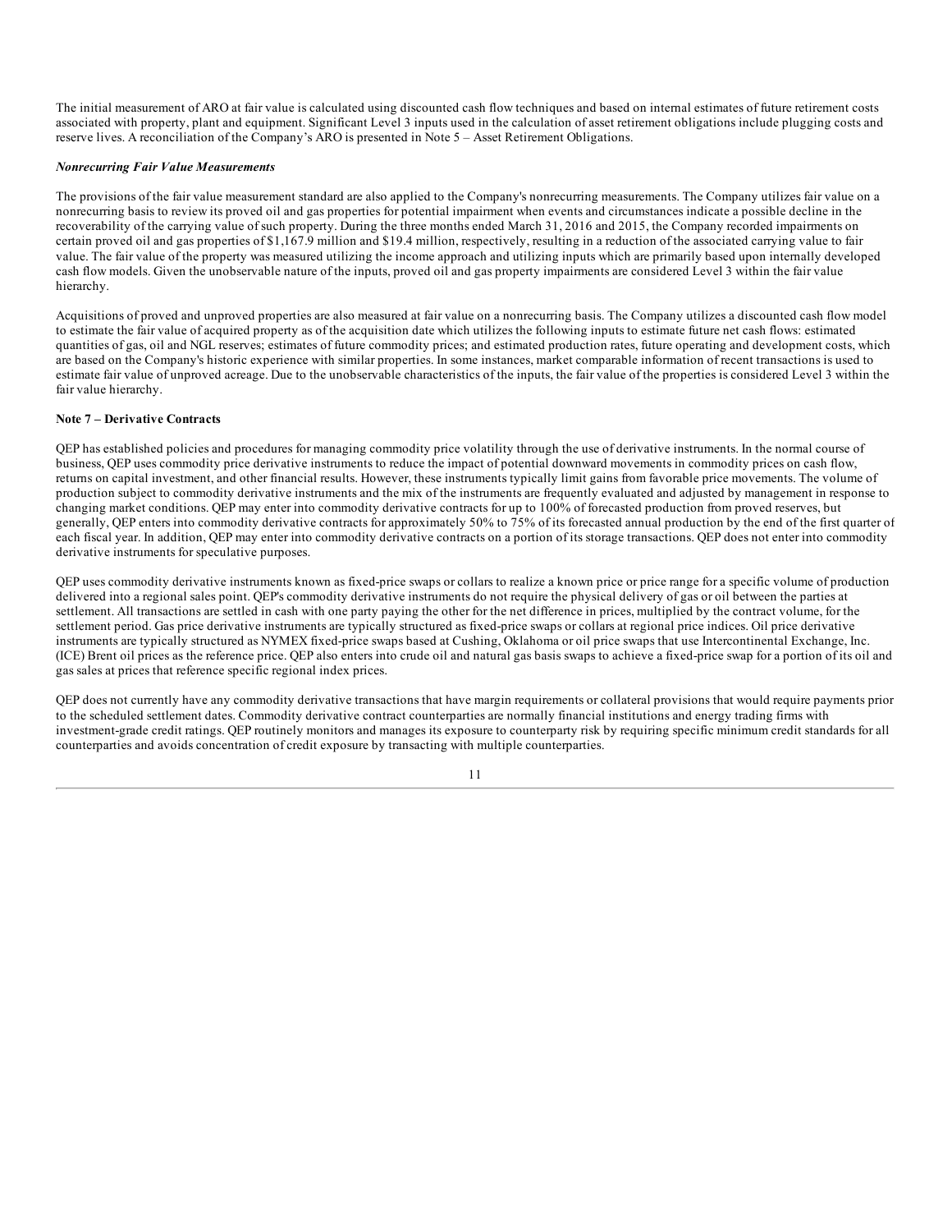The initial measurement of ARO at fair value is calculated using discounted cash flow techniques and based on internal estimates of future retirement costs associated with property, plant and equipment. Significant Level 3 inputs used in the calculation of asset retirement obligations include plugging costs and reserve lives. A reconciliation of the Company's ARO is presented in Note 5 – Asset Retirement Obligations.

***Nonrecurring Fair Value Measurements***

The provisions of the fair value measurement standard are also applied to the Company's nonrecurring measurements. The Company utilizes fair value on a nonrecurring basis to review its proved oil and gas properties for potential impairment when events and circumstances indicate a possible decline in the recoverability of the carrying value of such property. During the three months ended March 31, 2016 and 2015, the Company recorded impairments on certain proved oil and gas properties of $1,167.9 million and $19.4 million, respectively, resulting in a reduction of the associated carrying value to fair value. The fair value of the property was measured utilizing the income approach and utilizing inputs which are primarily based upon internally developed cash flow models. Given the unobservable nature of the inputs, proved oil and gas property impairments are considered Level 3 within the fair value hierarchy.

Acquisitions of proved and unproved properties are also measured at fair value on a nonrecurring basis. The Company utilizes a discounted cash flow model to estimate the fair value of acquired property as of the acquisition date which utilizes the following inputs to estimate future net cash flows: estimated quantities of gas, oil and NGL reserves; estimates of future commodity prices; and estimated production rates, future operating and development costs, which are based on the Company's historic experience with similar properties. In some instances, market comparable information of recent transactions is used to estimate fair value of unproved acreage. Due to the unobservable characteristics of the inputs, the fair value of the properties is considered Level 3 within the fair value hierarchy.

**Note 7 – Derivative Contracts**

QEP has established policies and procedures for managing commodity price volatility through the use of derivative instruments. In the normal course of business, QEP uses commodity price derivative instruments to reduce the impact of potential downward movements in commodity prices on cash flow, returns on capital investment, and other financial results. However, these instruments typically limit gains from favorable price movements. The volume of production subject to commodity derivative instruments and the mix of the instruments are frequently evaluated and adjusted by management in response to changing market conditions. QEP may enter into commodity derivative contracts for up to 100% of forecasted production from proved reserves, but generally, QEP enters into commodity derivative contracts for approximately 50% to 75% of its forecasted annual production by the end of the first quarter of each fiscal year. In addition, QEP may enter into commodity derivative contracts on a portion of its storage transactions. QEP does not enter into commodity derivative instruments for speculative purposes.

QEP uses commodity derivative instruments known as fixed-price swaps or collars to realize a known price or price range for a specific volume of production delivered into a regional sales point. QEP's commodity derivative instruments do not require the physical delivery of gas or oil between the parties at settlement. All transactions are settled in cash with one party paying the other for the net difference in prices, multiplied by the contract volume, for the settlement period. Gas price derivative instruments are typically structured as fixed-price swaps or collars at regional price indices. Oil price derivative instruments are typically structured as NYMEX fixed-price swaps based at Cushing, Oklahoma or oil price swaps that use Intercontinental Exchange, Inc. (ICE) Brent oil prices as the reference price. QEP also enters into crude oil and natural gas basis swaps to achieve a fixed-price swap for a portion of its oil and gas sales at prices that reference specific regional index prices.

QEP does not currently have any commodity derivative transactions that have margin requirements or collateral provisions that would require payments prior to the scheduled settlement dates. Commodity derivative contract counterparties are normally financial institutions and energy trading firms with investment-grade credit ratings. QEP routinely monitors and manages its exposure to counterparty risk by requiring specific minimum credit standards for all counterparties and avoids concentration of credit exposure by transacting with multiple counterparties.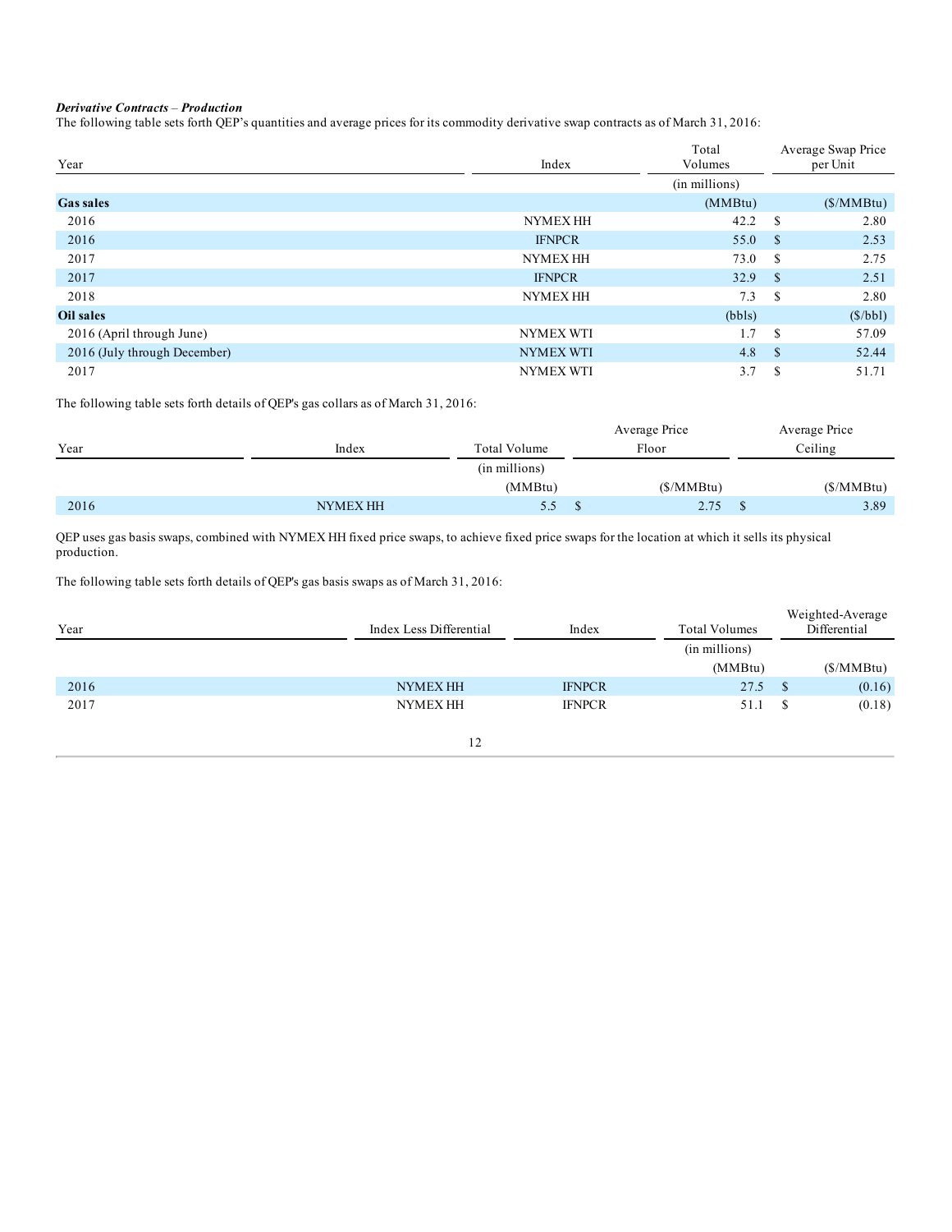***Derivative Contracts – Production***

The following table sets forth QEP's quantities and average prices for its commodity derivative swap contracts as of March 31, 2016:

| Year | Index | Total Volumes | Average Swap Price per Unit |
|---|---|---|---|
| | | (in millions) | |
| **Gas sales** | | (MMBtu) | ($/MMBtu) |
| 2016 | NYMEX HH | 42.2 | $ 2.80 |
| 2016 | IFNPCR | 55.0 | $ 2.53 |
| 2017 | NYMEX HH | 73.0 | $ 2.75 |
| 2017 | IFNPCR | 32.9 | $ 2.51 |
| 2018 | NYMEX HH | 7.3 | $ 2.80 |
| **Oil sales** | | (bbls) | ($/bbl) |
| 2016 (April through June) | NYMEX WTI | 1.7 | $ 57.09 |
| 2016 (July through December) | NYMEX WTI | 4.8 | $ 52.44 |
| 2017 | NYMEX WTI | 3.7 | $ 51.71 |

The following table sets forth details of QEP's gas collars as of March 31, 2016:

| Year | Index | Total Volume | Average Price Floor | Average Price Ceiling |
|---|---|---|---|---|
| | | (in millions) | | |
| | | (MMBtu) | ($/MMBtu) | ($/MMBtu) |
| 2016 | NYMEX HH | 5.5 | $ 2.75 | $ 3.89 |

QEP uses gas basis swaps, combined with NYMEX HH fixed price swaps, to achieve fixed price swaps for the location at which it sells its physical production.

The following table sets forth details of QEP's gas basis swaps as of March 31, 2016:

| Year | Index Less Differential | Index | Total Volumes | Weighted-Average Differential |
|---|---|---|---|---|
| | | | (in millions) | |
| | | | (MMBtu) | ($/MMBtu) |
| 2016 | NYMEX HH | IFNPCR | 27.5 | $ (0.16) |
| 2017 | NYMEX HH | IFNPCR | 51.1 | $ (0.18) |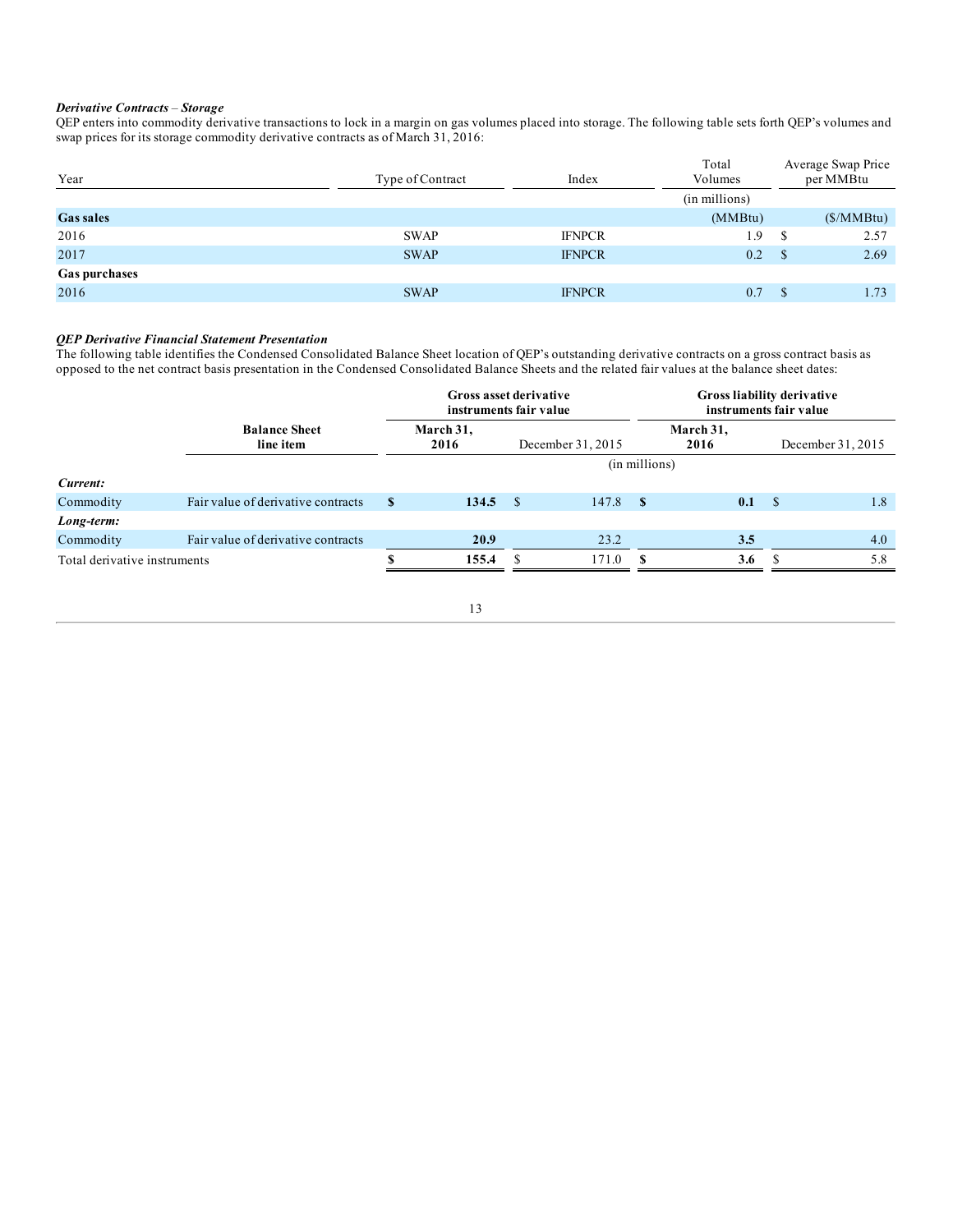***Derivative Contracts – Storage***

QEP enters into commodity derivative transactions to lock in a margin on gas volumes placed into storage. The following table sets forth QEP's volumes and swap prices for its storage commodity derivative contracts as of March 31, 2016:

| Year | Type of Contract | Index | Total Volumes | Average Swap Price per MMBtu |
|---|---|---|---|---|
| | | | (in millions) | |
| **Gas sales** | | | (MMBtu) | ($/MMBtu) |
| 2016 | SWAP | IFNPCR | 1.9 | $ 2.57 |
| 2017 | SWAP | IFNPCR | 0.2 | $ 2.69 |
| **Gas purchases** | | | | |
| 2016 | SWAP | IFNPCR | 0.7 | $ 1.73 |

***QEP Derivative Financial Statement Presentation***

The following table identifies the Condensed Consolidated Balance Sheet location of QEP's outstanding derivative contracts on a gross contract basis as opposed to the net contract basis presentation in the Condensed Consolidated Balance Sheets and the related fair values at the balance sheet dates:

| | | **Gross asset derivative instruments fair value** | | **Gross liability derivative instruments fair value** | |
|---|---|---|---|---|---|
| | **Balance Sheet line item** | **March 31, 2016** | December 31, 2015 | **March 31, 2016** | December 31, 2015 |
| | | (in millions) | | | |
| ***Current:*** | | | | | |
| Commodity | Fair value of derivative contracts | **$ 134.5** | $ 147.8 | **$ 0.1** | $ 1.8 |
| ***Long-term:*** | | | | | |
| Commodity | Fair value of derivative contracts | **20.9** | 23.2 | **3.5** | 4.0 |
| Total derivative instruments | | **$ 155.4** | $ 171.0 | **$ 3.6** | $ 5.8 |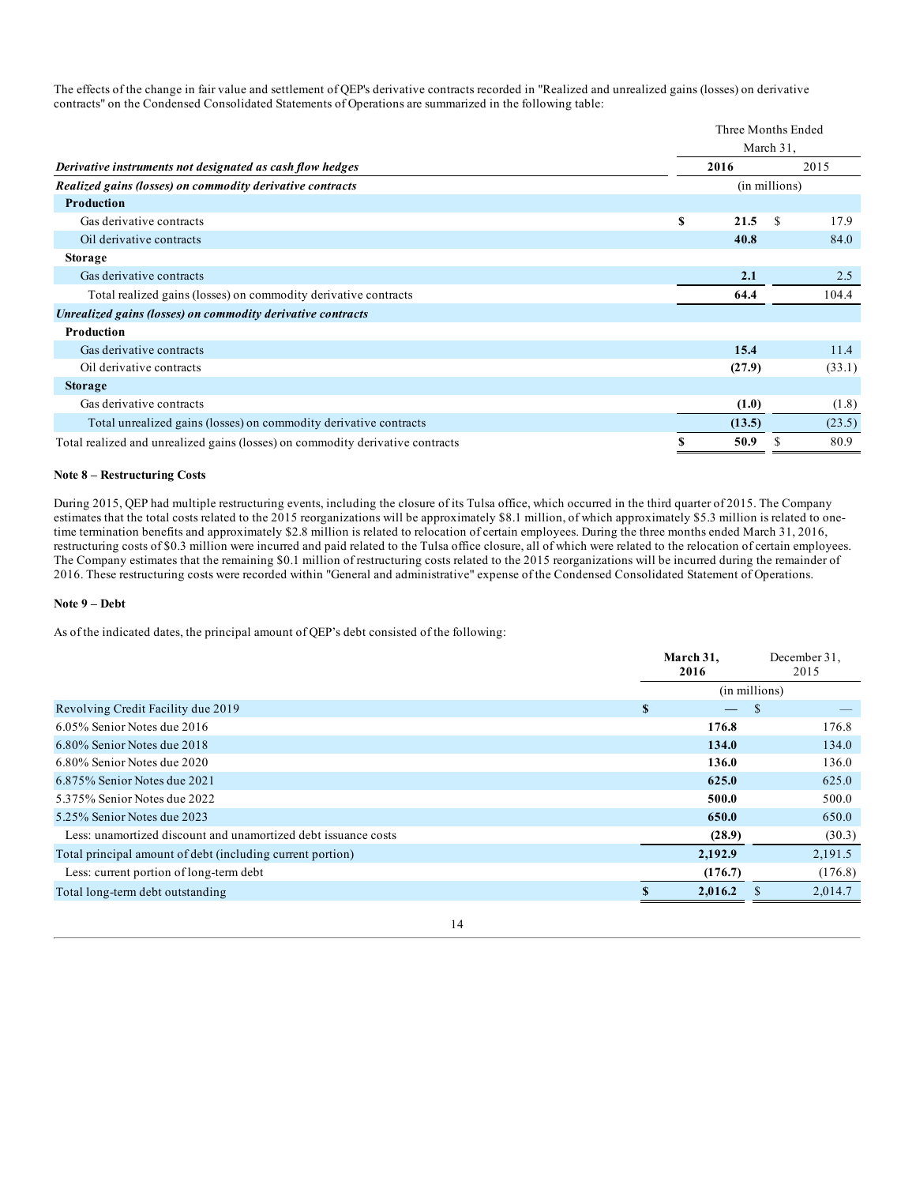The effects of the change in fair value and settlement of QEP's derivative contracts recorded in "Realized and unrealized gains (losses) on derivative contracts" on the Condensed Consolidated Statements of Operations are summarized in the following table:

| | Three Months Ended March 31, | |
|---|---|---|
| ***Derivative instruments not designated as cash flow hedges*** | **2016** | 2015 |
| ***Realized gains (losses) on commodity derivative contracts*** | (in millions) | |
| **Production** | | |
| Gas derivative contracts | **$ 21.5** | $ 17.9 |
| Oil derivative contracts | **40.8** | 84.0 |
| **Storage** | | |
| Gas derivative contracts | **2.1** | 2.5 |
| Total realized gains (losses) on commodity derivative contracts | **64.4** | 104.4 |
| ***Unrealized gains (losses) on commodity derivative contracts*** | | |
| **Production** | | |
| Gas derivative contracts | **15.4** | 11.4 |
| Oil derivative contracts | **(27.9)** | (33.1) |
| **Storage** | | |
| Gas derivative contracts | **(1.0)** | (1.8) |
| Total unrealized gains (losses) on commodity derivative contracts | **(13.5)** | (23.5) |
| Total realized and unrealized gains (losses) on commodity derivative contracts | **$ 50.9** | $ 80.9 |

**Note 8 – Restructuring Costs**

During 2015, QEP had multiple restructuring events, including the closure of its Tulsa office, which occurred in the third quarter of 2015. The Company estimates that the total costs related to the 2015 reorganizations will be approximately $8.1 million, of which approximately $5.3 million is related to one-time termination benefits and approximately $2.8 million is related to relocation of certain employees. During the three months ended March 31, 2016, restructuring costs of $0.3 million were incurred and paid related to the Tulsa office closure, all of which were related to the relocation of certain employees. The Company estimates that the remaining $0.1 million of restructuring costs related to the 2015 reorganizations will be incurred during the remainder of 2016. These restructuring costs were recorded within "General and administrative" expense of the Condensed Consolidated Statement of Operations.

**Note 9 – Debt**

As of the indicated dates, the principal amount of QEP's debt consisted of the following:

| | **March 31, 2016** | December 31, 2015 |
|---|---|---|
| | (in millions) | |
| Revolving Credit Facility due 2019 | **$ —** | $ — |
| 6.05% Senior Notes due 2016 | **176.8** | 176.8 |
| 6.80% Senior Notes due 2018 | **134.0** | 134.0 |
| 6.80% Senior Notes due 2020 | **136.0** | 136.0 |
| 6.875% Senior Notes due 2021 | **625.0** | 625.0 |
| 5.375% Senior Notes due 2022 | **500.0** | 500.0 |
| 5.25% Senior Notes due 2023 | **650.0** | 650.0 |
| Less: unamortized discount and unamortized debt issuance costs | **(28.9)** | (30.3) |
| Total principal amount of debt (including current portion) | **2,192.9** | 2,191.5 |
| Less: current portion of long-term debt | **(176.7)** | (176.8) |
| Total long-term debt outstanding | **$ 2,016.2** | $ 2,014.7 |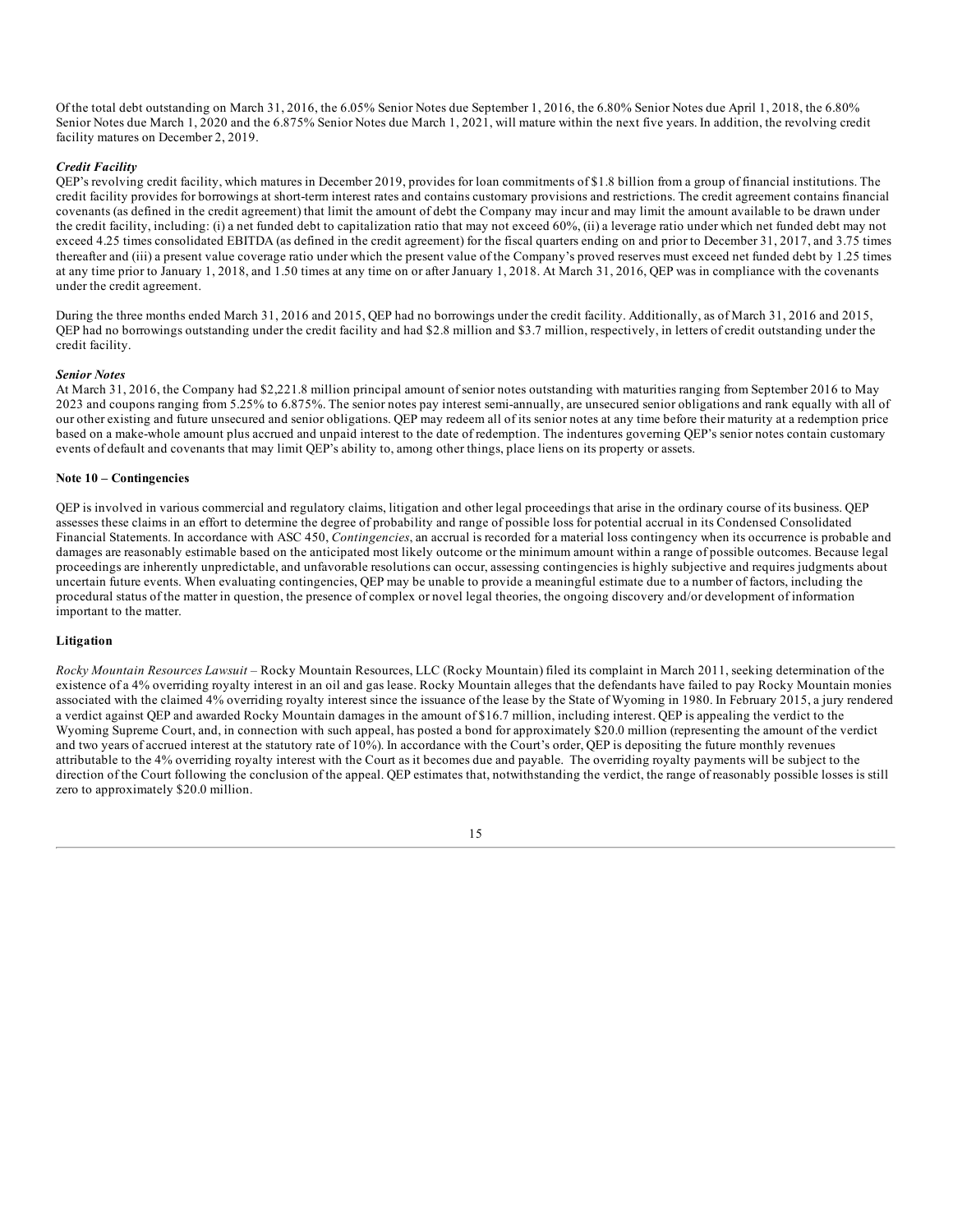Of the total debt outstanding on March 31, 2016, the 6.05% Senior Notes due September 1, 2016, the 6.80% Senior Notes due April 1, 2018, the 6.80% Senior Notes due March 1, 2020 and the 6.875% Senior Notes due March 1, 2021, will mature within the next five years. In addition, the revolving credit facility matures on December 2, 2019.

***Credit Facility***

QEP's revolving credit facility, which matures in December 2019, provides for loan commitments of $1.8 billion from a group of financial institutions. The credit facility provides for borrowings at short-term interest rates and contains customary provisions and restrictions. The credit agreement contains financial covenants (as defined in the credit agreement) that limit the amount of debt the Company may incur and may limit the amount available to be drawn under the credit facility, including: (i) a net funded debt to capitalization ratio that may not exceed 60%, (ii) a leverage ratio under which net funded debt may not exceed 4.25 times consolidated EBITDA (as defined in the credit agreement) for the fiscal quarters ending on and prior to December 31, 2017, and 3.75 times thereafter and (iii) a present value coverage ratio under which the present value of the Company's proved reserves must exceed net funded debt by 1.25 times at any time prior to January 1, 2018, and 1.50 times at any time on or after January 1, 2018. At March 31, 2016, QEP was in compliance with the covenants under the credit agreement.

During the three months ended March 31, 2016 and 2015, QEP had no borrowings under the credit facility. Additionally, as of March 31, 2016 and 2015, QEP had no borrowings outstanding under the credit facility and had $2.8 million and $3.7 million, respectively, in letters of credit outstanding under the credit facility.

***Senior Notes***

At March 31, 2016, the Company had $2,221.8 million principal amount of senior notes outstanding with maturities ranging from September 2016 to May 2023 and coupons ranging from 5.25% to 6.875%. The senior notes pay interest semi-annually, are unsecured senior obligations and rank equally with all of our other existing and future unsecured and senior obligations. QEP may redeem all of its senior notes at any time before their maturity at a redemption price based on a make-whole amount plus accrued and unpaid interest to the date of redemption. The indentures governing QEP's senior notes contain customary events of default and covenants that may limit QEP's ability to, among other things, place liens on its property or assets.

**Note 10 – Contingencies**

QEP is involved in various commercial and regulatory claims, litigation and other legal proceedings that arise in the ordinary course of its business. QEP assesses these claims in an effort to determine the degree of probability and range of possible loss for potential accrual in its Condensed Consolidated Financial Statements. In accordance with ASC 450, *Contingencies*, an accrual is recorded for a material loss contingency when its occurrence is probable and damages are reasonably estimable based on the anticipated most likely outcome or the minimum amount within a range of possible outcomes. Because legal proceedings are inherently unpredictable, and unfavorable resolutions can occur, assessing contingencies is highly subjective and requires judgments about uncertain future events. When evaluating contingencies, QEP may be unable to provide a meaningful estimate due to a number of factors, including the procedural status of the matter in question, the presence of complex or novel legal theories, the ongoing discovery and/or development of information important to the matter.

**Litigation**

*Rocky Mountain Resources Lawsuit* – Rocky Mountain Resources, LLC (Rocky Mountain) filed its complaint in March 2011, seeking determination of the existence of a 4% overriding royalty interest in an oil and gas lease. Rocky Mountain alleges that the defendants have failed to pay Rocky Mountain monies associated with the claimed 4% overriding royalty interest since the issuance of the lease by the State of Wyoming in 1980. In February 2015, a jury rendered a verdict against QEP and awarded Rocky Mountain damages in the amount of $16.7 million, including interest. QEP is appealing the verdict to the Wyoming Supreme Court, and, in connection with such appeal, has posted a bond for approximately $20.0 million (representing the amount of the verdict and two years of accrued interest at the statutory rate of 10%). In accordance with the Court's order, QEP is depositing the future monthly revenues attributable to the 4% overriding royalty interest with the Court as it becomes due and payable. The overriding royalty payments will be subject to the direction of the Court following the conclusion of the appeal. QEP estimates that, notwithstanding the verdict, the range of reasonably possible losses is still zero to approximately $20.0 million.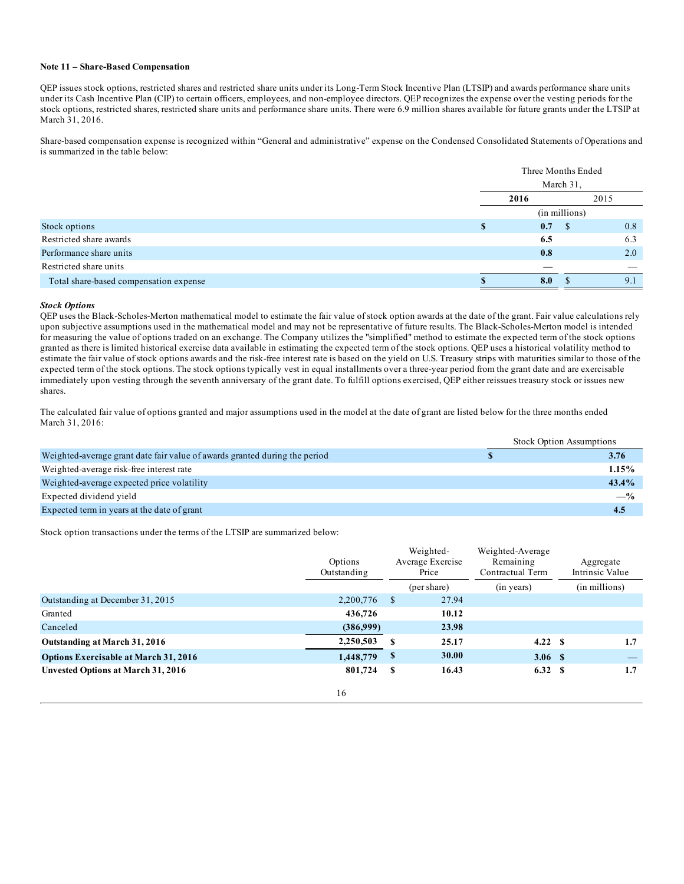**Note 11 – Share-Based Compensation**

QEP issues stock options, restricted shares and restricted share units under its Long-Term Stock Incentive Plan (LTSIP) and awards performance share units under its Cash Incentive Plan (CIP) to certain officers, employees, and non-employee directors. QEP recognizes the expense over the vesting periods for the stock options, restricted shares, restricted share units and performance share units. There were 6.9 million shares available for future grants under the LTSIP at March 31, 2016.

Share-based compensation expense is recognized within "General and administrative" expense on the Condensed Consolidated Statements of Operations and is summarized in the table below:

| | Three Months Ended March 31, | |
|---|---|---|
| | **2016** | 2015 |
| | (in millions) | |
| Stock options | **$ 0.7** | $ 0.8 |
| Restricted share awards | **6.5** | 6.3 |
| Performance share units | **0.8** | 2.0 |
| Restricted share units | **—** | — |
| Total share-based compensation expense | **$ 8.0** | $ 9.1 |

***Stock Options***

QEP uses the Black-Scholes-Merton mathematical model to estimate the fair value of stock option awards at the date of the grant. Fair value calculations rely upon subjective assumptions used in the mathematical model and may not be representative of future results. The Black-Scholes-Merton model is intended for measuring the value of options traded on an exchange. The Company utilizes the "simplified" method to estimate the expected term of the stock options granted as there is limited historical exercise data available in estimating the expected term of the stock options. QEP uses a historical volatility method to estimate the fair value of stock options awards and the risk-free interest rate is based on the yield on U.S. Treasury strips with maturities similar to those of the expected term of the stock options. The stock options typically vest in equal installments over a three-year period from the grant date and are exercisable immediately upon vesting through the seventh anniversary of the grant date. To fulfill options exercised, QEP either reissues treasury stock or issues new shares.

The calculated fair value of options granted and major assumptions used in the model at the date of grant are listed below for the three months ended March 31, 2016:

| | Stock Option Assumptions |
|---|---|
| Weighted-average grant date fair value of awards granted during the period | **$ 3.76** |
| Weighted-average risk-free interest rate | **1.15%** |
| Weighted-average expected price volatility | **43.4%** |
| Expected dividend yield | **—%** |
| Expected term in years at the date of grant | **4.5** |

Stock option transactions under the terms of the LTSIP are summarized below:

| | Options Outstanding | Weighted-Average Exercise Price | Weighted-Average Remaining Contractual Term | Aggregate Intrinsic Value |
|---|---|---|---|---|
| | | (per share) | (in years) | (in millions) |
| Outstanding at December 31, 2015 | 2,200,776 | $ 27.94 | | |
| Granted | **436,726** | **10.12** | | |
| Canceled | **(386,999)** | **23.98** | | |
| **Outstanding at March 31, 2016** | **2,250,503** | **$ 25.17** | **4.22** | **$ 1.7** |
| **Options Exercisable at March 31, 2016** | **1,448,779** | **$ 30.00** | **3.06** | **$ —** |
| **Unvested Options at March 31, 2016** | **801,724** | **$ 16.43** | **6.32** | **$ 1.7** |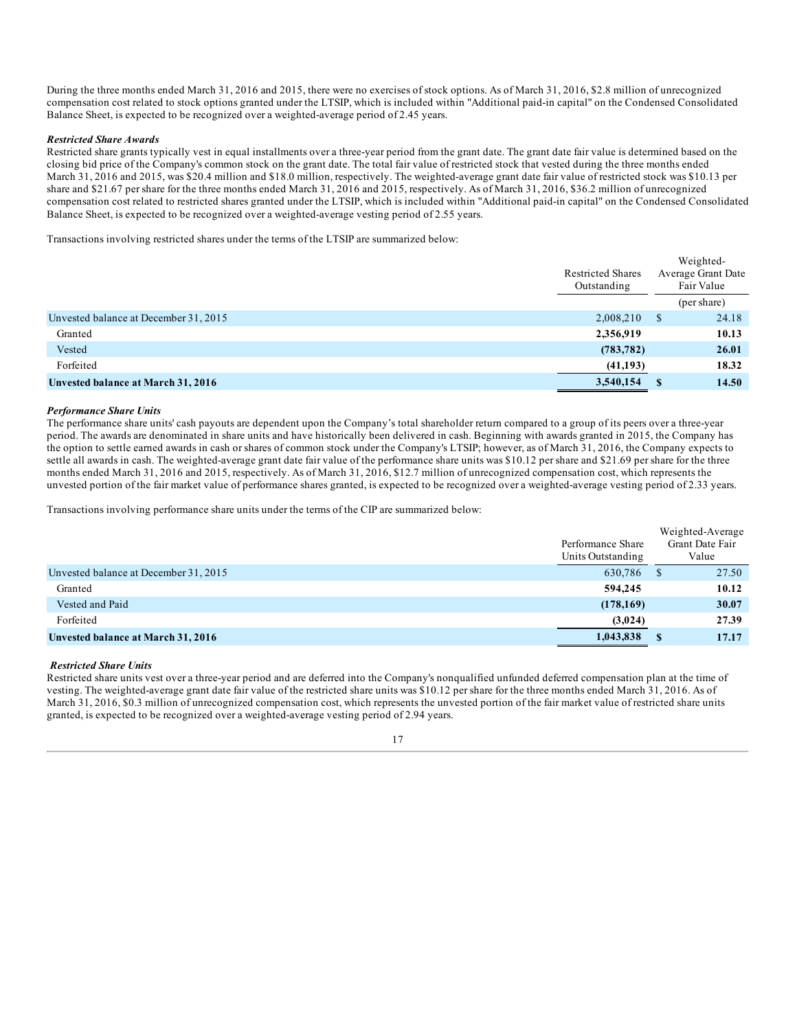During the three months ended March 31, 2016 and 2015, there were no exercises of stock options. As of March 31, 2016, $2.8 million of unrecognized compensation cost related to stock options granted under the LTSIP, which is included within "Additional paid-in capital" on the Condensed Consolidated Balance Sheet, is expected to be recognized over a weighted-average period of 2.45 years.

***Restricted Share Awards***

Restricted share grants typically vest in equal installments over a three-year period from the grant date. The grant date fair value is determined based on the closing bid price of the Company's common stock on the grant date. The total fair value of restricted stock that vested during the three months ended March 31, 2016 and 2015, was $20.4 million and $18.0 million, respectively. The weighted-average grant date fair value of restricted stock was $10.13 per share and $21.67 per share for the three months ended March 31, 2016 and 2015, respectively. As of March 31, 2016, $36.2 million of unrecognized compensation cost related to restricted shares granted under the LTSIP, which is included within "Additional paid-in capital" on the Condensed Consolidated Balance Sheet, is expected to be recognized over a weighted-average vesting period of 2.55 years.

Transactions involving restricted shares under the terms of the LTSIP are summarized below:

| | Restricted Shares Outstanding | Weighted-Average Grant Date Fair Value |
|---|---|---|
| | | (per share) |
| Unvested balance at December 31, 2015 | 2,008,210 | $ 24.18 |
| Granted | **2,356,919** | **10.13** |
| Vested | **(783,782)** | **26.01** |
| Forfeited | **(41,193)** | **18.32** |
| **Unvested balance at March 31, 2016** | **3,540,154** | **$ 14.50** |

***Performance Share Units***

The performance share units' cash payouts are dependent upon the Company's total shareholder return compared to a group of its peers over a three-year period. The awards are denominated in share units and have historically been delivered in cash. Beginning with awards granted in 2015, the Company has the option to settle earned awards in cash or shares of common stock under the Company's LTSIP; however, as of March 31, 2016, the Company expects to settle all awards in cash. The weighted-average grant date fair value of the performance share units was $10.12 per share and $21.69 per share for the three months ended March 31, 2016 and 2015, respectively. As of March 31, 2016, $12.7 million of unrecognized compensation cost, which represents the unvested portion of the fair market value of performance shares granted, is expected to be recognized over a weighted-average vesting period of 2.33 years.

Transactions involving performance share units under the terms of the CIP are summarized below:

| | Performance Share Units Outstanding | Weighted-Average Grant Date Fair Value |
|---|---|---|
| Unvested balance at December 31, 2015 | 630,786 | $ 27.50 |
| Granted | **594,245** | **10.12** |
| Vested and Paid | **(178,169)** | **30.07** |
| Forfeited | **(3,024)** | **27.39** |
| **Unvested balance at March 31, 2016** | **1,043,838** | **$ 17.17** |

***Restricted Share Units***

Restricted share units vest over a three-year period and are deferred into the Company's nonqualified unfunded deferred compensation plan at the time of vesting. The weighted-average grant date fair value of the restricted share units was $10.12 per share for the three months ended March 31, 2016. As of March 31, 2016, $0.3 million of unrecognized compensation cost, which represents the unvested portion of the fair market value of restricted share units granted, is expected to be recognized over a weighted-average vesting period of 2.94 years.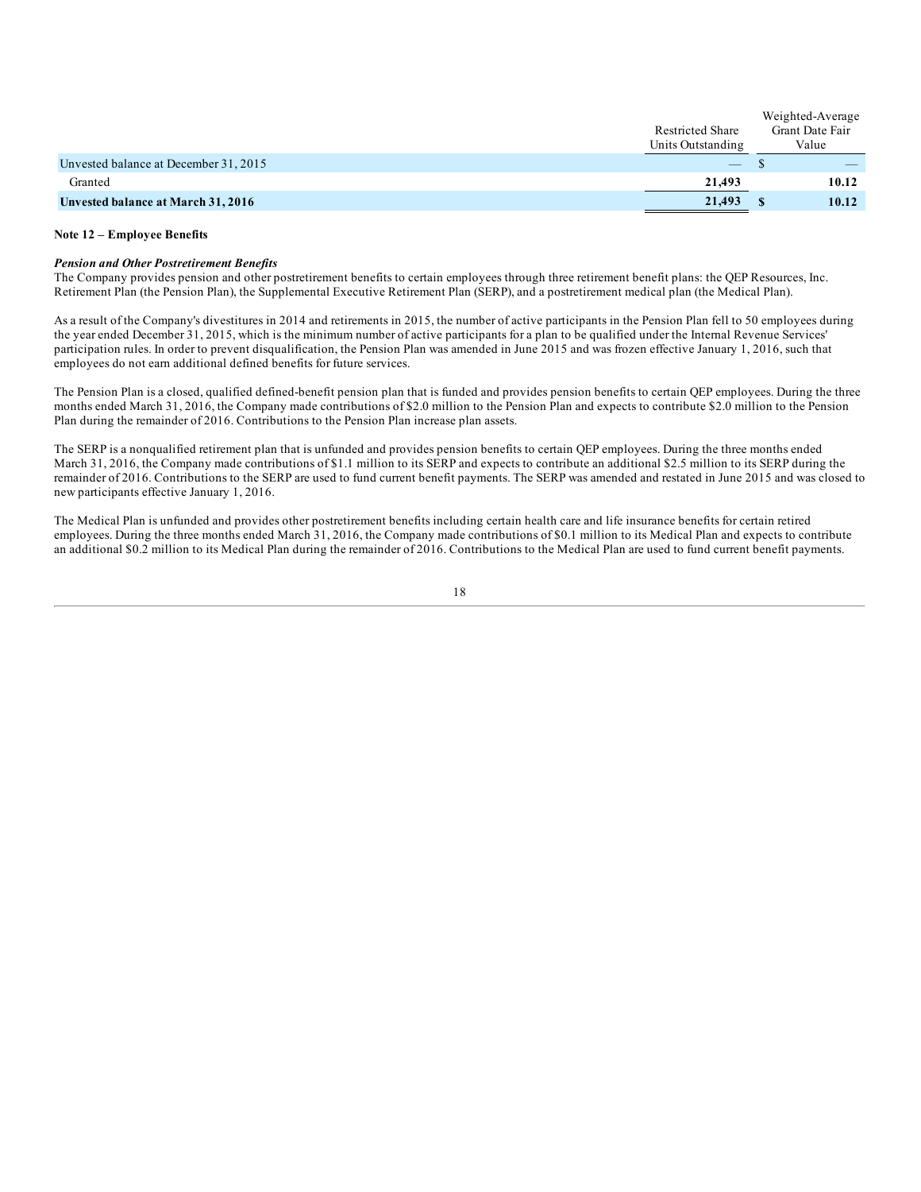| | Restricted Share Units Outstanding | Weighted-Average Grant Date Fair Value |
|---|---|---|
| Unvested balance at December 31, 2015 | — | $ — |
| Granted | **21,493** | **10.12** |
| **Unvested balance at March 31, 2016** | **21,493** | **$ 10.12** |

**Note 12 – Employee Benefits**

***Pension and Other Postretirement Benefits***

The Company provides pension and other postretirement benefits to certain employees through three retirement benefit plans: the QEP Resources, Inc. Retirement Plan (the Pension Plan), the Supplemental Executive Retirement Plan (SERP), and a postretirement medical plan (the Medical Plan).

As a result of the Company's divestitures in 2014 and retirements in 2015, the number of active participants in the Pension Plan fell to 50 employees during the year ended December 31, 2015, which is the minimum number of active participants for a plan to be qualified under the Internal Revenue Services' participation rules. In order to prevent disqualification, the Pension Plan was amended in June 2015 and was frozen effective January 1, 2016, such that employees do not earn additional defined benefits for future services.

The Pension Plan is a closed, qualified defined-benefit pension plan that is funded and provides pension benefits to certain QEP employees. During the three months ended March 31, 2016, the Company made contributions of $2.0 million to the Pension Plan and expects to contribute $2.0 million to the Pension Plan during the remainder of 2016. Contributions to the Pension Plan increase plan assets.

The SERP is a nonqualified retirement plan that is unfunded and provides pension benefits to certain QEP employees. During the three months ended March 31, 2016, the Company made contributions of $1.1 million to its SERP and expects to contribute an additional $2.5 million to its SERP during the remainder of 2016. Contributions to the SERP are used to fund current benefit payments. The SERP was amended and restated in June 2015 and was closed to new participants effective January 1, 2016.

The Medical Plan is unfunded and provides other postretirement benefits including certain health care and life insurance benefits for certain retired employees. During the three months ended March 31, 2016, the Company made contributions of $0.1 million to its Medical Plan and expects to contribute an additional $0.2 million to its Medical Plan during the remainder of 2016. Contributions to the Medical Plan are used to fund current benefit payments.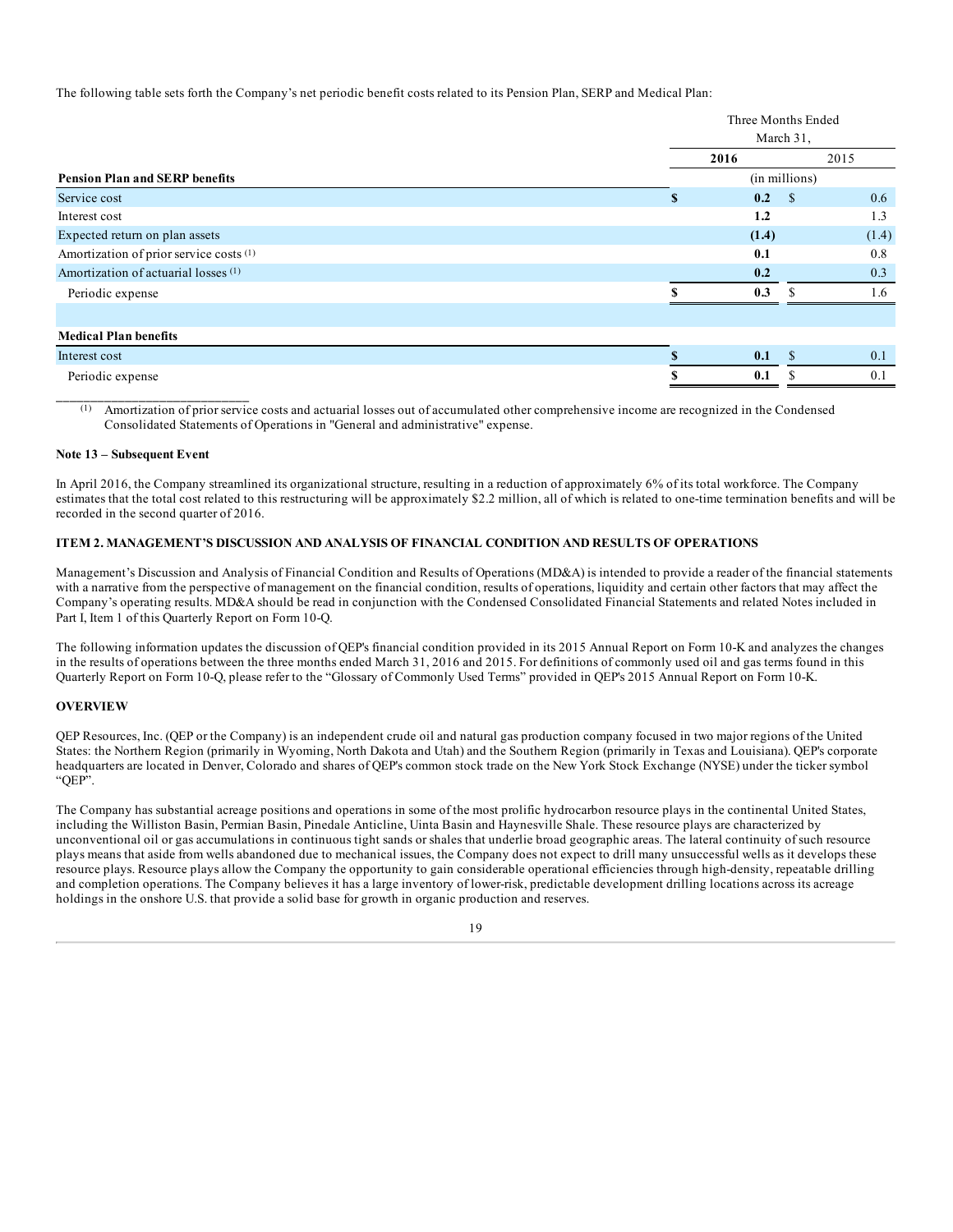The following table sets forth the Company's net periodic benefit costs related to its Pension Plan, SERP and Medical Plan:

| | Three Months Ended March 31, | |
|---|---|---|
| | **2016** | 2015 |
| **Pension Plan and SERP benefits** | (in millions) | |
| Service cost | **$ 0.2** | $ 0.6 |
| Interest cost | **1.2** | 1.3 |
| Expected return on plan assets | **(1.4)** | (1.4) |
| Amortization of prior service costs [(1)] | **0.1** | 0.8 |
| Amortization of actuarial losses [(1)] | **0.2** | 0.3 |
| Periodic expense | **$ 0.3** | $ 1.6 |
| | | |
| **Medical Plan benefits** | | |
| Interest cost | **$ 0.1** | $ 0.1 |
| Periodic expense | **$ 0.1** | $ 0.1 |

(1) Amortization of prior service costs and actuarial losses out of accumulated other comprehensive income are recognized in the Condensed Consolidated Statements of Operations in "General and administrative" expense.

**Note 13 – Subsequent Event**

In April 2016, the Company streamlined its organizational structure, resulting in a reduction of approximately 6% of its total workforce. The Company estimates that the total cost related to this restructuring will be approximately $2.2 million, all of which is related to one-time termination benefits and will be recorded in the second quarter of 2016.

## ITEM 2. MANAGEMENT'S DISCUSSION AND ANALYSIS OF FINANCIAL CONDITION AND RESULTS OF OPERATIONS

Management's Discussion and Analysis of Financial Condition and Results of Operations (MD&A) is intended to provide a reader of the financial statements with a narrative from the perspective of management on the financial condition, results of operations, liquidity and certain other factors that may affect the Company's operating results. MD&A should be read in conjunction with the Condensed Consolidated Financial Statements and related Notes included in Part I, Item 1 of this Quarterly Report on Form 10-Q.

The following information updates the discussion of QEP's financial condition provided in its 2015 Annual Report on Form 10-K and analyzes the changes in the results of operations between the three months ended March 31, 2016 and 2015. For definitions of commonly used oil and gas terms found in this Quarterly Report on Form 10-Q, please refer to the "Glossary of Commonly Used Terms" provided in QEP's 2015 Annual Report on Form 10-K.

### OVERVIEW

QEP Resources, Inc. (QEP or the Company) is an independent crude oil and natural gas production company focused in two major regions of the United States: the Northern Region (primarily in Wyoming, North Dakota and Utah) and the Southern Region (primarily in Texas and Louisiana). QEP's corporate headquarters are located in Denver, Colorado and shares of QEP's common stock trade on the New York Stock Exchange (NYSE) under the ticker symbol "QEP".

The Company has substantial acreage positions and operations in some of the most prolific hydrocarbon resource plays in the continental United States, including the Williston Basin, Permian Basin, Pinedale Anticline, Uinta Basin and Haynesville Shale. These resource plays are characterized by unconventional oil or gas accumulations in continuous tight sands or shales that underlie broad geographic areas. The lateral continuity of such resource plays means that aside from wells abandoned due to mechanical issues, the Company does not expect to drill many unsuccessful wells as it develops these resource plays. Resource plays allow the Company the opportunity to gain considerable operational efficiencies through high-density, repeatable drilling and completion operations. The Company believes it has a large inventory of lower-risk, predictable development drilling locations across its acreage holdings in the onshore U.S. that provide a solid base for growth in organic production and reserves.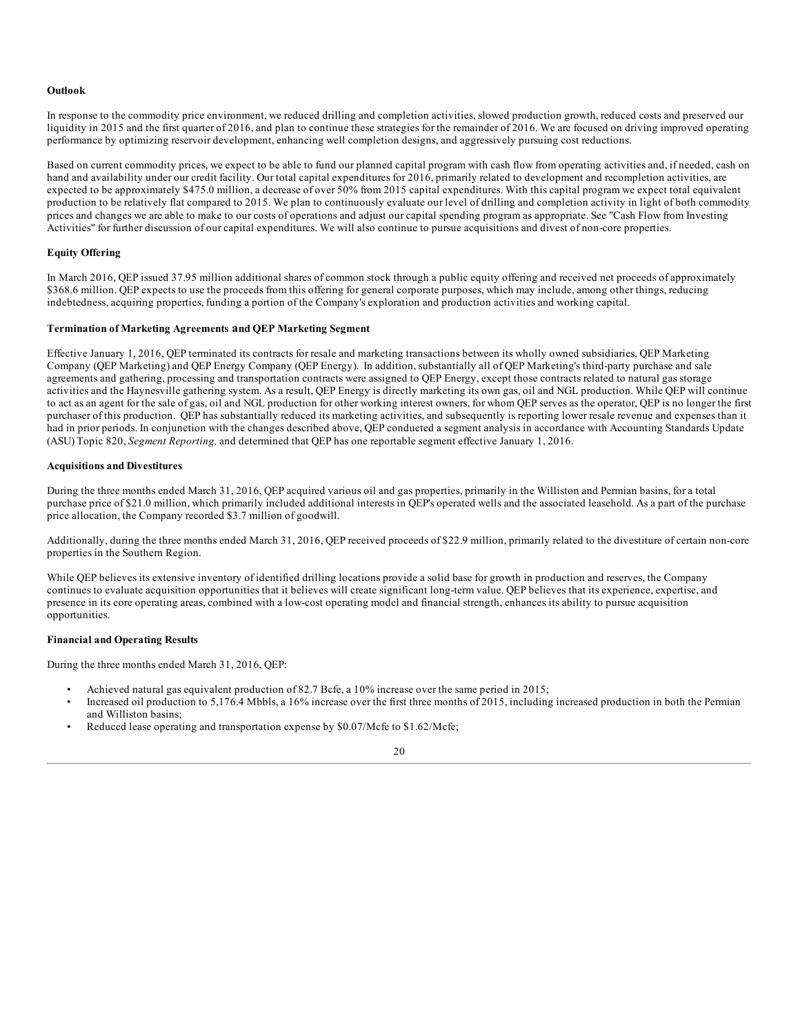**Outlook**

In response to the commodity price environment, we reduced drilling and completion activities, slowed production growth, reduced costs and preserved our liquidity in 2015 and the first quarter of 2016, and plan to continue these strategies for the remainder of 2016. We are focused on driving improved operating performance by optimizing reservoir development, enhancing well completion designs, and aggressively pursuing cost reductions.

Based on current commodity prices, we expect to be able to fund our planned capital program with cash flow from operating activities and, if needed, cash on hand and availability under our credit facility. Our total capital expenditures for 2016, primarily related to development and recompletion activities, are expected to be approximately $475.0 million, a decrease of over 50% from 2015 capital expenditures. With this capital program we expect total equivalent production to be relatively flat compared to 2015. We plan to continuously evaluate our level of drilling and completion activity in light of both commodity prices and changes we are able to make to our costs of operations and adjust our capital spending program as appropriate. See "Cash Flow from Investing Activities" for further discussion of our capital expenditures. We will also continue to pursue acquisitions and divest of non-core properties.

**Equity Offering**

In March 2016, QEP issued 37.95 million additional shares of common stock through a public equity offering and received net proceeds of approximately $368.6 million. QEP expects to use the proceeds from this offering for general corporate purposes, which may include, among other things, reducing indebtedness, acquiring properties, funding a portion of the Company's exploration and production activities and working capital.

**Termination of Marketing Agreements and QEP Marketing Segment**

Effective January 1, 2016, QEP terminated its contracts for resale and marketing transactions between its wholly owned subsidiaries, QEP Marketing Company (QEP Marketing) and QEP Energy Company (QEP Energy). In addition, substantially all of QEP Marketing's third-party purchase and sale agreements and gathering, processing and transportation contracts were assigned to QEP Energy, except those contracts related to natural gas storage activities and the Haynesville gathering system. As a result, QEP Energy is directly marketing its own gas, oil and NGL production. While QEP will continue to act as an agent for the sale of gas, oil and NGL production for other working interest owners, for whom QEP serves as the operator, QEP is no longer the first purchaser of this production. QEP has substantially reduced its marketing activities, and subsequently is reporting lower resale revenue and expenses than it had in prior periods. In conjunction with the changes described above, QEP conducted a segment analysis in accordance with Accounting Standards Update (ASU) Topic 820, *Segment Reporting,* and determined that QEP has one reportable segment effective January 1, 2016.

**Acquisitions and Divestitures**

During the three months ended March 31, 2016, QEP acquired various oil and gas properties, primarily in the Williston and Permian basins, for a total purchase price of $21.0 million, which primarily included additional interests in QEP's operated wells and the associated leasehold. As a part of the purchase price allocation, the Company recorded $3.7 million of goodwill.

Additionally, during the three months ended March 31, 2016, QEP received proceeds of $22.9 million, primarily related to the divestiture of certain non-core properties in the Southern Region.

While QEP believes its extensive inventory of identified drilling locations provide a solid base for growth in production and reserves, the Company continues to evaluate acquisition opportunities that it believes will create significant long-term value. QEP believes that its experience, expertise, and presence in its core operating areas, combined with a low-cost operating model and financial strength, enhances its ability to pursue acquisition opportunities.

**Financial and Operating Results**

During the three months ended March 31, 2016, QEP:

- Achieved natural gas equivalent production of 82.7 Bcfe, a 10% increase over the same period in 2015;
- Increased oil production to 5,176.4 Mbbls, a 16% increase over the first three months of 2015, including increased production in both the Permian and Williston basins;
- Reduced lease operating and transportation expense by $0.07/Mcfe to $1.62/Mcfe;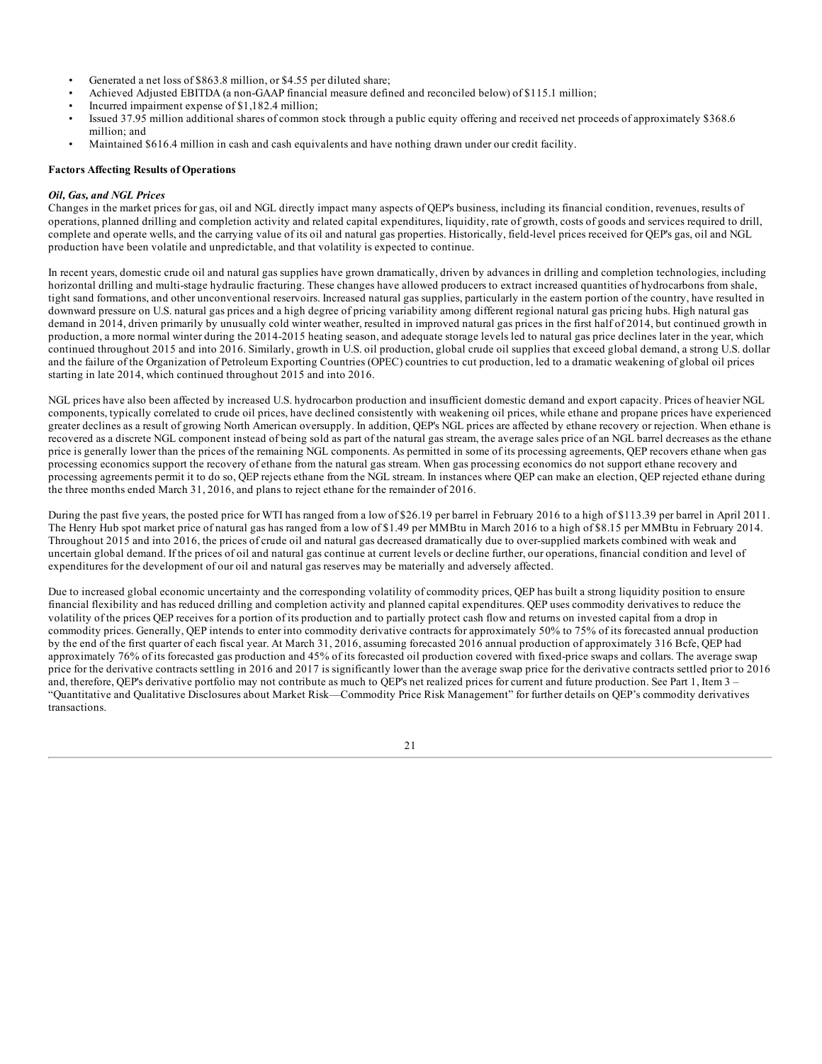- Generated a net loss of $863.8 million, or $4.55 per diluted share;
- Achieved Adjusted EBITDA (a non-GAAP financial measure defined and reconciled below) of $115.1 million;
- Incurred impairment expense of $1,182.4 million;
- Issued 37.95 million additional shares of common stock through a public equity offering and received net proceeds of approximately $368.6 million; and
- Maintained $616.4 million in cash and cash equivalents and have nothing drawn under our credit facility.

**Factors Affecting Results of Operations**

***Oil, Gas, and NGL Prices***

Changes in the market prices for gas, oil and NGL directly impact many aspects of QEP's business, including its financial condition, revenues, results of operations, planned drilling and completion activity and related capital expenditures, liquidity, rate of growth, costs of goods and services required to drill, complete and operate wells, and the carrying value of its oil and natural gas properties. Historically, field-level prices received for QEP's gas, oil and NGL production have been volatile and unpredictable, and that volatility is expected to continue.

In recent years, domestic crude oil and natural gas supplies have grown dramatically, driven by advances in drilling and completion technologies, including horizontal drilling and multi-stage hydraulic fracturing. These changes have allowed producers to extract increased quantities of hydrocarbons from shale, tight sand formations, and other unconventional reservoirs. Increased natural gas supplies, particularly in the eastern portion of the country, have resulted in downward pressure on U.S. natural gas prices and a high degree of pricing variability among different regional natural gas pricing hubs. High natural gas demand in 2014, driven primarily by unusually cold winter weather, resulted in improved natural gas prices in the first half of 2014, but continued growth in production, a more normal winter during the 2014-2015 heating season, and adequate storage levels led to natural gas price declines later in the year, which continued throughout 2015 and into 2016. Similarly, growth in U.S. oil production, global crude oil supplies that exceed global demand, a strong U.S. dollar and the failure of the Organization of Petroleum Exporting Countries (OPEC) countries to cut production, led to a dramatic weakening of global oil prices starting in late 2014, which continued throughout 2015 and into 2016.

NGL prices have also been affected by increased U.S. hydrocarbon production and insufficient domestic demand and export capacity. Prices of heavier NGL components, typically correlated to crude oil prices, have declined consistently with weakening oil prices, while ethane and propane prices have experienced greater declines as a result of growing North American oversupply. In addition, QEP's NGL prices are affected by ethane recovery or rejection. When ethane is recovered as a discrete NGL component instead of being sold as part of the natural gas stream, the average sales price of an NGL barrel decreases as the ethane price is generally lower than the prices of the remaining NGL components. As permitted in some of its processing agreements, QEP recovers ethane when gas processing economics support the recovery of ethane from the natural gas stream. When gas processing economics do not support ethane recovery and processing agreements permit it to do so, QEP rejects ethane from the NGL stream. In instances where QEP can make an election, QEP rejected ethane during the three months ended March 31, 2016, and plans to reject ethane for the remainder of 2016.

During the past five years, the posted price for WTI has ranged from a low of $26.19 per barrel in February 2016 to a high of $113.39 per barrel in April 2011. The Henry Hub spot market price of natural gas has ranged from a low of $1.49 per MMBtu in March 2016 to a high of $8.15 per MMBtu in February 2014. Throughout 2015 and into 2016, the prices of crude oil and natural gas decreased dramatically due to over-supplied markets combined with weak and uncertain global demand. If the prices of oil and natural gas continue at current levels or decline further, our operations, financial condition and level of expenditures for the development of our oil and natural gas reserves may be materially and adversely affected.

Due to increased global economic uncertainty and the corresponding volatility of commodity prices, QEP has built a strong liquidity position to ensure financial flexibility and has reduced drilling and completion activity and planned capital expenditures. QEP uses commodity derivatives to reduce the volatility of the prices QEP receives for a portion of its production and to partially protect cash flow and returns on invested capital from a drop in commodity prices. Generally, QEP intends to enter into commodity derivative contracts for approximately 50% to 75% of its forecasted annual production by the end of the first quarter of each fiscal year. At March 31, 2016, assuming forecasted 2016 annual production of approximately 316 Bcfe, QEP had approximately 76% of its forecasted gas production and 45% of its forecasted oil production covered with fixed-price swaps and collars. The average swap price for the derivative contracts settling in 2016 and 2017 is significantly lower than the average swap price for the derivative contracts settled prior to 2016 and, therefore, QEP's derivative portfolio may not contribute as much to QEP's net realized prices for current and future production. See Part 1, Item 3 – "Quantitative and Qualitative Disclosures about Market Risk—Commodity Price Risk Management" for further details on QEP's commodity derivatives transactions.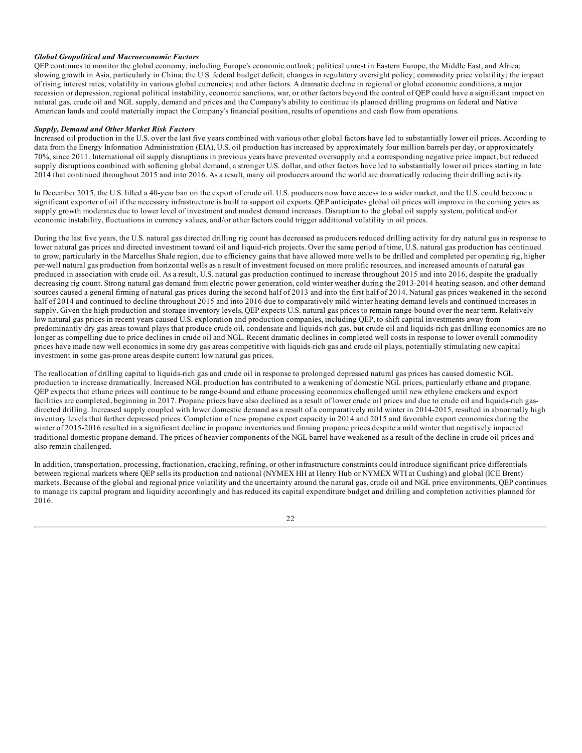***Global Geopolitical and Macroeconomic Factors***
QEP continues to monitor the global economy, including Europe's economic outlook; political unrest in Eastern Europe, the Middle East, and Africa; slowing growth in Asia, particularly in China; the U.S. federal budget deficit; changes in regulatory oversight policy; commodity price volatility; the impact of rising interest rates; volatility in various global currencies; and other factors. A dramatic decline in regional or global economic conditions, a major recession or depression, regional political instability, economic sanctions, war, or other factors beyond the control of QEP could have a significant impact on natural gas, crude oil and NGL supply, demand and prices and the Company's ability to continue its planned drilling programs on federal and Native American lands and could materially impact the Company's financial position, results of operations and cash flow from operations.

***Supply, Demand and Other Market Risk Factors***
Increased oil production in the U.S. over the last five years combined with various other global factors have led to substantially lower oil prices. According to data from the Energy Information Administration (EIA), U.S. oil production has increased by approximately four million barrels per day, or approximately 70%, since 2011. International oil supply disruptions in previous years have prevented oversupply and a corresponding negative price impact, but reduced supply disruptions combined with softening global demand, a stronger U.S. dollar, and other factors have led to substantially lower oil prices starting in late 2014 that continued throughout 2015 and into 2016. As a result, many oil producers around the world are dramatically reducing their drilling activity.

In December 2015, the U.S. lifted a 40-year ban on the export of crude oil. U.S. producers now have access to a wider market, and the U.S. could become a significant exporter of oil if the necessary infrastructure is built to support oil exports. QEP anticipates global oil prices will improve in the coming years as supply growth moderates due to lower level of investment and modest demand increases. Disruption to the global oil supply system, political and/or economic instability, fluctuations in currency values, and/or other factors could trigger additional volatility in oil prices.

During the last five years, the U.S. natural gas directed drilling rig count has decreased as producers reduced drilling activity for dry natural gas in response to lower natural gas prices and directed investment toward oil and liquid-rich projects. Over the same period of time, U.S. natural gas production has continued to grow, particularly in the Marcellus Shale region, due to efficiency gains that have allowed more wells to be drilled and completed per operating rig, higher per-well natural gas production from horizontal wells as a result of investment focused on more prolific resources, and increased amounts of natural gas produced in association with crude oil. As a result, U.S. natural gas production continued to increase throughout 2015 and into 2016, despite the gradually decreasing rig count. Strong natural gas demand from electric power generation, cold winter weather during the 2013-2014 heating season, and other demand sources caused a general firming of natural gas prices during the second half of 2013 and into the first half of 2014. Natural gas prices weakened in the second half of 2014 and continued to decline throughout 2015 and into 2016 due to comparatively mild winter heating demand levels and continued increases in supply. Given the high production and storage inventory levels, QEP expects U.S. natural gas prices to remain range-bound over the near term. Relatively low natural gas prices in recent years caused U.S. exploration and production companies, including QEP, to shift capital investments away from predominantly dry gas areas toward plays that produce crude oil, condensate and liquids-rich gas, but crude oil and liquids-rich gas drilling economics are no longer as compelling due to price declines in crude oil and NGL. Recent dramatic declines in completed well costs in response to lower overall commodity prices have made new well economics in some dry gas areas competitive with liquids-rich gas and crude oil plays, potentially stimulating new capital investment in some gas-prone areas despite current low natural gas prices.

The reallocation of drilling capital to liquids-rich gas and crude oil in response to prolonged depressed natural gas prices has caused domestic NGL production to increase dramatically. Increased NGL production has contributed to a weakening of domestic NGL prices, particularly ethane and propane. QEP expects that ethane prices will continue to be range-bound and ethane processing economics challenged until new ethylene crackers and export facilities are completed, beginning in 2017. Propane prices have also declined as a result of lower crude oil prices and due to crude oil and liquids-rich gas-directed drilling. Increased supply coupled with lower domestic demand as a result of a comparatively mild winter in 2014-2015, resulted in abnormally high inventory levels that further depressed prices. Completion of new propane export capacity in 2014 and 2015 and favorable export economics during the winter of 2015-2016 resulted in a significant decline in propane inventories and firming propane prices despite a mild winter that negatively impacted traditional domestic propane demand. The prices of heavier components of the NGL barrel have weakened as a result of the decline in crude oil prices and also remain challenged.

In addition, transportation, processing, fractionation, cracking, refining, or other infrastructure constraints could introduce significant price differentials between regional markets where QEP sells its production and national (NYMEX HH at Henry Hub or NYMEX WTI at Cushing) and global (ICE Brent) markets. Because of the global and regional price volatility and the uncertainty around the natural gas, crude oil and NGL price environments, QEP continues to manage its capital program and liquidity accordingly and has reduced its capital expenditure budget and drilling and completion activities planned for 2016.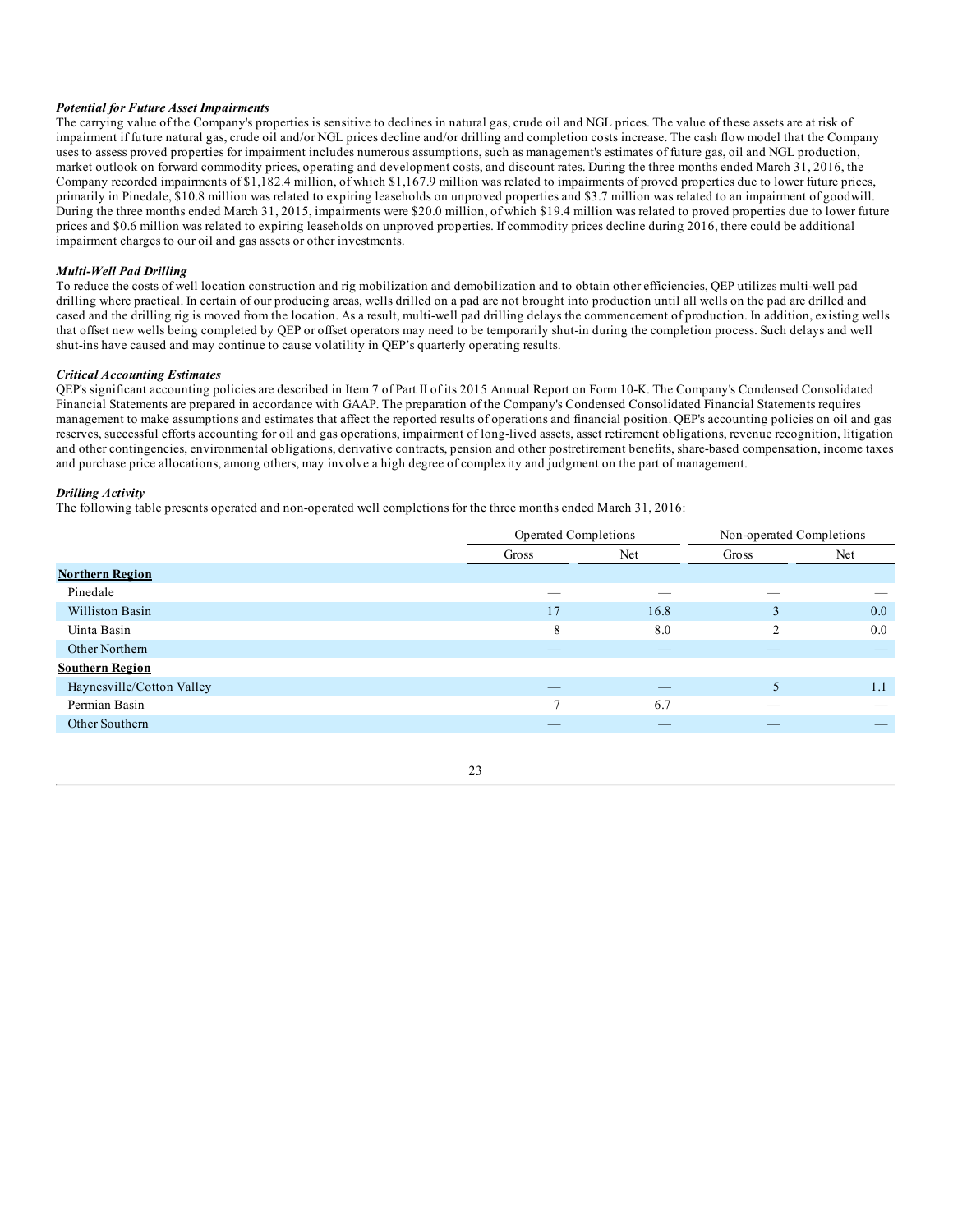***Potential for Future Asset Impairments***

The carrying value of the Company's properties is sensitive to declines in natural gas, crude oil and NGL prices. The value of these assets are at risk of impairment if future natural gas, crude oil and/or NGL prices decline and/or drilling and completion costs increase. The cash flow model that the Company uses to assess proved properties for impairment includes numerous assumptions, such as management's estimates of future gas, oil and NGL production, market outlook on forward commodity prices, operating and development costs, and discount rates. During the three months ended March 31, 2016, the Company recorded impairments of $1,182.4 million, of which $1,167.9 million was related to impairments of proved properties due to lower future prices, primarily in Pinedale, $10.8 million was related to expiring leaseholds on unproved properties and $3.7 million was related to an impairment of goodwill. During the three months ended March 31, 2015, impairments were $20.0 million, of which $19.4 million was related to proved properties due to lower future prices and $0.6 million was related to expiring leaseholds on unproved properties. If commodity prices decline during 2016, there could be additional impairment charges to our oil and gas assets or other investments.

***Multi-Well Pad Drilling***

To reduce the costs of well location construction and rig mobilization and demobilization and to obtain other efficiencies, QEP utilizes multi-well pad drilling where practical. In certain of our producing areas, wells drilled on a pad are not brought into production until all wells on the pad are drilled and cased and the drilling rig is moved from the location. As a result, multi-well pad drilling delays the commencement of production. In addition, existing wells that offset new wells being completed by QEP or offset operators may need to be temporarily shut-in during the completion process. Such delays and well shut-ins have caused and may continue to cause volatility in QEP's quarterly operating results.

***Critical Accounting Estimates***

QEP's significant accounting policies are described in Item 7 of Part II of its 2015 Annual Report on Form 10-K. The Company's Condensed Consolidated Financial Statements are prepared in accordance with GAAP. The preparation of the Company's Condensed Consolidated Financial Statements requires management to make assumptions and estimates that affect the reported results of operations and financial position. QEP's accounting policies on oil and gas reserves, successful efforts accounting for oil and gas operations, impairment of long-lived assets, asset retirement obligations, revenue recognition, litigation and other contingencies, environmental obligations, derivative contracts, pension and other postretirement benefits, share-based compensation, income taxes and purchase price allocations, among others, may involve a high degree of complexity and judgment on the part of management.

***Drilling Activity***

The following table presents operated and non-operated well completions for the three months ended March 31, 2016:

| | Operated Completions | | Non-operated Completions | |
|---|---|---|---|---|
| | Gross | Net | Gross | Net |
| **Northern Region** | | | | |
| Pinedale | — | — | — | — |
| Williston Basin | 17 | 16.8 | 3 | 0.0 |
| Uinta Basin | 8 | 8.0 | 2 | 0.0 |
| Other Northern | — | — | — | — |
| **Southern Region** | | | | |
| Haynesville/Cotton Valley | — | — | 5 | 1.1 |
| Permian Basin | 7 | 6.7 | — | — |
| Other Southern | — | — | — | — |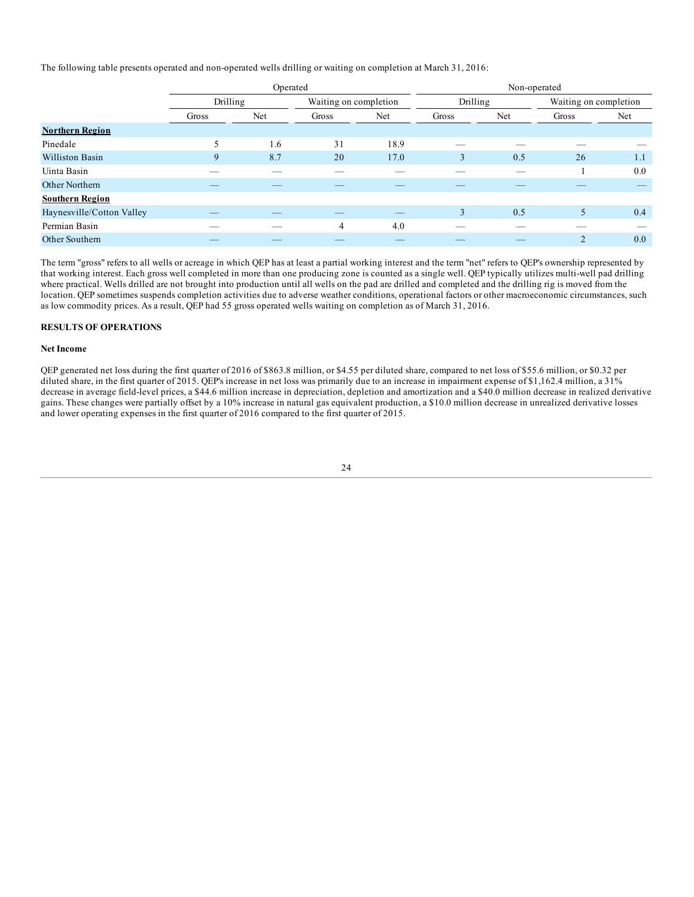The following table presents operated and non-operated wells drilling or waiting on completion at March 31, 2016:

| | Operated | | | | Non-operated | | | |
|---|---|---|---|---|---|---|---|---|
| | Drilling | | Waiting on completion | | Drilling | | Waiting on completion | |
| | Gross | Net | Gross | Net | Gross | Net | Gross | Net |
| **Northern Region** | | | | | | | | |
| Pinedale | 5 | 1.6 | 31 | 18.9 | — | — | — | — |
| Williston Basin | 9 | 8.7 | 20 | 17.0 | 3 | 0.5 | 26 | 1.1 |
| Uinta Basin | — | — | — | — | — | — | 1 | 0.0 |
| Other Northern | — | — | — | — | — | — | — | — |
| **Southern Region** | | | | | | | | |
| Haynesville/Cotton Valley | — | — | — | — | 3 | 0.5 | 5 | 0.4 |
| Permian Basin | — | — | 4 | 4.0 | — | — | — | — |
| Other Southern | — | — | — | — | — | — | 2 | 0.0 |

The term "gross" refers to all wells or acreage in which QEP has at least a partial working interest and the term "net" refers to QEP's ownership represented by that working interest. Each gross well completed in more than one producing zone is counted as a single well. QEP typically utilizes multi-well pad drilling where practical. Wells drilled are not brought into production until all wells on the pad are drilled and completed and the drilling rig is moved from the location. QEP sometimes suspends completion activities due to adverse weather conditions, operational factors or other macroeconomic circumstances, such as low commodity prices. As a result, QEP had 55 gross operated wells waiting on completion as of March 31, 2016.

## RESULTS OF OPERATIONS

### Net Income

QEP generated net loss during the first quarter of 2016 of $863.8 million, or $4.55 per diluted share, compared to net loss of $55.6 million, or $0.32 per diluted share, in the first quarter of 2015. QEP's increase in net loss was primarily due to an increase in impairment expense of $1,162.4 million, a 31% decrease in average field-level prices, a $44.6 million increase in depreciation, depletion and amortization and a $40.0 million decrease in realized derivative gains. These changes were partially offset by a 10% increase in natural gas equivalent production, a $10.0 million decrease in unrealized derivative losses and lower operating expenses in the first quarter of 2016 compared to the first quarter of 2015.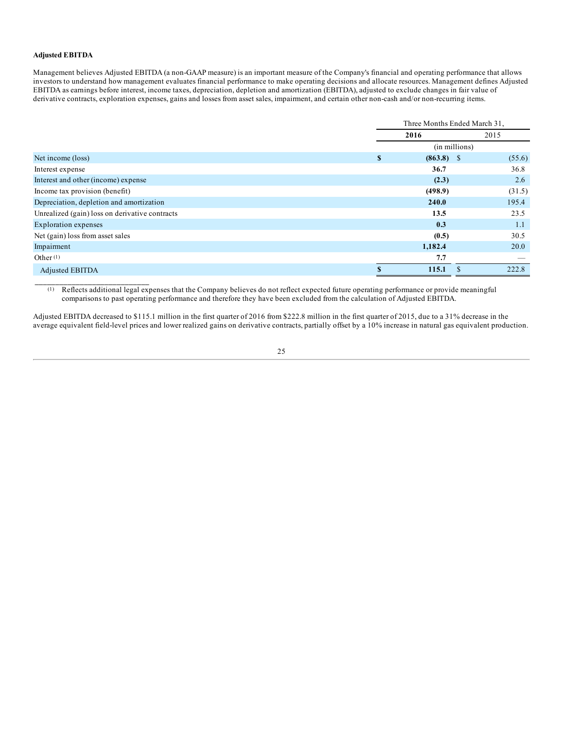**Adjusted EBITDA**

Management believes Adjusted EBITDA (a non-GAAP measure) is an important measure of the Company's financial and operating performance that allows investors to understand how management evaluates financial performance to make operating decisions and allocate resources. Management defines Adjusted EBITDA as earnings before interest, income taxes, depreciation, depletion and amortization (EBITDA), adjusted to exclude changes in fair value of derivative contracts, exploration expenses, gains and losses from asset sales, impairment, and certain other non-cash and/or non-recurring items.

| | Three Months Ended March 31, | |
|---|---|---|
| | **2016** | 2015 |
| | (in millions) | |
| Net income (loss) | **$ (863.8)** | $ (55.6) |
| Interest expense | **36.7** | 36.8 |
| Interest and other (income) expense | **(2.3)** | 2.6 |
| Income tax provision (benefit) | **(498.9)** | (31.5) |
| Depreciation, depletion and amortization | **240.0** | 195.4 |
| Unrealized (gain) loss on derivative contracts | **13.5** | 23.5 |
| Exploration expenses | **0.3** | 1.1 |
| Net (gain) loss from asset sales | **(0.5)** | 30.5 |
| Impairment | **1,182.4** | 20.0 |
| Other [(1)] | **7.7** | — |
| Adjusted EBITDA | **$ 115.1** | $ 222.8 |

(1) Reflects additional legal expenses that the Company believes do not reflect expected future operating performance or provide meaningful comparisons to past operating performance and therefore they have been excluded from the calculation of Adjusted EBITDA.

Adjusted EBITDA decreased to $115.1 million in the first quarter of 2016 from $222.8 million in the first quarter of 2015, due to a 31% decrease in the average equivalent field-level prices and lower realized gains on derivative contracts, partially offset by a 10% increase in natural gas equivalent production.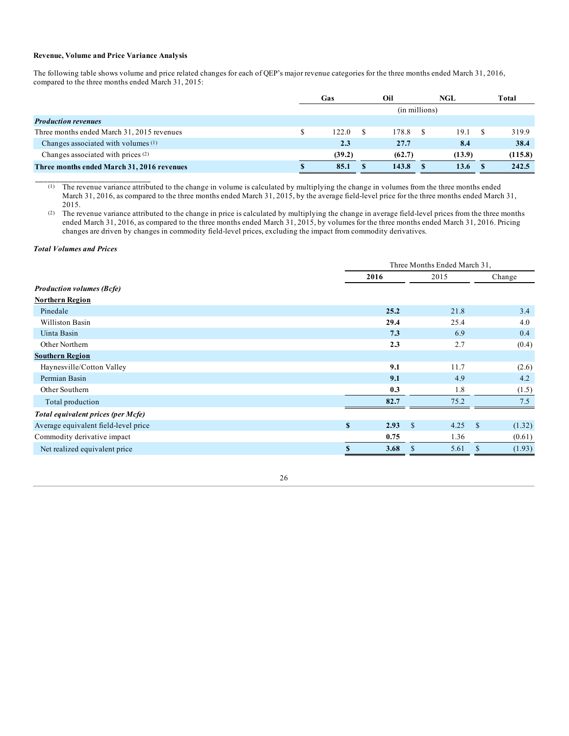**Revenue, Volume and Price Variance Analysis**

The following table shows volume and price related changes for each of QEP's major revenue categories for the three months ended March 31, 2016, compared to the three months ended March 31, 2015:

| | Gas | Oil | NGL | Total |
|---|---|---|---|---|
| | (in millions) | | | |
| ***Production revenues*** | | | | |
| Three months ended March 31, 2015 revenues | $ 122.0 | $ 178.8 | $ 19.1 | $ 319.9 |
| Changes associated with volumes [1] | **2.3** | **27.7** | **8.4** | **38.4** |
| Changes associated with prices [2] | **(39.2)** | **(62.7)** | **(13.9)** | **(115.8)** |
| **Three months ended March 31, 2016 revenues** | **$ 85.1** | **$ 143.8** | **$ 13.6** | **$ 242.5** |

[1] The revenue variance attributed to the change in volume is calculated by multiplying the change in volumes from the three months ended March 31, 2016, as compared to the three months ended March 31, 2015, by the average field-level price for the three months ended March 31, 2015.

[2] The revenue variance attributed to the change in price is calculated by multiplying the change in average field-level prices from the three months ended March 31, 2016, as compared to the three months ended March 31, 2015, by volumes for the three months ended March 31, 2016. Pricing changes are driven by changes in commodity field-level prices, excluding the impact from commodity derivatives.

***Total Volumes and Prices***

| | Three Months Ended March 31, | | |
|---|---|---|---|
| | **2016** | 2015 | Change |
| ***Production volumes (Bcfe)*** | | | |
| **Northern Region** | | | |
| Pinedale | **25.2** | 21.8 | 3.4 |
| Williston Basin | **29.4** | 25.4 | 4.0 |
| Uinta Basin | **7.3** | 6.9 | 0.4 |
| Other Northern | **2.3** | 2.7 | (0.4) |
| **Southern Region** | | | |
| Haynesville/Cotton Valley | **9.1** | 11.7 | (2.6) |
| Permian Basin | **9.1** | 4.9 | 4.2 |
| Other Southern | **0.3** | 1.8 | (1.5) |
| Total production | **82.7** | 75.2 | 7.5 |
| ***Total equivalent prices (per Mcfe)*** | | | |
| Average equivalent field-level price | **$ 2.93** | $ 4.25 | $ (1.32) |
| Commodity derivative impact | **0.75** | 1.36 | (0.61) |
| Net realized equivalent price | **$ 3.68** | $ 5.61 | $ (1.93) |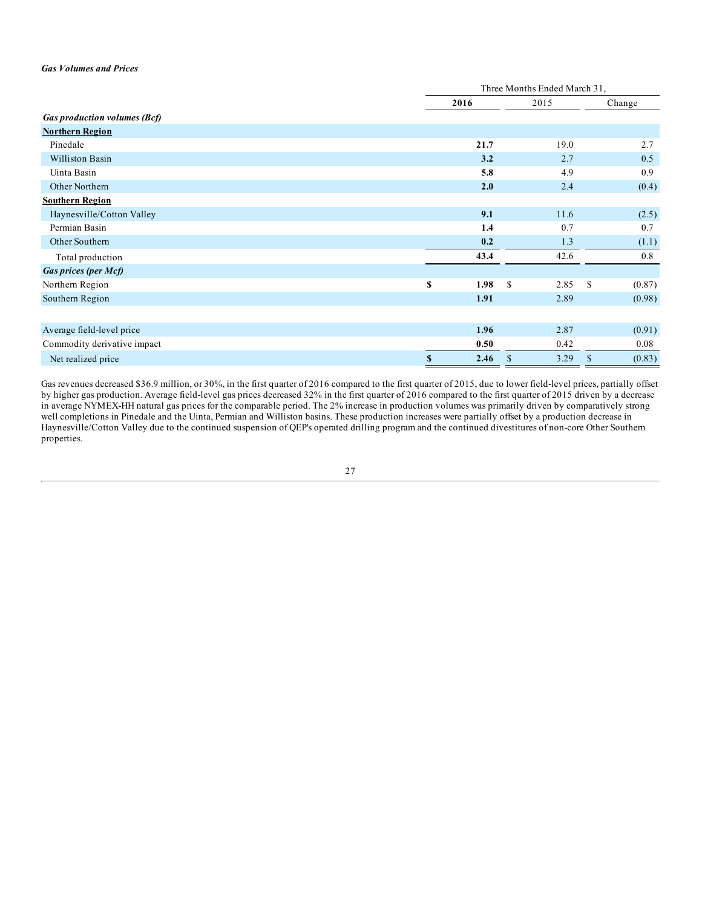***Gas Volumes and Prices***

| | Three Months Ended March 31, | | |
|---|---|---|---|
| | **2016** | 2015 | Change |
| ***Gas production volumes (Bcf)*** | | | |
| **Northern Region** | | | |
| Pinedale | **21.7** | 19.0 | 2.7 |
| Williston Basin | **3.2** | 2.7 | 0.5 |
| Uinta Basin | **5.8** | 4.9 | 0.9 |
| Other Northern | **2.0** | 2.4 | (0.4) |
| **Southern Region** | | | |
| Haynesville/Cotton Valley | **9.1** | 11.6 | (2.5) |
| Permian Basin | **1.4** | 0.7 | 0.7 |
| Other Southern | **0.2** | 1.3 | (1.1) |
| Total production | **43.4** | 42.6 | 0.8 |
| ***Gas prices (per Mcf)*** | | | |
| Northern Region | **$ 1.98** | $ 2.85 | $ (0.87) |
| Southern Region | **1.91** | 2.89 | (0.98) |
| | | | |
| Average field-level price | **1.96** | 2.87 | (0.91) |
| Commodity derivative impact | **0.50** | 0.42 | 0.08 |
| Net realized price | **$ 2.46** | $ 3.29 | $ (0.83) |

Gas revenues decreased $36.9 million, or 30%, in the first quarter of 2016 compared to the first quarter of 2015, due to lower field-level prices, partially offset by higher gas production. Average field-level gas prices decreased 32% in the first quarter of 2016 compared to the first quarter of 2015 driven by a decrease in average NYMEX-HH natural gas prices for the comparable period. The 2% increase in production volumes was primarily driven by comparatively strong well completions in Pinedale and the Uinta, Permian and Williston basins. These production increases were partially offset by a production decrease in Haynesville/Cotton Valley due to the continued suspension of QEP's operated drilling program and the continued divestitures of non-core Other Southern properties.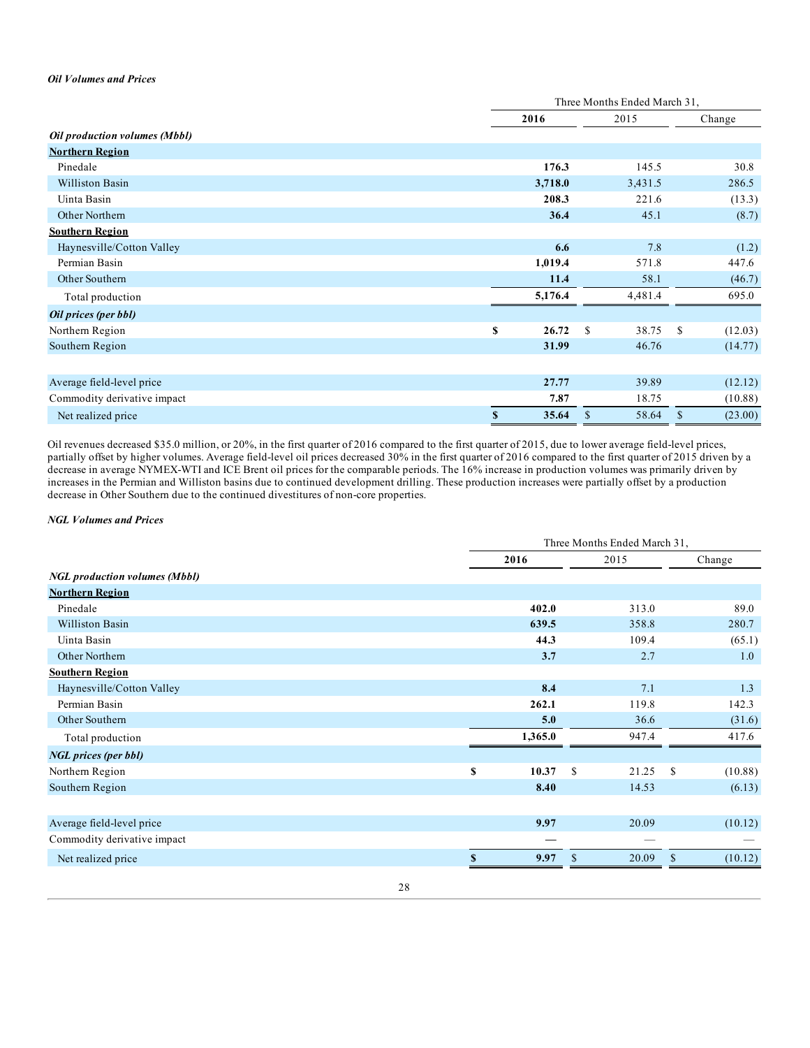*Oil Volumes and Prices*

| | Three Months Ended March 31, | | |
|---|---|---|---|
| | **2016** | 2015 | Change |
| ***Oil production volumes (Mbbl)*** | | | |
| **Northern Region** | | | |
| Pinedale | **176.3** | 145.5 | 30.8 |
| Williston Basin | **3,718.0** | 3,431.5 | 286.5 |
| Uinta Basin | **208.3** | 221.6 | (13.3) |
| Other Northern | **36.4** | 45.1 | (8.7) |
| **Southern Region** | | | |
| Haynesville/Cotton Valley | **6.6** | 7.8 | (1.2) |
| Permian Basin | **1,019.4** | 571.8 | 447.6 |
| Other Southern | **11.4** | 58.1 | (46.7) |
| Total production | **5,176.4** | 4,481.4 | 695.0 |
| ***Oil prices (per bbl)*** | | | |
| Northern Region | **$ 26.72** | $ 38.75 | $ (12.03) |
| Southern Region | **31.99** | 46.76 | (14.77) |
| | | | |
| Average field-level price | **27.77** | 39.89 | (12.12) |
| Commodity derivative impact | **7.87** | 18.75 | (10.88) |
| Net realized price | **$ 35.64** | $ 58.64 | $ (23.00) |

Oil revenues decreased $35.0 million, or 20%, in the first quarter of 2016 compared to the first quarter of 2015, due to lower average field-level prices, partially offset by higher volumes. Average field-level oil prices decreased 30% in the first quarter of 2016 compared to the first quarter of 2015 driven by a decrease in average NYMEX-WTI and ICE Brent oil prices for the comparable periods. The 16% increase in production volumes was primarily driven by increases in the Permian and Williston basins due to continued development drilling. These production increases were partially offset by a production decrease in Other Southern due to the continued divestitures of non-core properties.

*NGL Volumes and Prices*

| | Three Months Ended March 31, | | |
|---|---|---|---|
| | **2016** | 2015 | Change |
| ***NGL production volumes (Mbbl)*** | | | |
| **Northern Region** | | | |
| Pinedale | **402.0** | 313.0 | 89.0 |
| Williston Basin | **639.5** | 358.8 | 280.7 |
| Uinta Basin | **44.3** | 109.4 | (65.1) |
| Other Northern | **3.7** | 2.7 | 1.0 |
| **Southern Region** | | | |
| Haynesville/Cotton Valley | **8.4** | 7.1 | 1.3 |
| Permian Basin | **262.1** | 119.8 | 142.3 |
| Other Southern | **5.0** | 36.6 | (31.6) |
| Total production | **1,365.0** | 947.4 | 417.6 |
| ***NGL prices (per bbl)*** | | | |
| Northern Region | **$ 10.37** | $ 21.25 | $ (10.88) |
| Southern Region | **8.40** | 14.53 | (6.13) |
| | | | |
| Average field-level price | **9.97** | 20.09 | (10.12) |
| Commodity derivative impact | **—** | — | — |
| Net realized price | **$ 9.97** | $ 20.09 | $ (10.12) |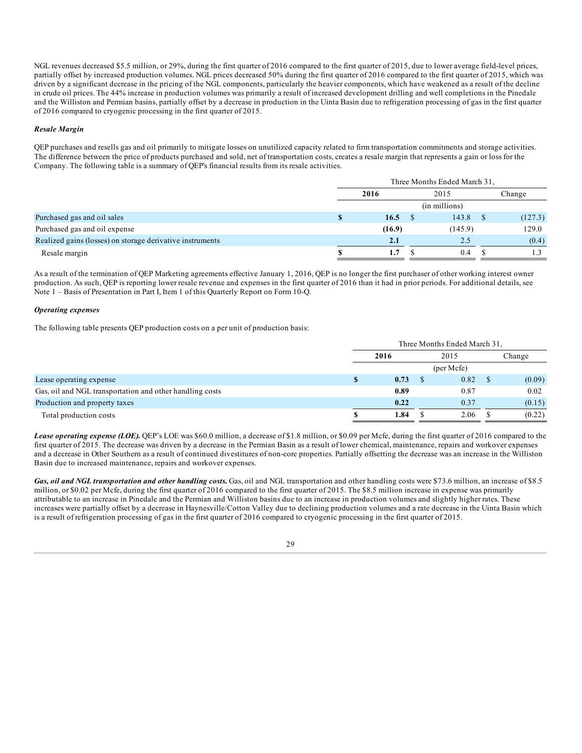NGL revenues decreased $5.5 million, or 29%, during the first quarter of 2016 compared to the first quarter of 2015, due to lower average field-level prices, partially offset by increased production volumes. NGL prices decreased 50% during the first quarter of 2016 compared to the first quarter of 2015, which was driven by a significant decrease in the pricing of the NGL components, particularly the heavier components, which have weakened as a result of the decline in crude oil prices. The 44% increase in production volumes was primarily a result of increased development drilling and well completions in the Pinedale and the Williston and Permian basins, partially offset by a decrease in production in the Uinta Basin due to refrigeration processing of gas in the first quarter of 2016 compared to cryogenic processing in the first quarter of 2015.

***Resale Margin***

QEP purchases and resells gas and oil primarily to mitigate losses on unutilized capacity related to firm transportation commitments and storage activities. The difference between the price of products purchased and sold, net of transportation costs, creates a resale margin that represents a gain or loss for the Company. The following table is a summary of QEP's financial results from its resale activities.

| | Three Months Ended March 31, | | |
|---|---|---|---|
| | **2016** | 2015 | Change |
| | | (in millions) | |
| Purchased gas and oil sales | **$ 16.5** | $ 143.8 | $ (127.3) |
| Purchased gas and oil expense | **(16.9)** | (145.9) | 129.0 |
| Realized gains (losses) on storage derivative instruments | **2.1** | 2.5 | (0.4) |
| Resale margin | **$ 1.7** | $ 0.4 | $ 1.3 |

As a result of the termination of QEP Marketing agreements effective January 1, 2016, QEP is no longer the first purchaser of other working interest owner production. As such, QEP is reporting lower resale revenue and expenses in the first quarter of 2016 than it had in prior periods. For additional details, see Note 1 – Basis of Presentation in Part I, Item 1 of this Quarterly Report on Form 10-Q.

***Operating expenses***

The following table presents QEP production costs on a per unit of production basis:

| | Three Months Ended March 31, | | |
|---|---|---|---|
| | **2016** | 2015 | Change |
| | | (per Mcfe) | |
| Lease operating expense | **$ 0.73** | $ 0.82 | $ (0.09) |
| Gas, oil and NGL transportation and other handling costs | **0.89** | 0.87 | 0.02 |
| Production and property taxes | **0.22** | 0.37 | (0.15) |
| Total production costs | **$ 1.84** | $ 2.06 | $ (0.22) |

***Lease operating expense (LOE).*** QEP's LOE was $60.0 million, a decrease of $1.8 million, or $0.09 per Mcfe, during the first quarter of 2016 compared to the first quarter of 2015. The decrease was driven by a decrease in the Permian Basin as a result of lower chemical, maintenance, repairs and workover expenses and a decrease in Other Southern as a result of continued divestitures of non-core properties. Partially offsetting the decrease was an increase in the Williston Basin due to increased maintenance, repairs and workover expenses.

***Gas, oil and NGL transportation and other handling costs.*** Gas, oil and NGL transportation and other handling costs were $73.6 million, an increase of $8.5 million, or $0.02 per Mcfe, during the first quarter of 2016 compared to the first quarter of 2015. The $8.5 million increase in expense was primarily attributable to an increase in Pinedale and the Permian and Williston basins due to an increase in production volumes and slightly higher rates. These increases were partially offset by a decrease in Haynesville/Cotton Valley due to declining production volumes and a rate decrease in the Uinta Basin which is a result of refrigeration processing of gas in the first quarter of 2016 compared to cryogenic processing in the first quarter of 2015.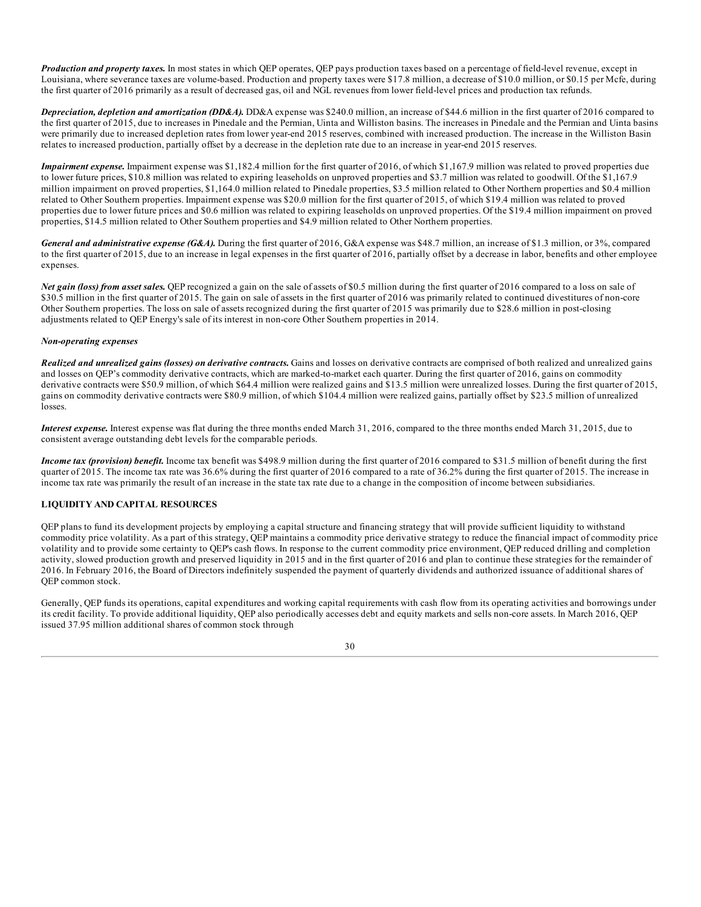***Production and property taxes.*** In most states in which QEP operates, QEP pays production taxes based on a percentage of field-level revenue, except in Louisiana, where severance taxes are volume-based. Production and property taxes were $17.8 million, a decrease of $10.0 million, or $0.15 per Mcfe, during the first quarter of 2016 primarily as a result of decreased gas, oil and NGL revenues from lower field-level prices and production tax refunds.

***Depreciation, depletion and amortization (DD&A).*** DD&A expense was $240.0 million, an increase of $44.6 million in the first quarter of 2016 compared to the first quarter of 2015, due to increases in Pinedale and the Permian, Uinta and Williston basins. The increases in Pinedale and the Permian and Uinta basins were primarily due to increased depletion rates from lower year-end 2015 reserves, combined with increased production. The increase in the Williston Basin relates to increased production, partially offset by a decrease in the depletion rate due to an increase in year-end 2015 reserves.

***Impairment expense.*** Impairment expense was $1,182.4 million for the first quarter of 2016, of which $1,167.9 million was related to proved properties due to lower future prices, $10.8 million was related to expiring leaseholds on unproved properties and $3.7 million was related to goodwill. Of the $1,167.9 million impairment on proved properties, $1,164.0 million related to Pinedale properties, $3.5 million related to Other Northern properties and $0.4 million related to Other Southern properties. Impairment expense was $20.0 million for the first quarter of 2015, of which $19.4 million was related to proved properties due to lower future prices and $0.6 million was related to expiring leaseholds on unproved properties. Of the $19.4 million impairment on proved properties, $14.5 million related to Other Southern properties and $4.9 million related to Other Northern properties.

***General and administrative expense (G&A).*** During the first quarter of 2016, G&A expense was $48.7 million, an increase of $1.3 million, or 3%, compared to the first quarter of 2015, due to an increase in legal expenses in the first quarter of 2016, partially offset by a decrease in labor, benefits and other employee expenses.

***Net gain (loss) from asset sales.*** QEP recognized a gain on the sale of assets of $0.5 million during the first quarter of 2016 compared to a loss on sale of $30.5 million in the first quarter of 2015. The gain on sale of assets in the first quarter of 2016 was primarily related to continued divestitures of non-core Other Southern properties. The loss on sale of assets recognized during the first quarter of 2015 was primarily due to $28.6 million in post-closing adjustments related to QEP Energy's sale of its interest in non-core Other Southern properties in 2014.

*Non-operating expenses*

***Realized and unrealized gains (losses) on derivative contracts.*** Gains and losses on derivative contracts are comprised of both realized and unrealized gains and losses on QEP's commodity derivative contracts, which are marked-to-market each quarter. During the first quarter of 2016, gains on commodity derivative contracts were $50.9 million, of which $64.4 million were realized gains and $13.5 million were unrealized losses. During the first quarter of 2015, gains on commodity derivative contracts were $80.9 million, of which $104.4 million were realized gains, partially offset by $23.5 million of unrealized losses.

***Interest expense.*** Interest expense was flat during the three months ended March 31, 2016, compared to the three months ended March 31, 2015, due to consistent average outstanding debt levels for the comparable periods.

***Income tax (provision) benefit.*** Income tax benefit was $498.9 million during the first quarter of 2016 compared to $31.5 million of benefit during the first quarter of 2015. The income tax rate was 36.6% during the first quarter of 2016 compared to a rate of 36.2% during the first quarter of 2015. The increase in income tax rate was primarily the result of an increase in the state tax rate due to a change in the composition of income between subsidiaries.

**LIQUIDITY AND CAPITAL RESOURCES**

QEP plans to fund its development projects by employing a capital structure and financing strategy that will provide sufficient liquidity to withstand commodity price volatility. As a part of this strategy, QEP maintains a commodity price derivative strategy to reduce the financial impact of commodity price volatility and to provide some certainty to QEP's cash flows. In response to the current commodity price environment, QEP reduced drilling and completion activity, slowed production growth and preserved liquidity in 2015 and in the first quarter of 2016 and plan to continue these strategies for the remainder of 2016. In February 2016, the Board of Directors indefinitely suspended the payment of quarterly dividends and authorized issuance of additional shares of QEP common stock.

Generally, QEP funds its operations, capital expenditures and working capital requirements with cash flow from its operating activities and borrowings under its credit facility. To provide additional liquidity, QEP also periodically accesses debt and equity markets and sells non-core assets. In March 2016, QEP issued 37.95 million additional shares of common stock through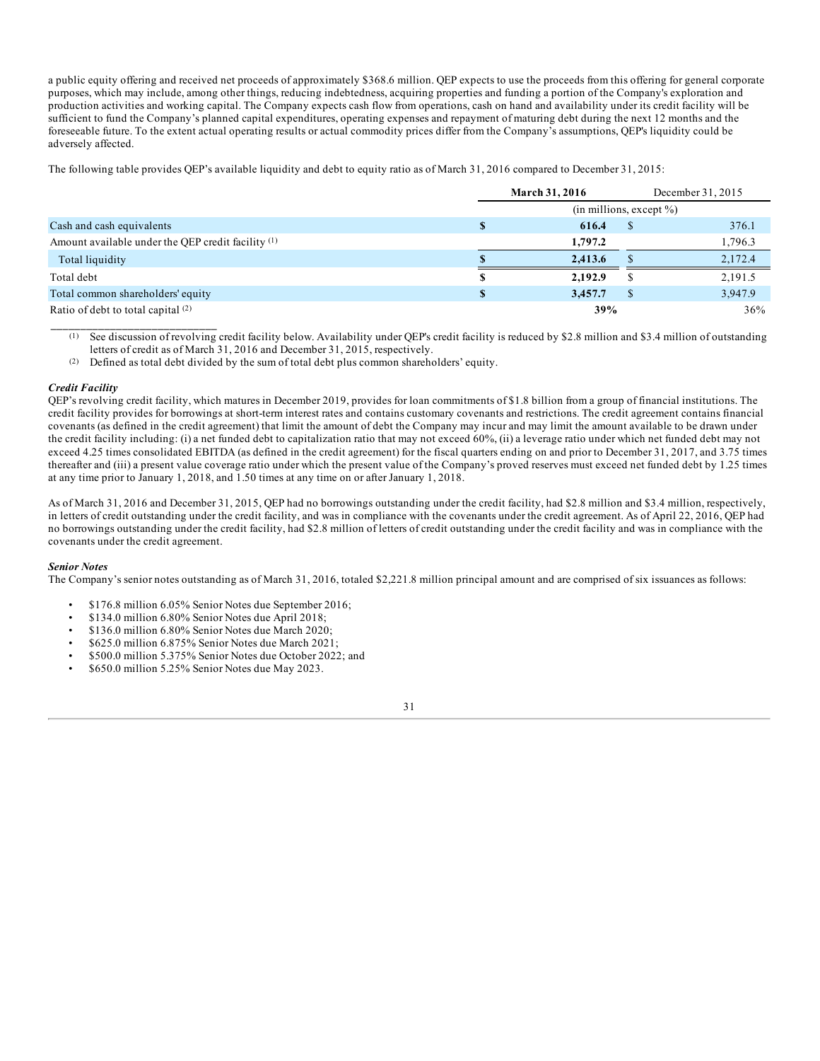a public equity offering and received net proceeds of approximately $368.6 million. QEP expects to use the proceeds from this offering for general corporate purposes, which may include, among other things, reducing indebtedness, acquiring properties and funding a portion of the Company's exploration and production activities and working capital. The Company expects cash flow from operations, cash on hand and availability under its credit facility will be sufficient to fund the Company's planned capital expenditures, operating expenses and repayment of maturing debt during the next 12 months and the foreseeable future. To the extent actual operating results or actual commodity prices differ from the Company's assumptions, QEP's liquidity could be adversely affected.

The following table provides QEP's available liquidity and debt to equity ratio as of March 31, 2016 compared to December 31, 2015:

| | **March 31, 2016** | December 31, 2015 |
|---|---|---|
| | (in millions, except %) | |
| Cash and cash equivalents | **$ 616.4** | $ 376.1 |
| Amount available under the QEP credit facility [(1)] | **1,797.2** | 1,796.3 |
| Total liquidity | **$ 2,413.6** | $ 2,172.4 |
| Total debt | **$ 2,192.9** | $ 2,191.5 |
| Total common shareholders' equity | **$ 3,457.7** | $ 3,947.9 |
| Ratio of debt to total capital [(2)] | **39%** | 36% |

(1) See discussion of revolving credit facility below. Availability under QEP's credit facility is reduced by $2.8 million and $3.4 million of outstanding letters of credit as of March 31, 2016 and December 31, 2015, respectively.

(2) Defined as total debt divided by the sum of total debt plus common shareholders' equity.

***Credit Facility***

QEP's revolving credit facility, which matures in December 2019, provides for loan commitments of $1.8 billion from a group of financial institutions. The credit facility provides for borrowings at short-term interest rates and contains customary covenants and restrictions. The credit agreement contains financial covenants (as defined in the credit agreement) that limit the amount of debt the Company may incur and may limit the amount available to be drawn under the credit facility including: (i) a net funded debt to capitalization ratio that may not exceed 60%, (ii) a leverage ratio under which net funded debt may not exceed 4.25 times consolidated EBITDA (as defined in the credit agreement) for the fiscal quarters ending on and prior to December 31, 2017, and 3.75 times thereafter and (iii) a present value coverage ratio under which the present value of the Company's proved reserves must exceed net funded debt by 1.25 times at any time prior to January 1, 2018, and 1.50 times at any time on or after January 1, 2018.

As of March 31, 2016 and December 31, 2015, QEP had no borrowings outstanding under the credit facility, had $2.8 million and $3.4 million, respectively, in letters of credit outstanding under the credit facility, and was in compliance with the covenants under the credit agreement. As of April 22, 2016, QEP had no borrowings outstanding under the credit facility, had $2.8 million of letters of credit outstanding under the credit facility and was in compliance with the covenants under the credit agreement.

***Senior Notes***

The Company's senior notes outstanding as of March 31, 2016, totaled $2,221.8 million principal amount and are comprised of six issuances as follows:

- $176.8 million 6.05% Senior Notes due September 2016;
- $134.0 million 6.80% Senior Notes due April 2018;
- $136.0 million 6.80% Senior Notes due March 2020;
- $625.0 million 6.875% Senior Notes due March 2021;
- $500.0 million 5.375% Senior Notes due October 2022; and
- $650.0 million 5.25% Senior Notes due May 2023.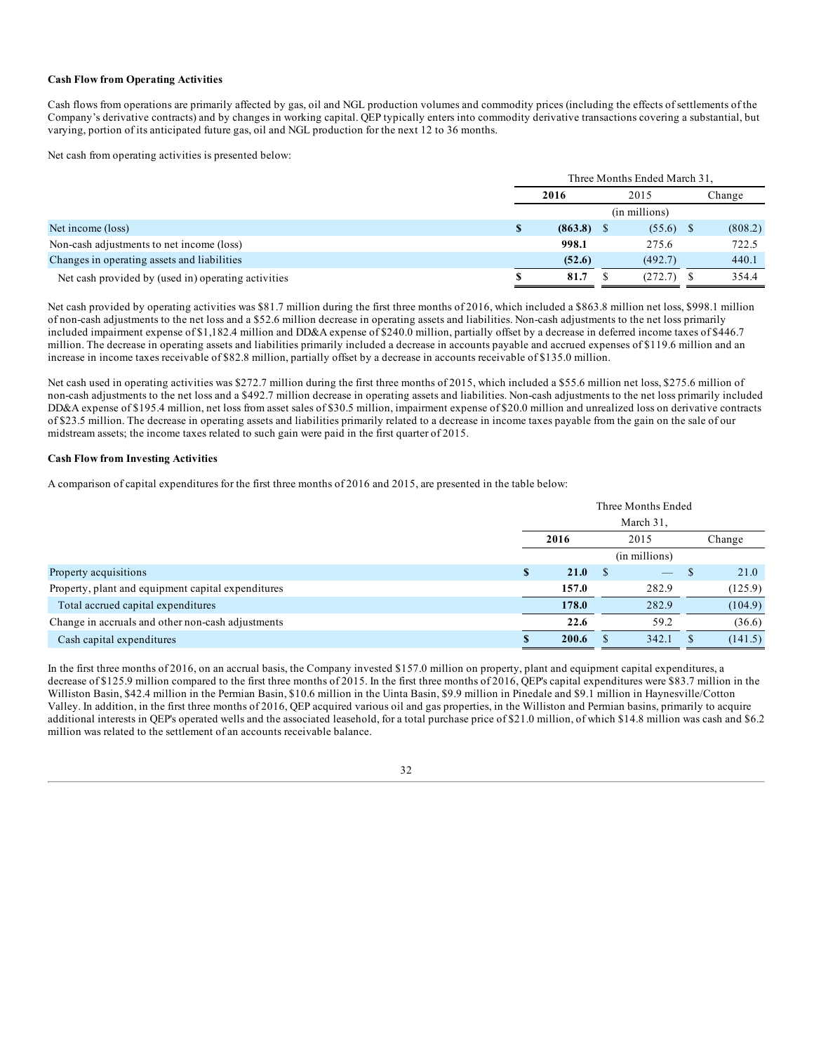**Cash Flow from Operating Activities**

Cash flows from operations are primarily affected by gas, oil and NGL production volumes and commodity prices (including the effects of settlements of the Company's derivative contracts) and by changes in working capital. QEP typically enters into commodity derivative transactions covering a substantial, but varying, portion of its anticipated future gas, oil and NGL production for the next 12 to 36 months.

Net cash from operating activities is presented below:

| | Three Months Ended March 31, | | |
|---|---|---|---|
| | **2016** | 2015 | Change |
| | | (in millions) | |
| Net income (loss) | **$ (863.8)** | $ (55.6) | $ (808.2) |
| Non-cash adjustments to net income (loss) | **998.1** | 275.6 | 722.5 |
| Changes in operating assets and liabilities | **(52.6)** | (492.7) | 440.1 |
| Net cash provided by (used in) operating activities | **$ 81.7** | $ (272.7) | $ 354.4 |

Net cash provided by operating activities was $81.7 million during the first three months of 2016, which included a $863.8 million net loss, $998.1 million of non-cash adjustments to the net loss and a $52.6 million decrease in operating assets and liabilities. Non-cash adjustments to the net loss primarily included impairment expense of $1,182.4 million and DD&A expense of $240.0 million, partially offset by a decrease in deferred income taxes of $446.7 million. The decrease in operating assets and liabilities primarily included a decrease in accounts payable and accrued expenses of $119.6 million and an increase in income taxes receivable of $82.8 million, partially offset by a decrease in accounts receivable of $135.0 million.

Net cash used in operating activities was $272.7 million during the first three months of 2015, which included a $55.6 million net loss, $275.6 million of non-cash adjustments to the net loss and a $492.7 million decrease in operating assets and liabilities. Non-cash adjustments to the net loss primarily included DD&A expense of $195.4 million, net loss from asset sales of $30.5 million, impairment expense of $20.0 million and unrealized loss on derivative contracts of $23.5 million. The decrease in operating assets and liabilities primarily related to a decrease in income taxes payable from the gain on the sale of our midstream assets; the income taxes related to such gain were paid in the first quarter of 2015.

**Cash Flow from Investing Activities**

A comparison of capital expenditures for the first three months of 2016 and 2015, are presented in the table below:

| | Three Months Ended March 31, | | |
|---|---|---|---|
| | **2016** | 2015 | Change |
| | | (in millions) | |
| Property acquisitions | **$ 21.0** | $ — | $ 21.0 |
| Property, plant and equipment capital expenditures | **157.0** | 282.9 | (125.9) |
| Total accrued capital expenditures | **178.0** | 282.9 | (104.9) |
| Change in accruals and other non-cash adjustments | **22.6** | 59.2 | (36.6) |
| Cash capital expenditures | **$ 200.6** | $ 342.1 | $ (141.5) |

In the first three months of 2016, on an accrual basis, the Company invested $157.0 million on property, plant and equipment capital expenditures, a decrease of $125.9 million compared to the first three months of 2015. In the first three months of 2016, QEP's capital expenditures were $83.7 million in the Williston Basin, $42.4 million in the Permian Basin, $10.6 million in the Uinta Basin, $9.9 million in Pinedale and $9.1 million in Haynesville/Cotton Valley. In addition, in the first three months of 2016, QEP acquired various oil and gas properties, in the Williston and Permian basins, primarily to acquire additional interests in QEP's operated wells and the associated leasehold, for a total purchase price of $21.0 million, of which $14.8 million was cash and $6.2 million was related to the settlement of an accounts receivable balance.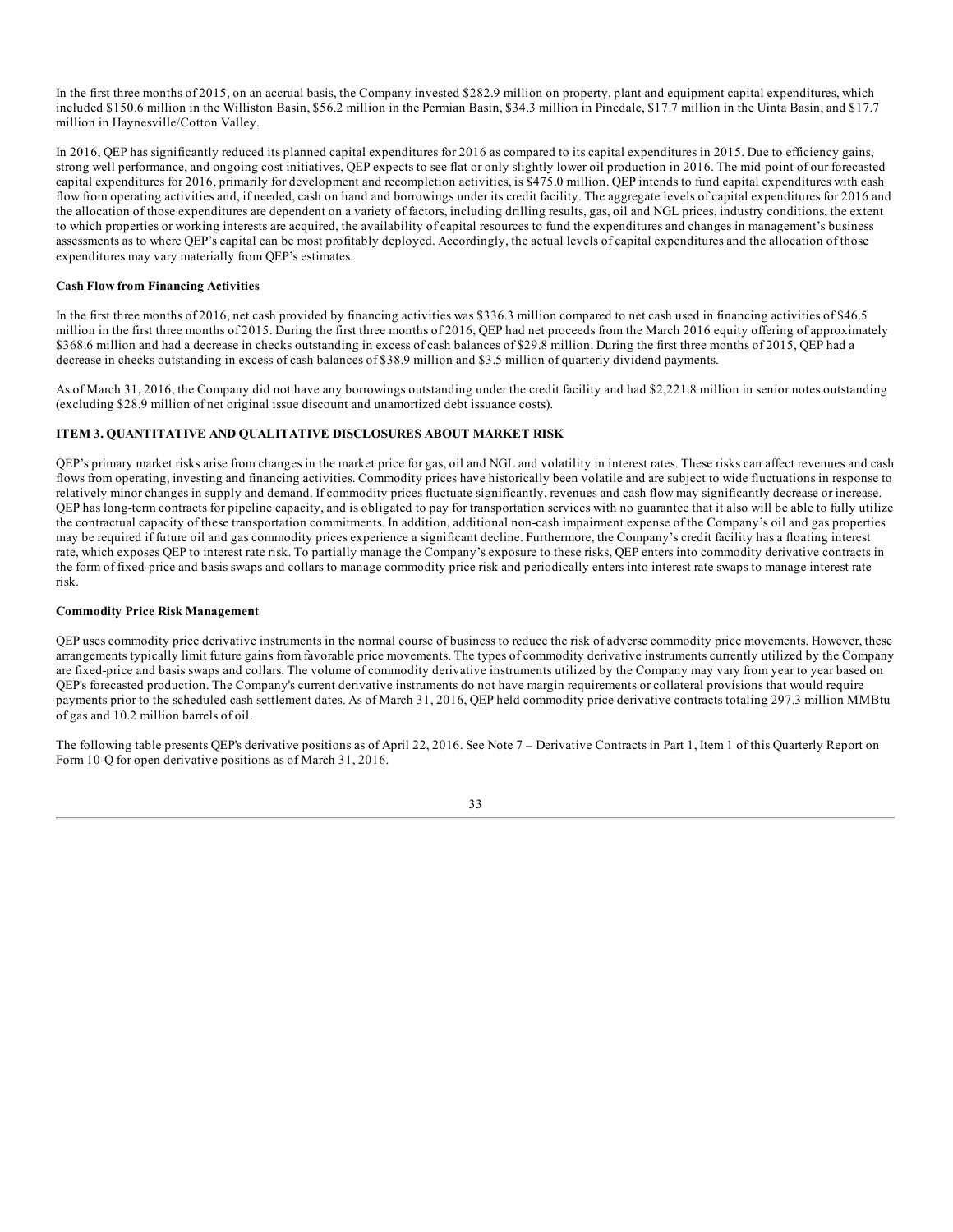In the first three months of 2015, on an accrual basis, the Company invested $282.9 million on property, plant and equipment capital expenditures, which included $150.6 million in the Williston Basin, $56.2 million in the Permian Basin, $34.3 million in Pinedale, $17.7 million in the Uinta Basin, and $17.7 million in Haynesville/Cotton Valley.

In 2016, QEP has significantly reduced its planned capital expenditures for 2016 as compared to its capital expenditures in 2015. Due to efficiency gains, strong well performance, and ongoing cost initiatives, QEP expects to see flat or only slightly lower oil production in 2016. The mid-point of our forecasted capital expenditures for 2016, primarily for development and recompletion activities, is $475.0 million. QEP intends to fund capital expenditures with cash flow from operating activities and, if needed, cash on hand and borrowings under its credit facility. The aggregate levels of capital expenditures for 2016 and the allocation of those expenditures are dependent on a variety of factors, including drilling results, gas, oil and NGL prices, industry conditions, the extent to which properties or working interests are acquired, the availability of capital resources to fund the expenditures and changes in management's business assessments as to where QEP's capital can be most profitably deployed. Accordingly, the actual levels of capital expenditures and the allocation of those expenditures may vary materially from QEP's estimates.

**Cash Flow from Financing Activities**

In the first three months of 2016, net cash provided by financing activities was $336.3 million compared to net cash used in financing activities of $46.5 million in the first three months of 2015. During the first three months of 2016, QEP had net proceeds from the March 2016 equity offering of approximately $368.6 million and had a decrease in checks outstanding in excess of cash balances of $29.8 million. During the first three months of 2015, QEP had a decrease in checks outstanding in excess of cash balances of $38.9 million and $3.5 million of quarterly dividend payments.

As of March 31, 2016, the Company did not have any borrowings outstanding under the credit facility and had $2,221.8 million in senior notes outstanding (excluding $28.9 million of net original issue discount and unamortized debt issuance costs).

## ITEM 3. QUANTITATIVE AND QUALITATIVE DISCLOSURES ABOUT MARKET RISK

QEP's primary market risks arise from changes in the market price for gas, oil and NGL and volatility in interest rates. These risks can affect revenues and cash flows from operating, investing and financing activities. Commodity prices have historically been volatile and are subject to wide fluctuations in response to relatively minor changes in supply and demand. If commodity prices fluctuate significantly, revenues and cash flow may significantly decrease or increase. QEP has long-term contracts for pipeline capacity, and is obligated to pay for transportation services with no guarantee that it also will be able to fully utilize the contractual capacity of these transportation commitments. In addition, additional non-cash impairment expense of the Company's oil and gas properties may be required if future oil and gas commodity prices experience a significant decline. Furthermore, the Company's credit facility has a floating interest rate, which exposes QEP to interest rate risk. To partially manage the Company's exposure to these risks, QEP enters into commodity derivative contracts in the form of fixed-price and basis swaps and collars to manage commodity price risk and periodically enters into interest rate swaps to manage interest rate risk.

**Commodity Price Risk Management**

QEP uses commodity price derivative instruments in the normal course of business to reduce the risk of adverse commodity price movements. However, these arrangements typically limit future gains from favorable price movements. The types of commodity derivative instruments currently utilized by the Company are fixed-price and basis swaps and collars. The volume of commodity derivative instruments utilized by the Company may vary from year to year based on QEP's forecasted production. The Company's current derivative instruments do not have margin requirements or collateral provisions that would require payments prior to the scheduled cash settlement dates. As of March 31, 2016, QEP held commodity price derivative contracts totaling 297.3 million MMBtu of gas and 10.2 million barrels of oil.

The following table presents QEP's derivative positions as of April 22, 2016. See Note 7 – Derivative Contracts in Part 1, Item 1 of this Quarterly Report on Form 10-Q for open derivative positions as of March 31, 2016.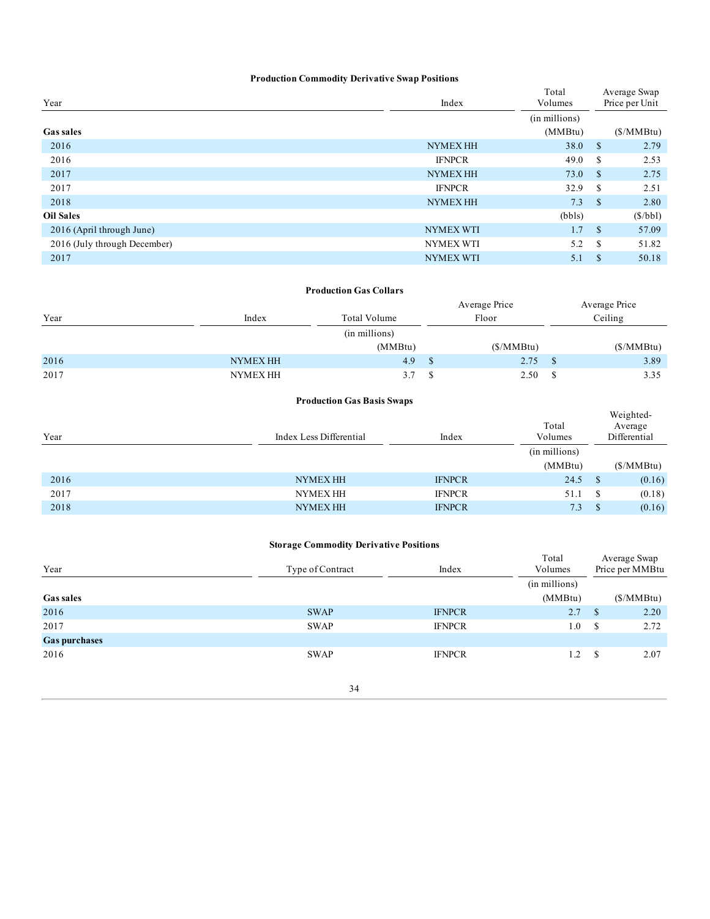**Production Commodity Derivative Swap Positions**

| Year | Index | Total Volumes | Average Swap Price per Unit |
|---|---|---|---|
| | | (in millions) | |
| **Gas sales** | | (MMBtu) | ($/MMBtu) |
| 2016 | NYMEX HH | 38.0 | $ 2.79 |
| 2016 | IFNPCR | 49.0 | $ 2.53 |
| 2017 | NYMEX HH | 73.0 | $ 2.75 |
| 2017 | IFNPCR | 32.9 | $ 2.51 |
| 2018 | NYMEX HH | 7.3 | $ 2.80 |
| **Oil Sales** | | (bbls) | ($/bbl) |
| 2016 (April through June) | NYMEX WTI | 1.7 | $ 57.09 |
| 2016 (July through December) | NYMEX WTI | 5.2 | $ 51.82 |
| 2017 | NYMEX WTI | 5.1 | $ 50.18 |

**Production Gas Collars**

| Year | Index | Total Volume | Average Price Floor | Average Price Ceiling |
|---|---|---|---|---|
| | | (in millions) | | |
| | | (MMBtu) | ($/MMBtu) | ($/MMBtu) |
| 2016 | NYMEX HH | 4.9 | $ 2.75 | $ 3.89 |
| 2017 | NYMEX HH | 3.7 | $ 2.50 | $ 3.35 |

**Production Gas Basis Swaps**

| Year | Index Less Differential | Index | Total Volumes | Weighted-Average Differential |
|---|---|---|---|---|
| | | | (in millions) | |
| | | | (MMBtu) | ($/MMBtu) |
| 2016 | NYMEX HH | IFNPCR | 24.5 | $ (0.16) |
| 2017 | NYMEX HH | IFNPCR | 51.1 | $ (0.18) |
| 2018 | NYMEX HH | IFNPCR | 7.3 | $ (0.16) |

**Storage Commodity Derivative Positions**

| Year | Type of Contract | Index | Total Volumes | Average Swap Price per MMBtu |
|---|---|---|---|---|
| | | | (in millions) | |
| **Gas sales** | | | (MMBtu) | ($/MMBtu) |
| 2016 | SWAP | IFNPCR | 2.7 | $ 2.20 |
| 2017 | SWAP | IFNPCR | 1.0 | $ 2.72 |
| **Gas purchases** | | | | |
| 2016 | SWAP | IFNPCR | 1.2 | $ 2.07 |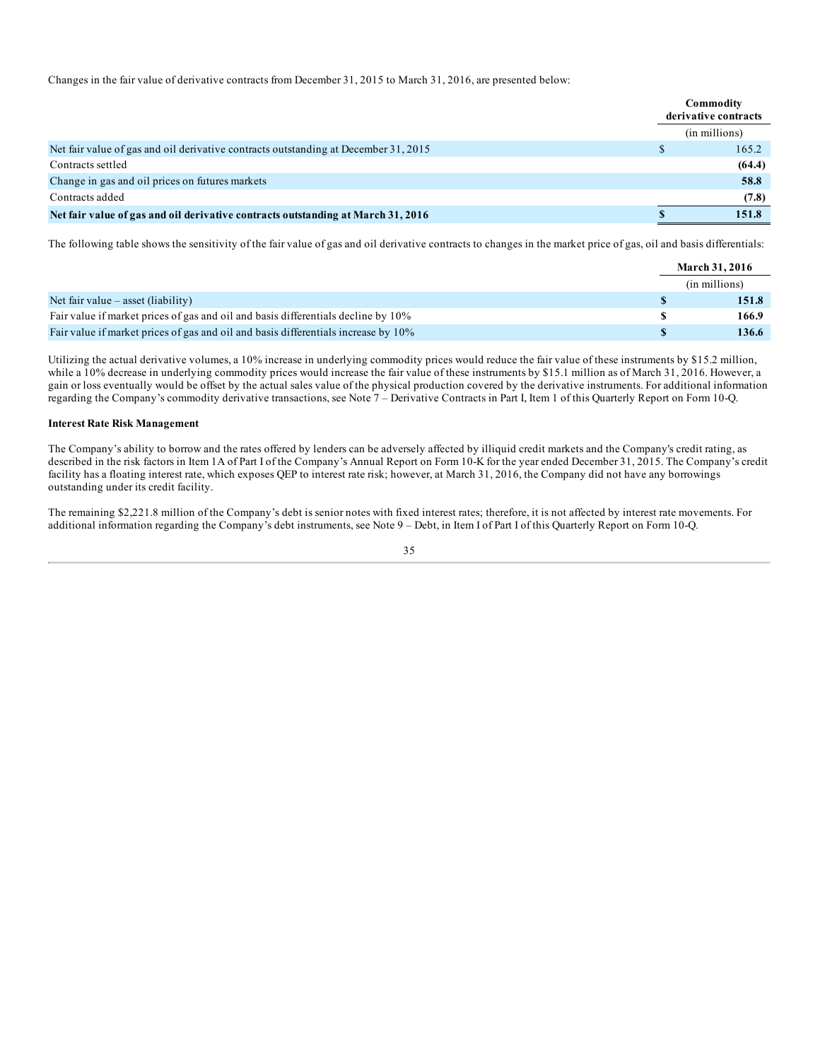Changes in the fair value of derivative contracts from December 31, 2015 to March 31, 2016, are presented below:

| | | Commodity derivative contracts |
|---|---|---|
| | | (in millions) |
| Net fair value of gas and oil derivative contracts outstanding at December 31, 2015 | $ | 165.2 |
| Contracts settled | | **(64.4)** |
| Change in gas and oil prices on futures markets | | **58.8** |
| Contracts added | | **(7.8)** |
| **Net fair value of gas and oil derivative contracts outstanding at March 31, 2016** | **$** | **151.8** |

The following table shows the sensitivity of the fair value of gas and oil derivative contracts to changes in the market price of gas, oil and basis differentials:

| | | March 31, 2016 |
|---|---|---|
| | | (in millions) |
| Net fair value – asset (liability) | **$** | **151.8** |
| Fair value if market prices of gas and oil and basis differentials decline by 10% | **$** | **166.9** |
| Fair value if market prices of gas and oil and basis differentials increase by 10% | **$** | **136.6** |

Utilizing the actual derivative volumes, a 10% increase in underlying commodity prices would reduce the fair value of these instruments by $15.2 million, while a 10% decrease in underlying commodity prices would increase the fair value of these instruments by $15.1 million as of March 31, 2016. However, a gain or loss eventually would be offset by the actual sales value of the physical production covered by the derivative instruments. For additional information regarding the Company's commodity derivative transactions, see Note 7 – Derivative Contracts in Part I, Item 1 of this Quarterly Report on Form 10-Q.

**Interest Rate Risk Management**

The Company's ability to borrow and the rates offered by lenders can be adversely affected by illiquid credit markets and the Company's credit rating, as described in the risk factors in Item 1A of Part I of the Company's Annual Report on Form 10-K for the year ended December 31, 2015. The Company's credit facility has a floating interest rate, which exposes QEP to interest rate risk; however, at March 31, 2016, the Company did not have any borrowings outstanding under its credit facility.

The remaining $2,221.8 million of the Company's debt is senior notes with fixed interest rates; therefore, it is not affected by interest rate movements. For additional information regarding the Company's debt instruments, see Note 9 – Debt, in Item I of Part I of this Quarterly Report on Form 10-Q.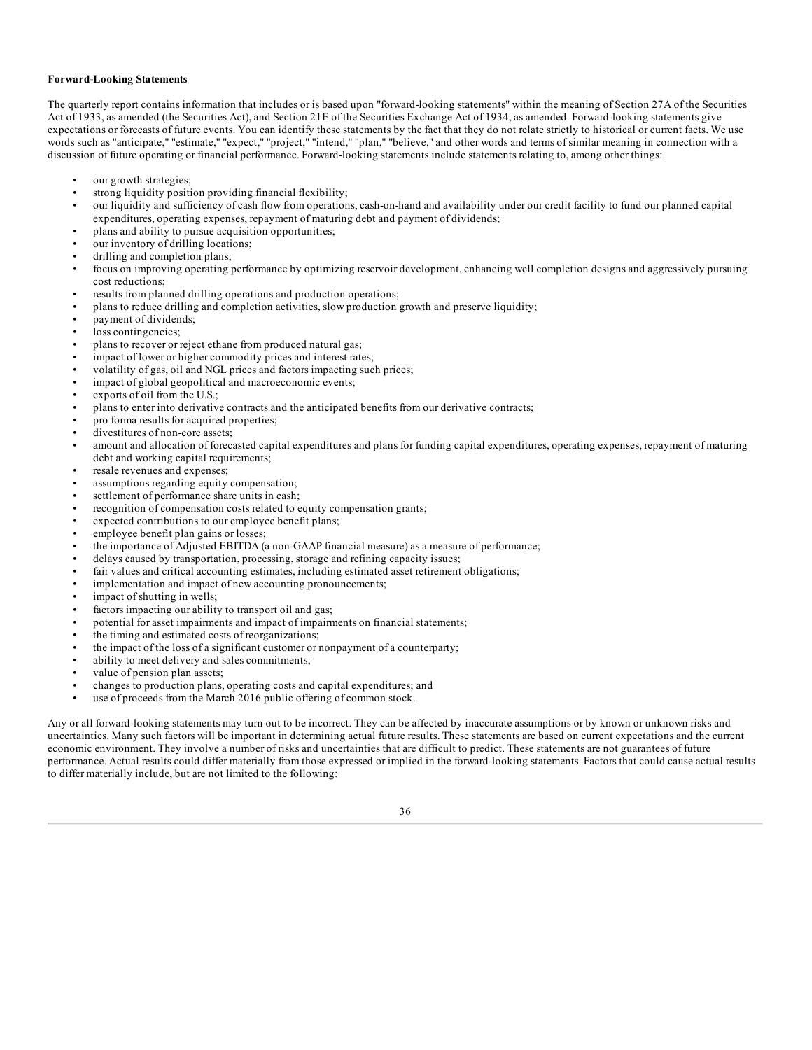**Forward-Looking Statements**

The quarterly report contains information that includes or is based upon "forward-looking statements" within the meaning of Section 27A of the Securities Act of 1933, as amended (the Securities Act), and Section 21E of the Securities Exchange Act of 1934, as amended. Forward-looking statements give expectations or forecasts of future events. You can identify these statements by the fact that they do not relate strictly to historical or current facts. We use words such as "anticipate," "estimate," "expect," "project," "intend," "plan," "believe," and other words and terms of similar meaning in connection with a discussion of future operating or financial performance. Forward-looking statements include statements relating to, among other things:

- our growth strategies;
- strong liquidity position providing financial flexibility;
- our liquidity and sufficiency of cash flow from operations, cash-on-hand and availability under our credit facility to fund our planned capital expenditures, operating expenses, repayment of maturing debt and payment of dividends;
- plans and ability to pursue acquisition opportunities;
- our inventory of drilling locations;
- drilling and completion plans;
- focus on improving operating performance by optimizing reservoir development, enhancing well completion designs and aggressively pursuing cost reductions;
- results from planned drilling operations and production operations;
- plans to reduce drilling and completion activities, slow production growth and preserve liquidity;
- payment of dividends;
- loss contingencies;
- plans to recover or reject ethane from produced natural gas;
- impact of lower or higher commodity prices and interest rates;
- volatility of gas, oil and NGL prices and factors impacting such prices;
- impact of global geopolitical and macroeconomic events;
- exports of oil from the U.S.;
- plans to enter into derivative contracts and the anticipated benefits from our derivative contracts;
- pro forma results for acquired properties;
- divestitures of non-core assets;
- amount and allocation of forecasted capital expenditures and plans for funding capital expenditures, operating expenses, repayment of maturing debt and working capital requirements;
- resale revenues and expenses;
- assumptions regarding equity compensation;
- settlement of performance share units in cash;
- recognition of compensation costs related to equity compensation grants;
- expected contributions to our employee benefit plans;
- employee benefit plan gains or losses;
- the importance of Adjusted EBITDA (a non-GAAP financial measure) as a measure of performance;
- delays caused by transportation, processing, storage and refining capacity issues;
- fair values and critical accounting estimates, including estimated asset retirement obligations;
- implementation and impact of new accounting pronouncements;
- impact of shutting in wells;
- factors impacting our ability to transport oil and gas;
- potential for asset impairments and impact of impairments on financial statements;
- the timing and estimated costs of reorganizations;
- the impact of the loss of a significant customer or nonpayment of a counterparty;
- ability to meet delivery and sales commitments;
- value of pension plan assets;
- changes to production plans, operating costs and capital expenditures; and
- use of proceeds from the March 2016 public offering of common stock.

Any or all forward-looking statements may turn out to be incorrect. They can be affected by inaccurate assumptions or by known or unknown risks and uncertainties. Many such factors will be important in determining actual future results. These statements are based on current expectations and the current economic environment. They involve a number of risks and uncertainties that are difficult to predict. These statements are not guarantees of future performance. Actual results could differ materially from those expressed or implied in the forward-looking statements. Factors that could cause actual results to differ materially include, but are not limited to the following: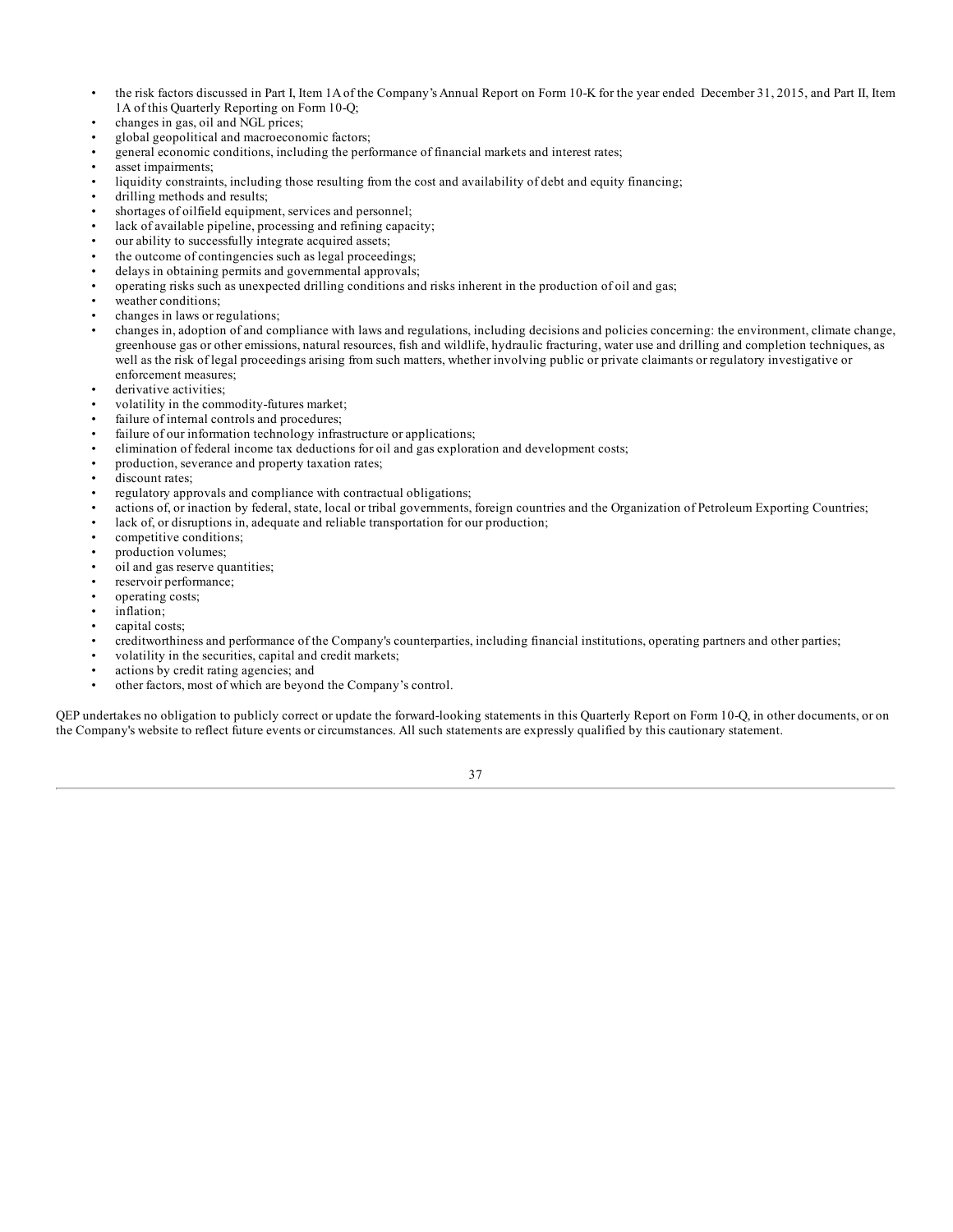- the risk factors discussed in Part I, Item 1A of the Company's Annual Report on Form 10-K for the year ended December 31, 2015, and Part II, Item 1A of this Quarterly Reporting on Form 10-Q;
- changes in gas, oil and NGL prices;
- global geopolitical and macroeconomic factors;
- general economic conditions, including the performance of financial markets and interest rates;
- asset impairments;
- liquidity constraints, including those resulting from the cost and availability of debt and equity financing;
- drilling methods and results;
- shortages of oilfield equipment, services and personnel;
- lack of available pipeline, processing and refining capacity;
- our ability to successfully integrate acquired assets;
- the outcome of contingencies such as legal proceedings;
- delays in obtaining permits and governmental approvals;
- operating risks such as unexpected drilling conditions and risks inherent in the production of oil and gas;
- weather conditions;
- changes in laws or regulations;
- changes in, adoption of and compliance with laws and regulations, including decisions and policies concerning: the environment, climate change, greenhouse gas or other emissions, natural resources, fish and wildlife, hydraulic fracturing, water use and drilling and completion techniques, as well as the risk of legal proceedings arising from such matters, whether involving public or private claimants or regulatory investigative or enforcement measures;
- derivative activities;
- volatility in the commodity-futures market;
- failure of internal controls and procedures;
- failure of our information technology infrastructure or applications;
- elimination of federal income tax deductions for oil and gas exploration and development costs;
- production, severance and property taxation rates;
- discount rates;
- regulatory approvals and compliance with contractual obligations;
- actions of, or inaction by federal, state, local or tribal governments, foreign countries and the Organization of Petroleum Exporting Countries;
- lack of, or disruptions in, adequate and reliable transportation for our production;
- competitive conditions;
- production volumes;
- oil and gas reserve quantities;
- reservoir performance;
- operating costs;
- inflation;
- capital costs;
- creditworthiness and performance of the Company's counterparties, including financial institutions, operating partners and other parties;
- volatility in the securities, capital and credit markets;
- actions by credit rating agencies; and
- other factors, most of which are beyond the Company's control.

QEP undertakes no obligation to publicly correct or update the forward-looking statements in this Quarterly Report on Form 10-Q, in other documents, or on the Company's website to reflect future events or circumstances. All such statements are expressly qualified by this cautionary statement.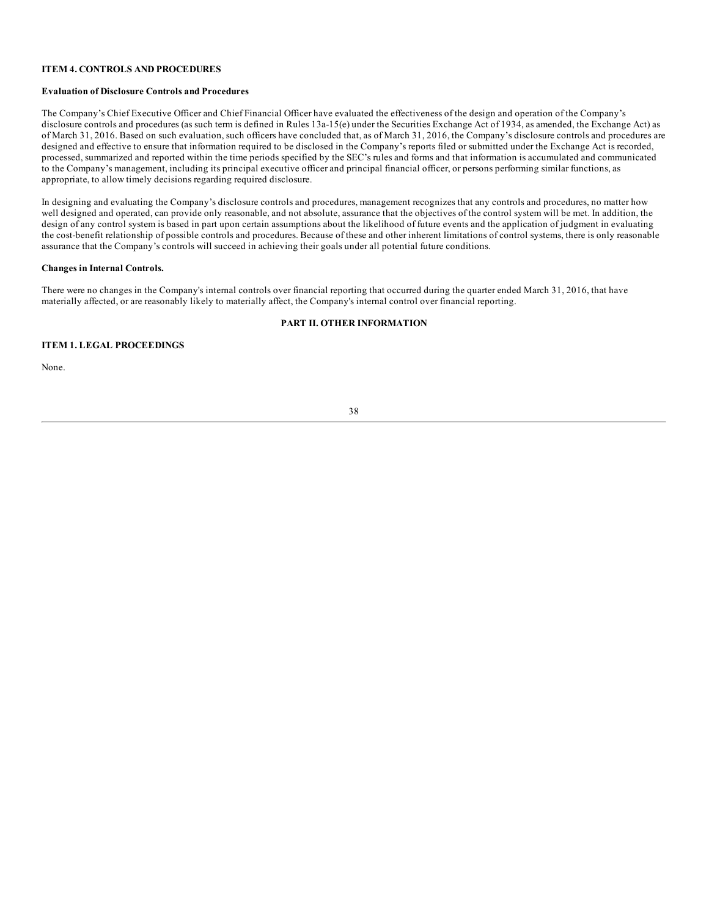## ITEM 4. CONTROLS AND PROCEDURES

### Evaluation of Disclosure Controls and Procedures

The Company's Chief Executive Officer and Chief Financial Officer have evaluated the effectiveness of the design and operation of the Company's disclosure controls and procedures (as such term is defined in Rules 13a-15(e) under the Securities Exchange Act of 1934, as amended, the Exchange Act) as of March 31, 2016. Based on such evaluation, such officers have concluded that, as of March 31, 2016, the Company's disclosure controls and procedures are designed and effective to ensure that information required to be disclosed in the Company's reports filed or submitted under the Exchange Act is recorded, processed, summarized and reported within the time periods specified by the SEC's rules and forms and that information is accumulated and communicated to the Company's management, including its principal executive officer and principal financial officer, or persons performing similar functions, as appropriate, to allow timely decisions regarding required disclosure.

In designing and evaluating the Company's disclosure controls and procedures, management recognizes that any controls and procedures, no matter how well designed and operated, can provide only reasonable, and not absolute, assurance that the objectives of the control system will be met. In addition, the design of any control system is based in part upon certain assumptions about the likelihood of future events and the application of judgment in evaluating the cost-benefit relationship of possible controls and procedures. Because of these and other inherent limitations of control systems, there is only reasonable assurance that the Company's controls will succeed in achieving their goals under all potential future conditions.

### Changes in Internal Controls.

There were no changes in the Company's internal controls over financial reporting that occurred during the quarter ended March 31, 2016, that have materially affected, or are reasonably likely to materially affect, the Company's internal control over financial reporting.

# PART II. OTHER INFORMATION

## ITEM 1. LEGAL PROCEEDINGS

None.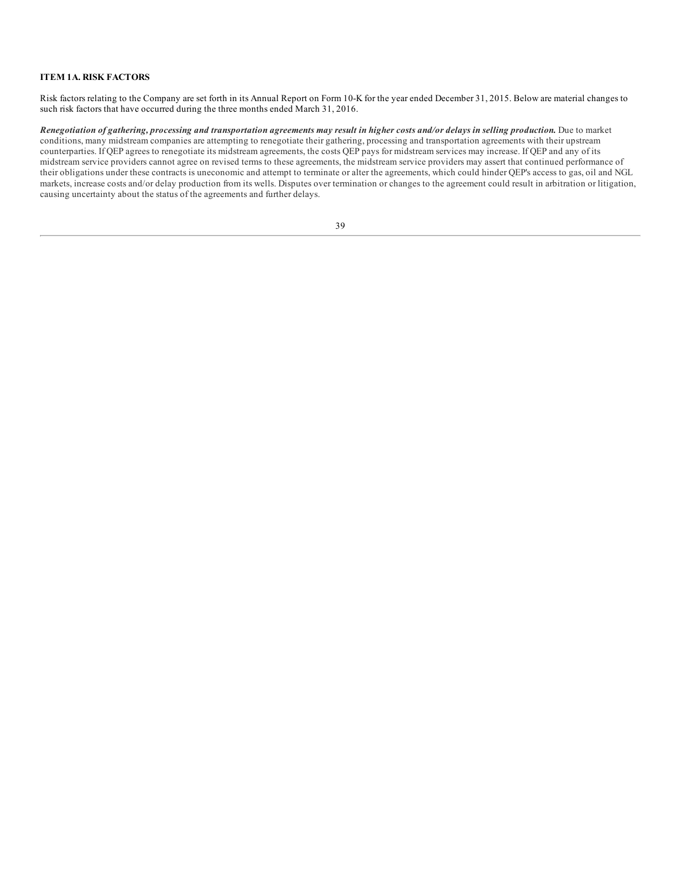**ITEM 1A. RISK FACTORS**

Risk factors relating to the Company are set forth in its Annual Report on Form 10-K for the year ended December 31, 2015. Below are material changes to such risk factors that have occurred during the three months ended March 31, 2016.

***Renegotiation of gathering, processing and transportation agreements may result in higher costs and/or delays in selling production.*** Due to market conditions, many midstream companies are attempting to renegotiate their gathering, processing and transportation agreements with their upstream counterparties. If QEP agrees to renegotiate its midstream agreements, the costs QEP pays for midstream services may increase. If QEP and any of its midstream service providers cannot agree on revised terms to these agreements, the midstream service providers may assert that continued performance of their obligations under these contracts is uneconomic and attempt to terminate or alter the agreements, which could hinder QEP's access to gas, oil and NGL markets, increase costs and/or delay production from its wells. Disputes over termination or changes to the agreement could result in arbitration or litigation, causing uncertainty about the status of the agreements and further delays.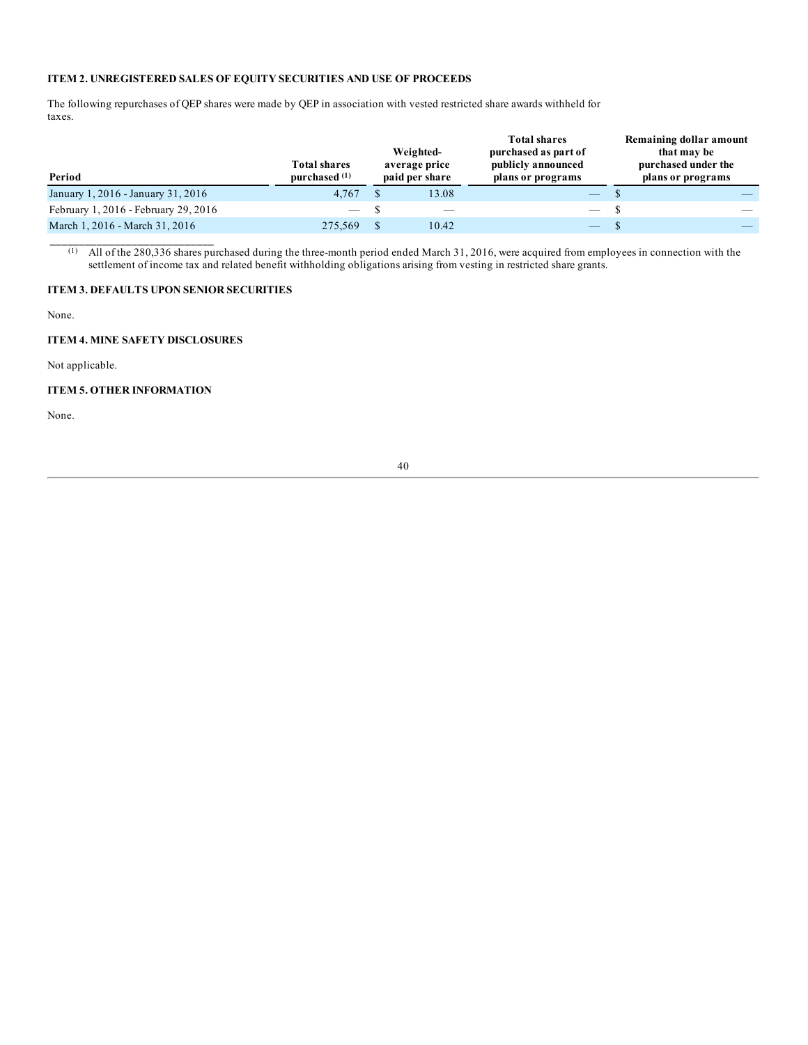### ITEM 2. UNREGISTERED SALES OF EQUITY SECURITIES AND USE OF PROCEEDS

The following repurchases of QEP shares were made by QEP in association with vested restricted share awards withheld for taxes.

| Period | Total shares purchased [1] | Weighted-average price paid per share | Total shares purchased as part of publicly announced plans or programs | Remaining dollar amount that may be purchased under the plans or programs |
|---|---|---|---|---|
| January 1, 2016 - January 31, 2016 | 4,767 | $ 13.08 | — | $ — |
| February 1, 2016 - February 29, 2016 | — | $ — | — | $ — |
| March 1, 2016 - March 31, 2016 | 275,569 | $ 10.42 | — | $ — |

[1] All of the 280,336 shares purchased during the three-month period ended March 31, 2016, were acquired from employees in connection with the settlement of income tax and related benefit withholding obligations arising from vesting in restricted share grants.

### ITEM 3. DEFAULTS UPON SENIOR SECURITIES

None.

### ITEM 4. MINE SAFETY DISCLOSURES

Not applicable.

### ITEM 5. OTHER INFORMATION

None.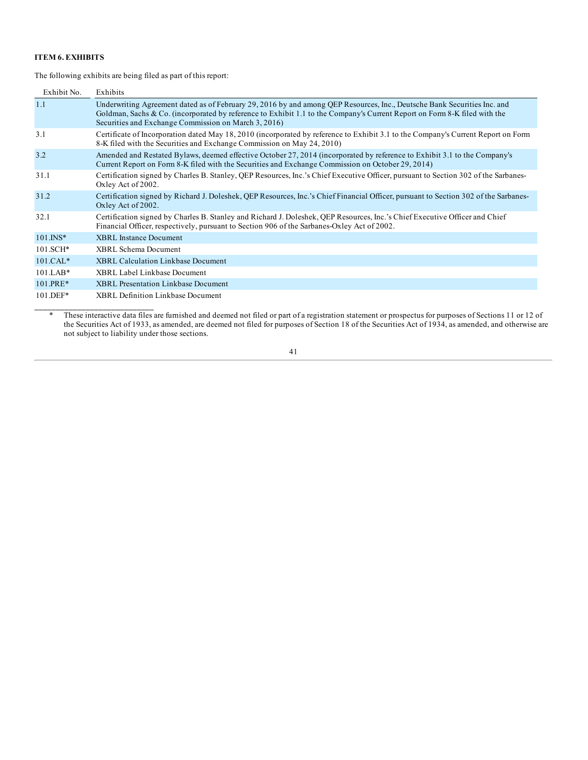## ITEM 6. EXHIBITS

The following exhibits are being filed as part of this report:

| Exhibit No. | Exhibits |
|---|---|
| 1.1 | Underwriting Agreement dated as of February 29, 2016 by and among QEP Resources, Inc., Deutsche Bank Securities Inc. and Goldman, Sachs & Co. (incorporated by reference to Exhibit 1.1 to the Company's Current Report on Form 8-K filed with the Securities and Exchange Commission on March 3, 2016) |
| 3.1 | Certificate of Incorporation dated May 18, 2010 (incorporated by reference to Exhibit 3.1 to the Company's Current Report on Form 8-K filed with the Securities and Exchange Commission on May 24, 2010) |
| 3.2 | Amended and Restated Bylaws, deemed effective October 27, 2014 (incorporated by reference to Exhibit 3.1 to the Company's Current Report on Form 8-K filed with the Securities and Exchange Commission on October 29, 2014) |
| 31.1 | Certification signed by Charles B. Stanley, QEP Resources, Inc.'s Chief Executive Officer, pursuant to Section 302 of the Sarbanes-Oxley Act of 2002. |
| 31.2 | Certification signed by Richard J. Doleshek, QEP Resources, Inc.'s Chief Financial Officer, pursuant to Section 302 of the Sarbanes-Oxley Act of 2002. |
| 32.1 | Certification signed by Charles B. Stanley and Richard J. Doleshek, QEP Resources, Inc.'s Chief Executive Officer and Chief Financial Officer, respectively, pursuant to Section 906 of the Sarbanes-Oxley Act of 2002. |
| 101.INS* | XBRL Instance Document |
| 101.SCH* | XBRL Schema Document |
| 101.CAL* | XBRL Calculation Linkbase Document |
| 101.LAB* | XBRL Label Linkbase Document |
| 101.PRE* | XBRL Presentation Linkbase Document |
| 101.DEF* | XBRL Definition Linkbase Document |

___________________________

\* These interactive data files are furnished and deemed not filed or part of a registration statement or prospectus for purposes of Sections 11 or 12 of the Securities Act of 1933, as amended, are deemed not filed for purposes of Section 18 of the Securities Act of 1934, as amended, and otherwise are not subject to liability under those sections.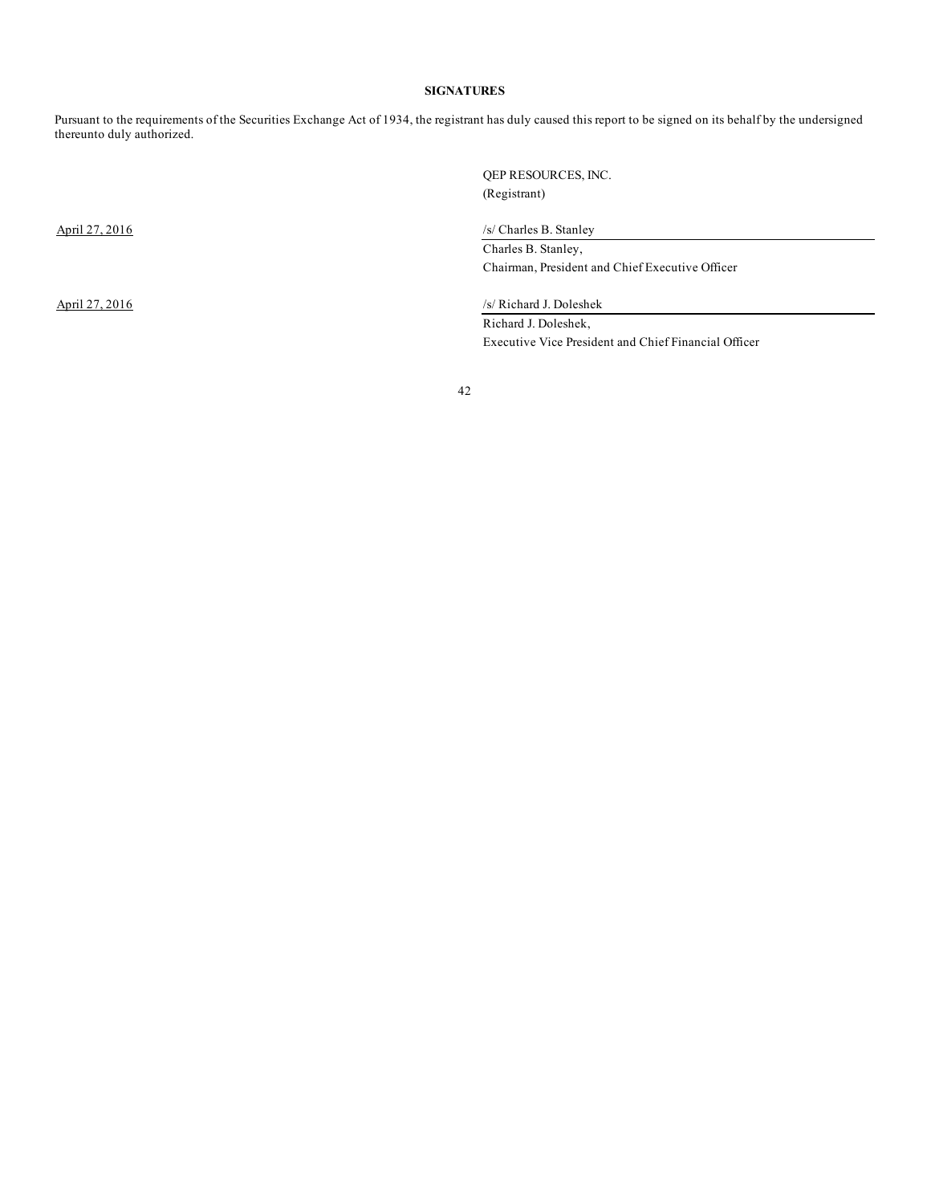**SIGNATURES**

Pursuant to the requirements of the Securities Exchange Act of 1934, the registrant has duly caused this report to be signed on its behalf by the undersigned thereunto duly authorized.

QEP RESOURCES, INC.
(Registrant)

| | |
|---|---|
| April 27, 2016 | /s/ Charles B. Stanley |
| | Charles B. Stanley, |
| | Chairman, President and Chief Executive Officer |
| | |
| April 27, 2016 | /s/ Richard J. Doleshek |
| | Richard J. Doleshek, |
| | Executive Vice President and Chief Financial Officer |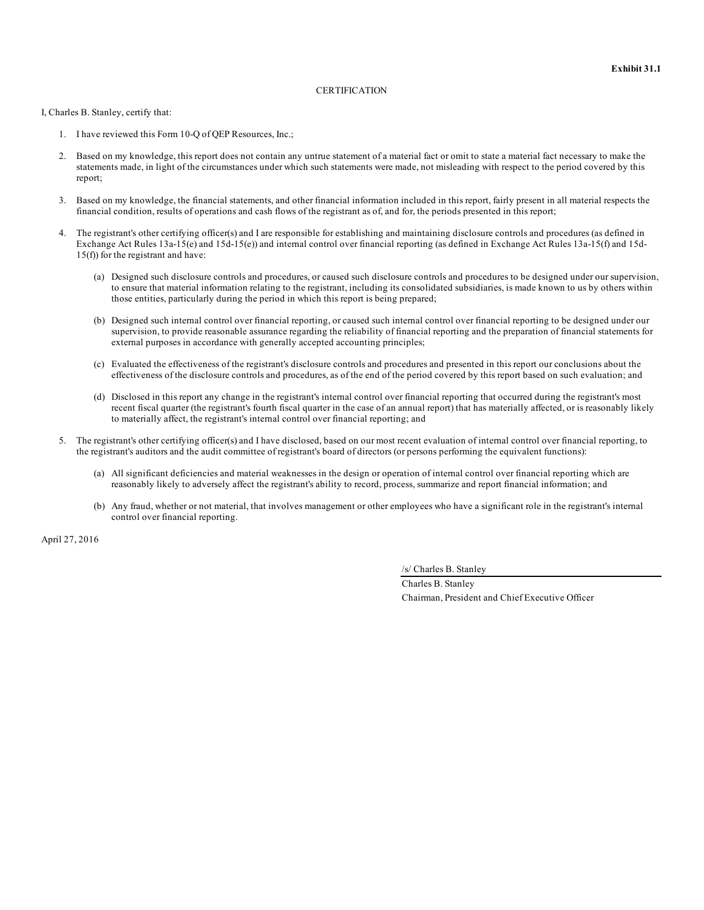**Exhibit 31.1**

CERTIFICATION

I, Charles B. Stanley, certify that:

1. I have reviewed this Form 10-Q of QEP Resources, Inc.;

2. Based on my knowledge, this report does not contain any untrue statement of a material fact or omit to state a material fact necessary to make the statements made, in light of the circumstances under which such statements were made, not misleading with respect to the period covered by this report;

3. Based on my knowledge, the financial statements, and other financial information included in this report, fairly present in all material respects the financial condition, results of operations and cash flows of the registrant as of, and for, the periods presented in this report;

4. The registrant's other certifying officer(s) and I are responsible for establishing and maintaining disclosure controls and procedures (as defined in Exchange Act Rules 13a-15(e) and 15d-15(e)) and internal control over financial reporting (as defined in Exchange Act Rules 13a-15(f) and 15d-15(f)) for the registrant and have:

   (a) Designed such disclosure controls and procedures, or caused such disclosure controls and procedures to be designed under our supervision, to ensure that material information relating to the registrant, including its consolidated subsidiaries, is made known to us by others within those entities, particularly during the period in which this report is being prepared;

   (b) Designed such internal control over financial reporting, or caused such internal control over financial reporting to be designed under our supervision, to provide reasonable assurance regarding the reliability of financial reporting and the preparation of financial statements for external purposes in accordance with generally accepted accounting principles;

   (c) Evaluated the effectiveness of the registrant's disclosure controls and procedures and presented in this report our conclusions about the effectiveness of the disclosure controls and procedures, as of the end of the period covered by this report based on such evaluation; and

   (d) Disclosed in this report any change in the registrant's internal control over financial reporting that occurred during the registrant's most recent fiscal quarter (the registrant's fourth fiscal quarter in the case of an annual report) that has materially affected, or is reasonably likely to materially affect, the registrant's internal control over financial reporting; and

5. The registrant's other certifying officer(s) and I have disclosed, based on our most recent evaluation of internal control over financial reporting, to the registrant's auditors and the audit committee of registrant's board of directors (or persons performing the equivalent functions):

   (a) All significant deficiencies and material weaknesses in the design or operation of internal control over financial reporting which are reasonably likely to adversely affect the registrant's ability to record, process, summarize and report financial information; and

   (b) Any fraud, whether or not material, that involves management or other employees who have a significant role in the registrant's internal control over financial reporting.

April 27, 2016

/s/ Charles B. Stanley

Charles B. Stanley
Chairman, President and Chief Executive Officer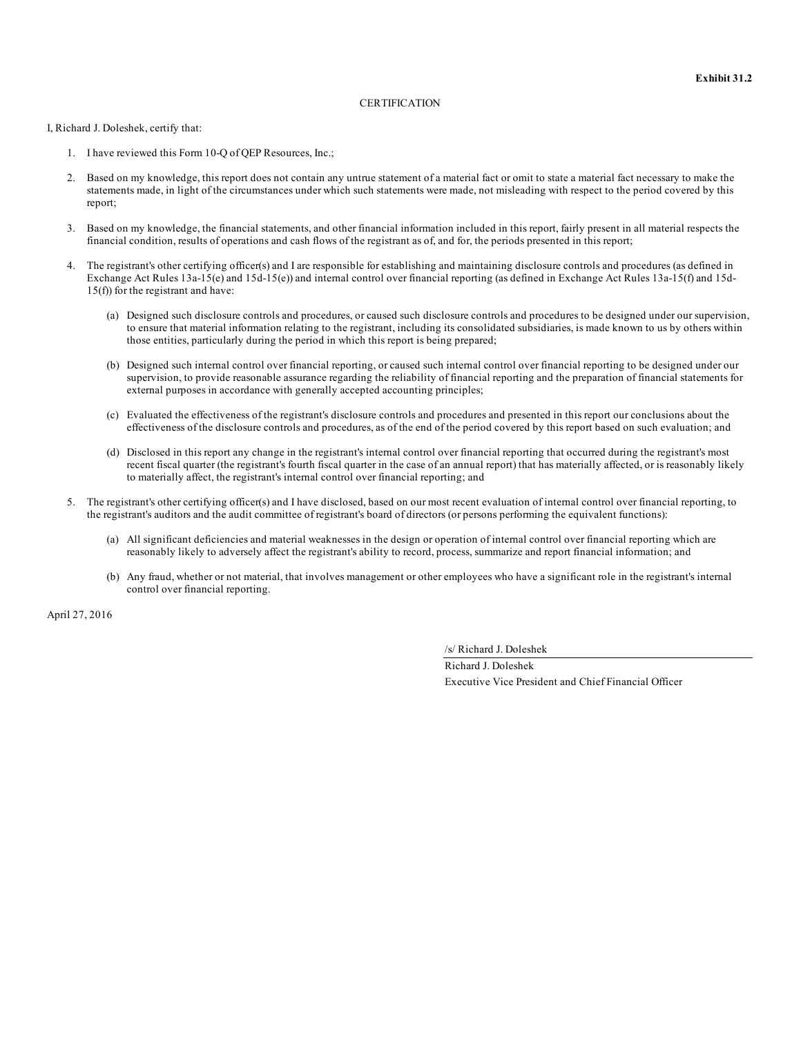**Exhibit 31.2**

CERTIFICATION

I, Richard J. Doleshek, certify that:

1. I have reviewed this Form 10-Q of QEP Resources, Inc.;

2. Based on my knowledge, this report does not contain any untrue statement of a material fact or omit to state a material fact necessary to make the statements made, in light of the circumstances under which such statements were made, not misleading with respect to the period covered by this report;

3. Based on my knowledge, the financial statements, and other financial information included in this report, fairly present in all material respects the financial condition, results of operations and cash flows of the registrant as of, and for, the periods presented in this report;

4. The registrant's other certifying officer(s) and I are responsible for establishing and maintaining disclosure controls and procedures (as defined in Exchange Act Rules 13a-15(e) and 15d-15(e)) and internal control over financial reporting (as defined in Exchange Act Rules 13a-15(f) and 15d-15(f)) for the registrant and have:

   (a) Designed such disclosure controls and procedures, or caused such disclosure controls and procedures to be designed under our supervision, to ensure that material information relating to the registrant, including its consolidated subsidiaries, is made known to us by others within those entities, particularly during the period in which this report is being prepared;

   (b) Designed such internal control over financial reporting, or caused such internal control over financial reporting to be designed under our supervision, to provide reasonable assurance regarding the reliability of financial reporting and the preparation of financial statements for external purposes in accordance with generally accepted accounting principles;

   (c) Evaluated the effectiveness of the registrant's disclosure controls and procedures and presented in this report our conclusions about the effectiveness of the disclosure controls and procedures, as of the end of the period covered by this report based on such evaluation; and

   (d) Disclosed in this report any change in the registrant's internal control over financial reporting that occurred during the registrant's most recent fiscal quarter (the registrant's fourth fiscal quarter in the case of an annual report) that has materially affected, or is reasonably likely to materially affect, the registrant's internal control over financial reporting; and

5. The registrant's other certifying officer(s) and I have disclosed, based on our most recent evaluation of internal control over financial reporting, to the registrant's auditors and the audit committee of registrant's board of directors (or persons performing the equivalent functions):

   (a) All significant deficiencies and material weaknesses in the design or operation of internal control over financial reporting which are reasonably likely to adversely affect the registrant's ability to record, process, summarize and report financial information; and

   (b) Any fraud, whether or not material, that involves management or other employees who have a significant role in the registrant's internal control over financial reporting.

April 27, 2016

/s/ Richard J. Doleshek

Richard J. Doleshek
Executive Vice President and Chief Financial Officer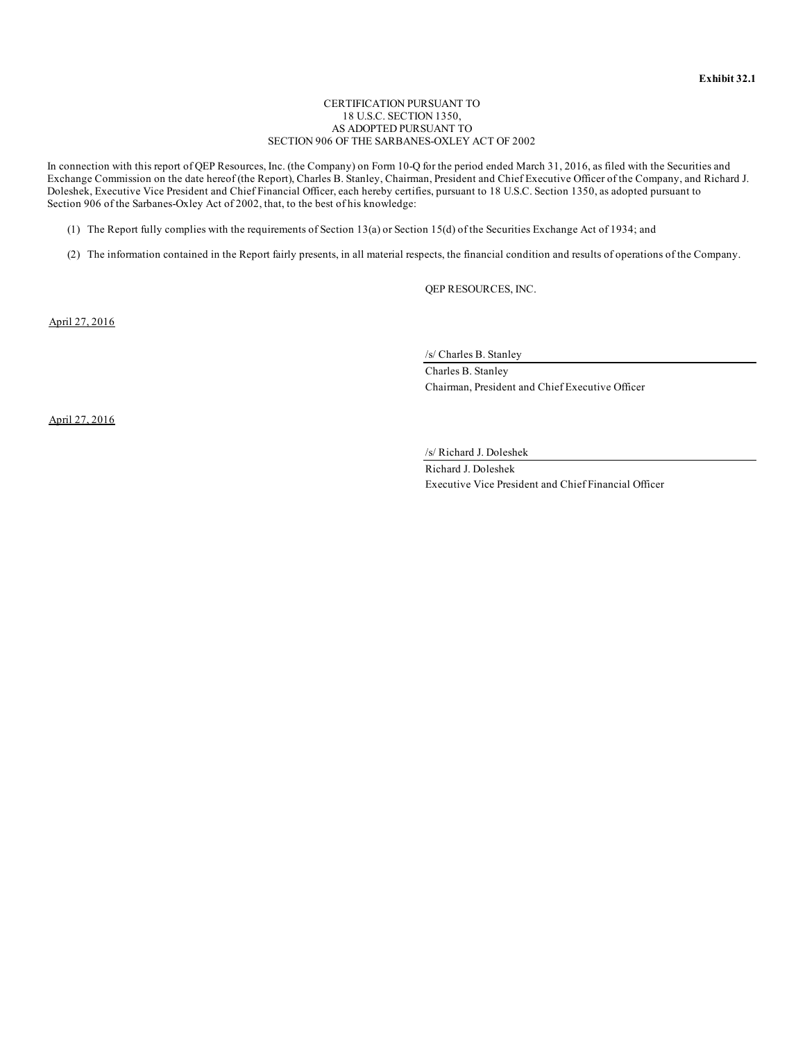**Exhibit 32.1**

CERTIFICATION PURSUANT TO
18 U.S.C. SECTION 1350,
AS ADOPTED PURSUANT TO
SECTION 906 OF THE SARBANES-OXLEY ACT OF 2002

In connection with this report of QEP Resources, Inc. (the Company) on Form 10-Q for the period ended March 31, 2016, as filed with the Securities and Exchange Commission on the date hereof (the Report), Charles B. Stanley, Chairman, President and Chief Executive Officer of the Company, and Richard J. Doleshek, Executive Vice President and Chief Financial Officer, each hereby certifies, pursuant to 18 U.S.C. Section 1350, as adopted pursuant to Section 906 of the Sarbanes-Oxley Act of 2002, that, to the best of his knowledge:

(1) The Report fully complies with the requirements of Section 13(a) or Section 15(d) of the Securities Exchange Act of 1934; and

(2) The information contained in the Report fairly presents, in all material respects, the financial condition and results of operations of the Company.

QEP RESOURCES, INC.

April 27, 2016

/s/ Charles B. Stanley
Charles B. Stanley
Chairman, President and Chief Executive Officer

April 27, 2016

/s/ Richard J. Doleshek
Richard J. Doleshek
Executive Vice President and Chief Financial Officer